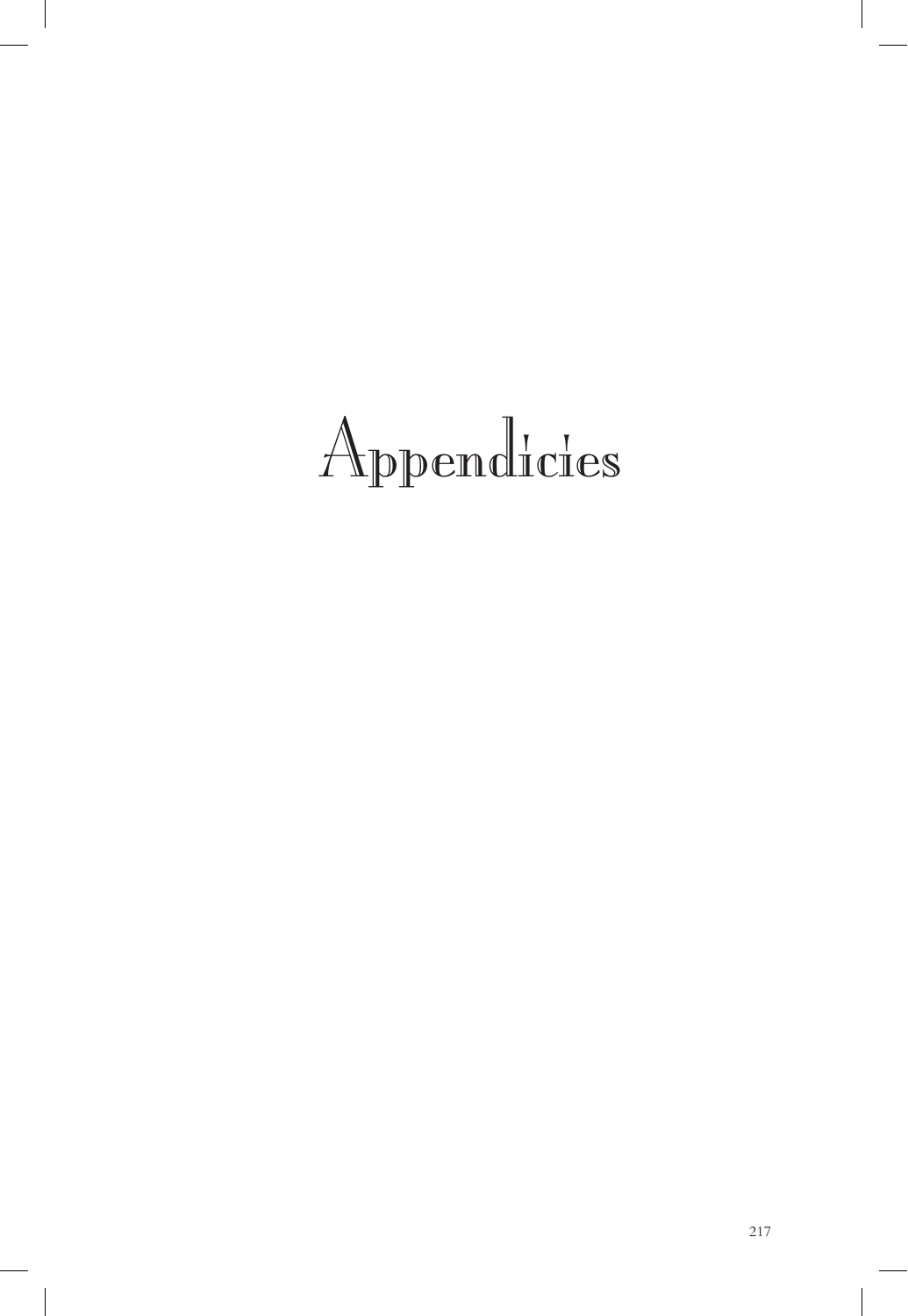# Appendicies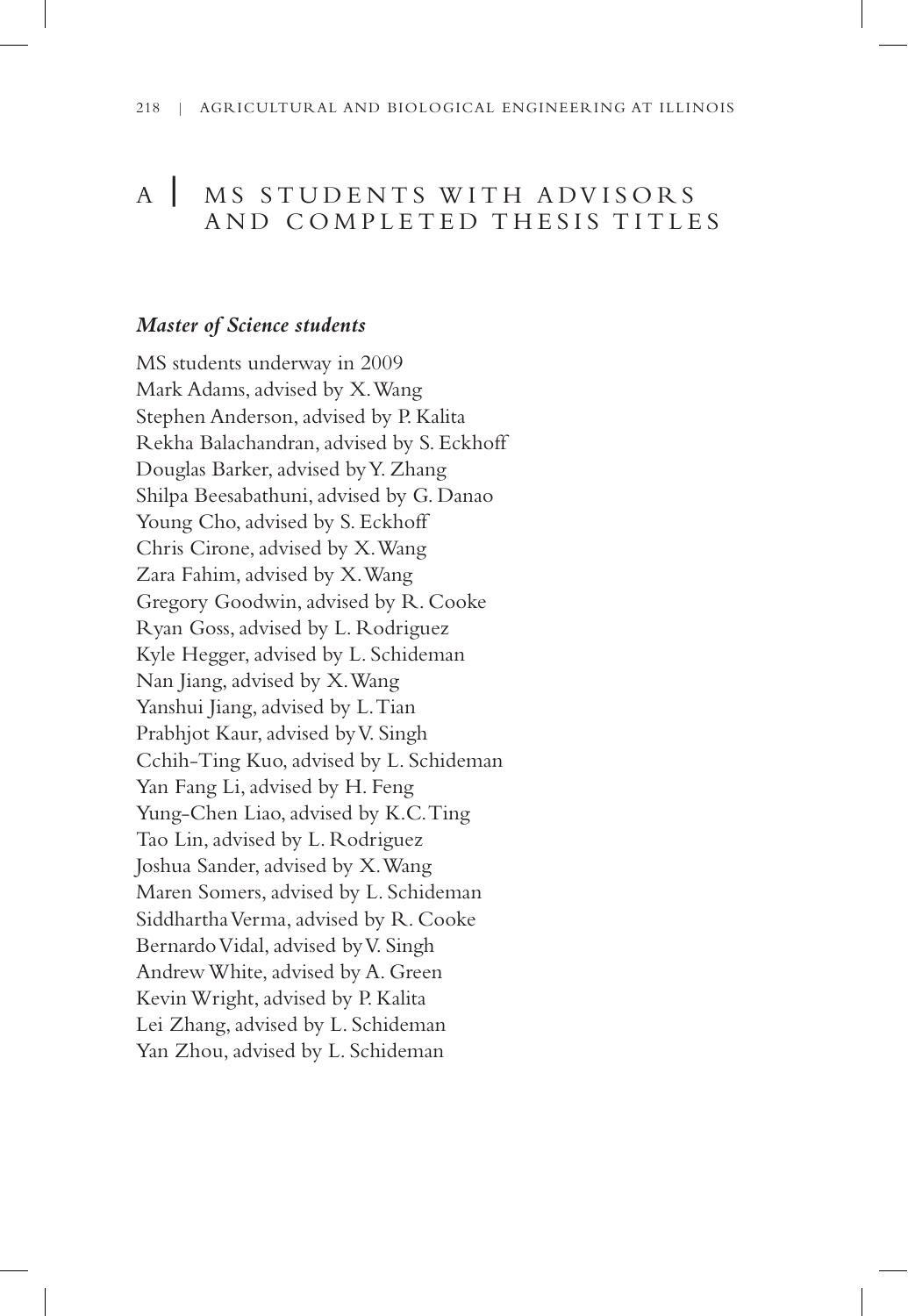# A | MS STUDENTS WITH ADVISORS AND COMPLETED THESIS TITLES

### *Master of Science students*

MS students underway in 2009

Mark Adams, advised by X. Wang
Stephen Anderson, advised by P. Kalita
Rekha Balachandran, advised by S. Eckhoff
Douglas Barker, advised by Y. Zhang
Shilpa Beesabathuni, advised by G. Danao
Young Cho, advised by S. Eckhoff
Chris Cirone, advised by X. Wang
Zara Fahim, advised by X. Wang
Gregory Goodwin, advised by R. Cooke
Ryan Goss, advised by L. Rodriguez
Kyle Hegger, advised by L. Schideman
Nan Jiang, advised by X. Wang
Yanshui Jiang, advised by L. Tian
Prabhjot Kaur, advised by V. Singh
Cchih-Ting Kuo, advised by L. Schideman
Yan Fang Li, advised by H. Feng
Yung-Chen Liao, advised by K.C. Ting
Tao Lin, advised by L. Rodriguez
Joshua Sander, advised by X. Wang
Maren Somers, advised by L. Schideman
Siddhartha Verma, advised by R. Cooke
Bernardo Vidal, advised by V. Singh
Andrew White, advised by A. Green
Kevin Wright, advised by P. Kalita
Lei Zhang, advised by L. Schideman
Yan Zhou, advised by L. Schideman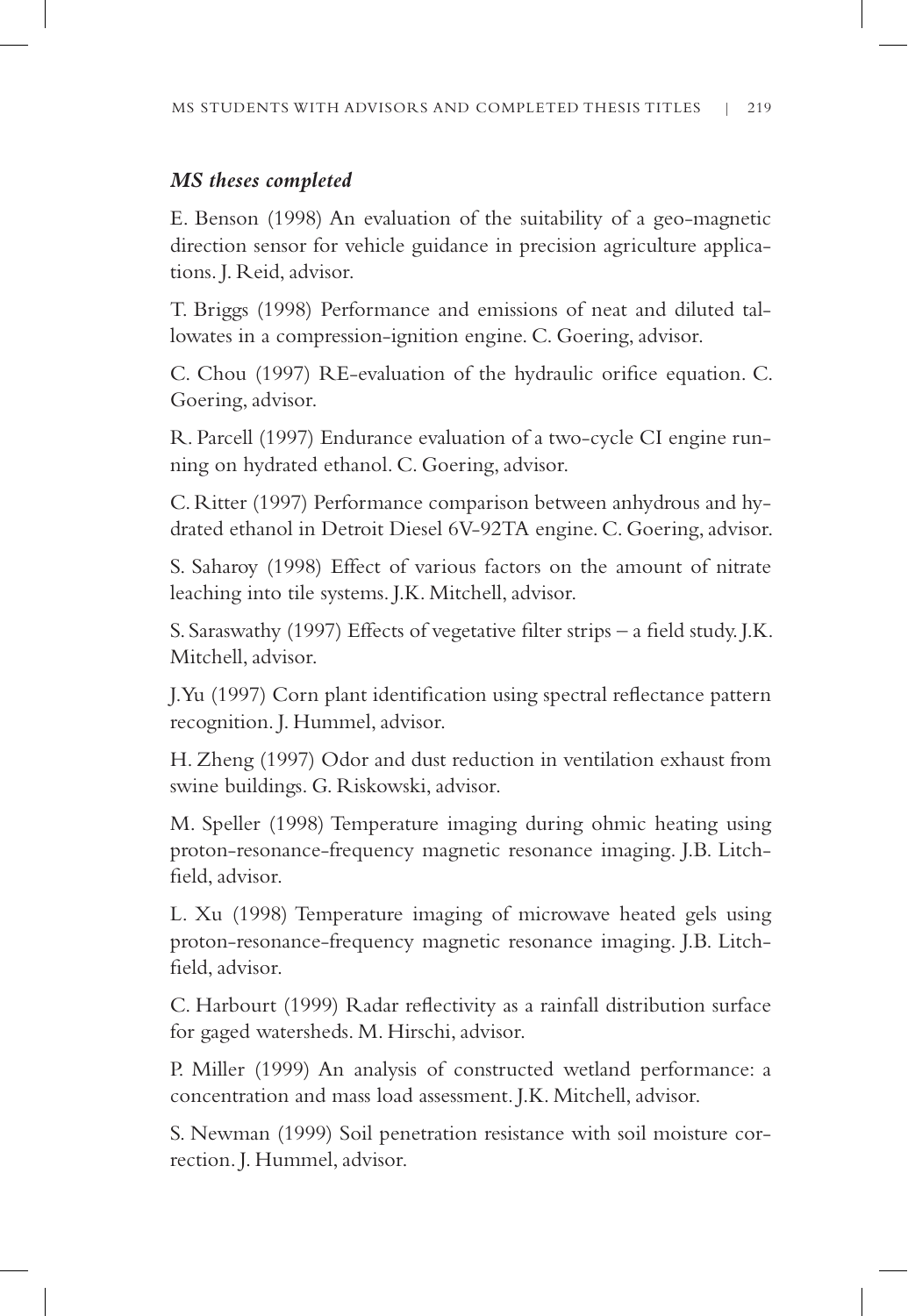### *MS theses completed*

E. Benson (1998) An evaluation of the suitability of a geo-magnetic direction sensor for vehicle guidance in precision agriculture applications. J. Reid, advisor.

T. Briggs (1998) Performance and emissions of neat and diluted tallowates in a compression-ignition engine. C. Goering, advisor.

C. Chou (1997) RE-evaluation of the hydraulic orifice equation. C. Goering, advisor.

R. Parcell (1997) Endurance evaluation of a two-cycle CI engine running on hydrated ethanol. C. Goering, advisor.

C. Ritter (1997) Performance comparison between anhydrous and hydrated ethanol in Detroit Diesel 6V-92TA engine. C. Goering, advisor.

S. Saharoy (1998) Effect of various factors on the amount of nitrate leaching into tile systems. J.K. Mitchell, advisor.

S. Saraswathy (1997) Effects of vegetative filter strips – a field study. J.K. Mitchell, advisor.

J. Yu (1997) Corn plant identification using spectral reflectance pattern recognition. J. Hummel, advisor.

H. Zheng (1997) Odor and dust reduction in ventilation exhaust from swine buildings. G. Riskowski, advisor.

M. Speller (1998) Temperature imaging during ohmic heating using proton-resonance-frequency magnetic resonance imaging. J.B. Litchfield, advisor.

L. Xu (1998) Temperature imaging of microwave heated gels using proton-resonance-frequency magnetic resonance imaging. J.B. Litchfield, advisor.

C. Harbourt (1999) Radar reflectivity as a rainfall distribution surface for gaged watersheds. M. Hirschi, advisor.

P. Miller (1999) An analysis of constructed wetland performance: a concentration and mass load assessment. J.K. Mitchell, advisor.

S. Newman (1999) Soil penetration resistance with soil moisture correction. J. Hummel, advisor.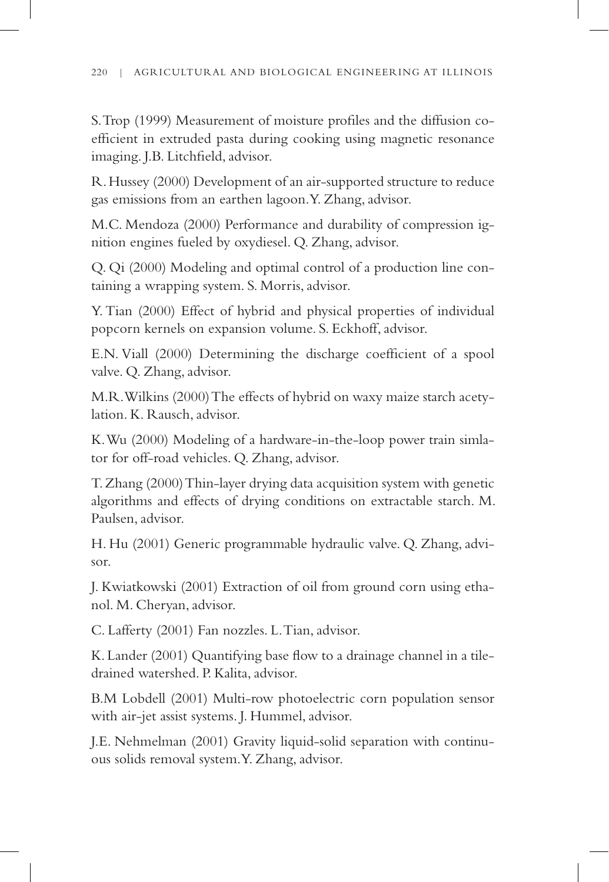S. Trop (1999) Measurement of moisture profiles and the diffusion coefficient in extruded pasta during cooking using magnetic resonance imaging. J.B. Litchfield, advisor.

R. Hussey (2000) Development of an air-supported structure to reduce gas emissions from an earthen lagoon. Y. Zhang, advisor.

M.C. Mendoza (2000) Performance and durability of compression ignition engines fueled by oxydiesel. Q. Zhang, advisor.

Q. Qi (2000) Modeling and optimal control of a production line containing a wrapping system. S. Morris, advisor.

Y. Tian (2000) Effect of hybrid and physical properties of individual popcorn kernels on expansion volume. S. Eckhoff, advisor.

E.N. Viall (2000) Determining the discharge coefficient of a spool valve. Q. Zhang, advisor.

M.R. Wilkins (2000) The effects of hybrid on waxy maize starch acetylation. K. Rausch, advisor.

K. Wu (2000) Modeling of a hardware-in-the-loop power train simlator for off-road vehicles. Q. Zhang, advisor.

T. Zhang (2000) Thin-layer drying data acquisition system with genetic algorithms and effects of drying conditions on extractable starch. M. Paulsen, advisor.

H. Hu (2001) Generic programmable hydraulic valve. Q. Zhang, advisor.

J. Kwiatkowski (2001) Extraction of oil from ground corn using ethanol. M. Cheryan, advisor.

C. Lafferty (2001) Fan nozzles. L. Tian, advisor.

K. Lander (2001) Quantifying base flow to a drainage channel in a tile-drained watershed. P. Kalita, advisor.

B.M Lobdell (2001) Multi-row photoelectric corn population sensor with air-jet assist systems. J. Hummel, advisor.

J.E. Nehmelman (2001) Gravity liquid-solid separation with continuous solids removal system. Y. Zhang, advisor.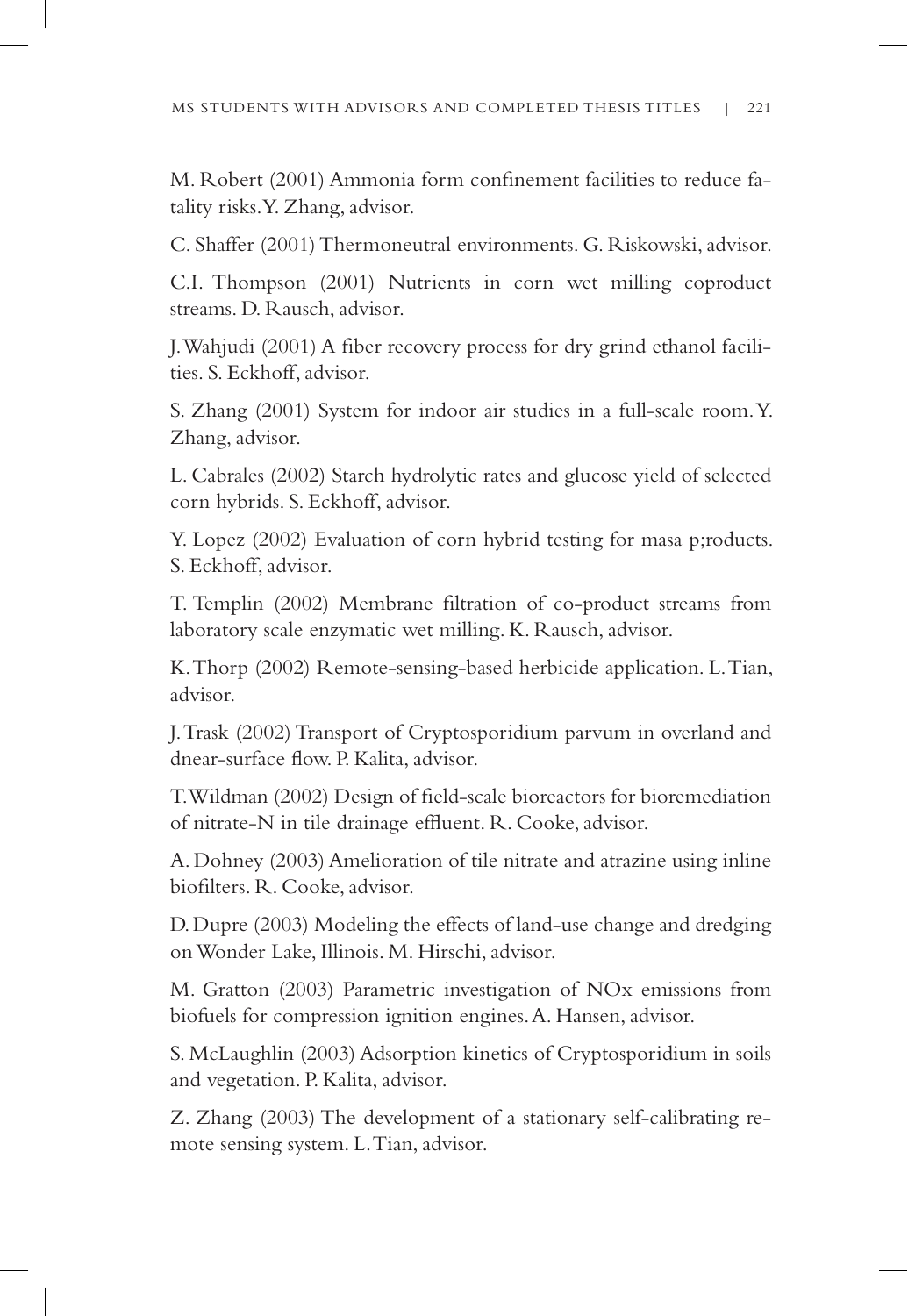M. Robert (2001) Ammonia form confinement facilities to reduce fatality risks. Y. Zhang, advisor.

C. Shaffer (2001) Thermoneutral environments. G. Riskowski, advisor.

C.I. Thompson (2001) Nutrients in corn wet milling coproduct streams. D. Rausch, advisor.

J. Wahjudi (2001) A fiber recovery process for dry grind ethanol facilities. S. Eckhoff, advisor.

S. Zhang (2001) System for indoor air studies in a full-scale room. Y. Zhang, advisor.

L. Cabrales (2002) Starch hydrolytic rates and glucose yield of selected corn hybrids. S. Eckhoff, advisor.

Y. Lopez (2002) Evaluation of corn hybrid testing for masa p;roducts. S. Eckhoff, advisor.

T. Templin (2002) Membrane filtration of co-product streams from laboratory scale enzymatic wet milling. K. Rausch, advisor.

K. Thorp (2002) Remote-sensing-based herbicide application. L. Tian, advisor.

J. Trask (2002) Transport of Cryptosporidium parvum in overland and dnear-surface flow. P. Kalita, advisor.

T. Wildman (2002) Design of field-scale bioreactors for bioremediation of nitrate-N in tile drainage effluent. R. Cooke, advisor.

A. Dohney (2003) Amelioration of tile nitrate and atrazine using inline biofilters. R. Cooke, advisor.

D. Dupre (2003) Modeling the effects of land-use change and dredging on Wonder Lake, Illinois. M. Hirschi, advisor.

M. Gratton (2003) Parametric investigation of NOx emissions from biofuels for compression ignition engines. A. Hansen, advisor.

S. McLaughlin (2003) Adsorption kinetics of Cryptosporidium in soils and vegetation. P. Kalita, advisor.

Z. Zhang (2003) The development of a stationary self-calibrating remote sensing system. L. Tian, advisor.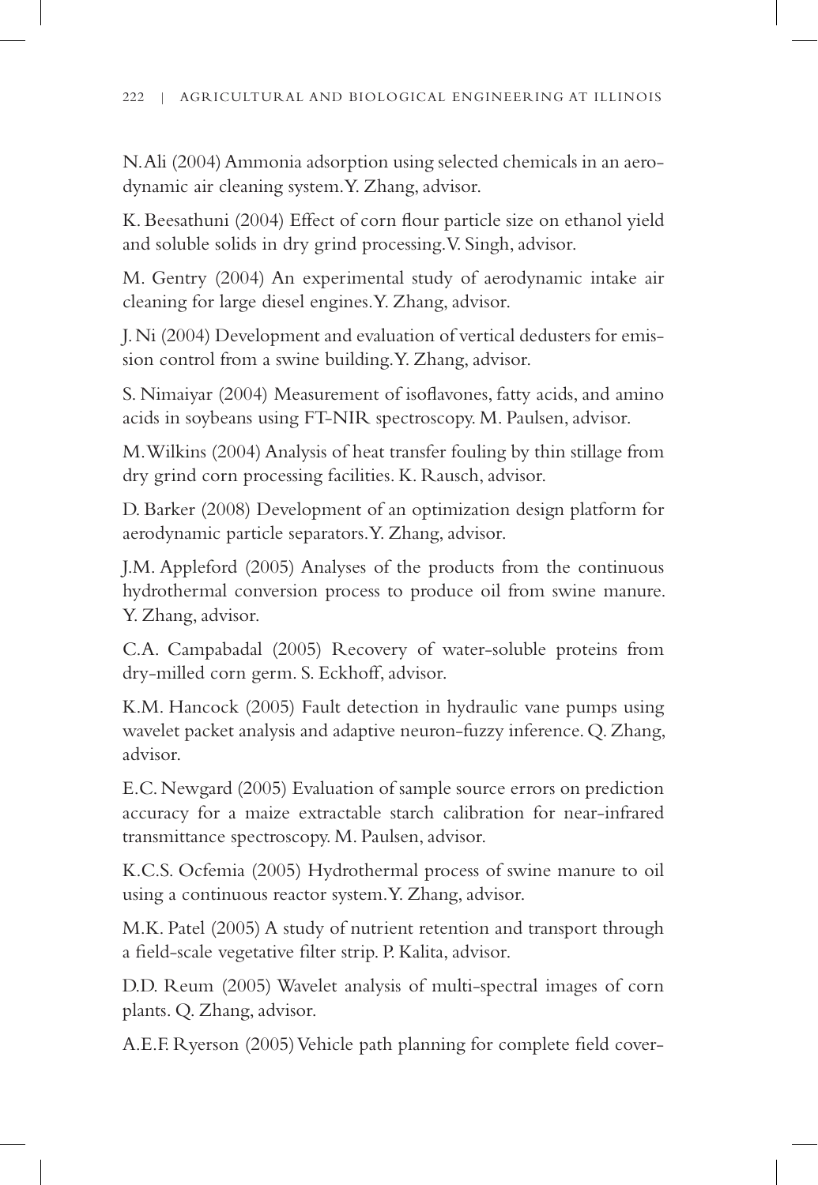N. Ali (2004) Ammonia adsorption using selected chemicals in an aerodynamic air cleaning system. Y. Zhang, advisor.

K. Beesathuni (2004) Effect of corn flour particle size on ethanol yield and soluble solids in dry grind processing. V. Singh, advisor.

M. Gentry (2004) An experimental study of aerodynamic intake air cleaning for large diesel engines. Y. Zhang, advisor.

J. Ni (2004) Development and evaluation of vertical dedusters for emission control from a swine building. Y. Zhang, advisor.

S. Nimaiyar (2004) Measurement of isoflavones, fatty acids, and amino acids in soybeans using FT-NIR spectroscopy. M. Paulsen, advisor.

M. Wilkins (2004) Analysis of heat transfer fouling by thin stillage from dry grind corn processing facilities. K. Rausch, advisor.

D. Barker (2008) Development of an optimization design platform for aerodynamic particle separators. Y. Zhang, advisor.

J.M. Appleford (2005) Analyses of the products from the continuous hydrothermal conversion process to produce oil from swine manure. Y. Zhang, advisor.

C.A. Campabadal (2005) Recovery of water-soluble proteins from dry-milled corn germ. S. Eckhoff, advisor.

K.M. Hancock (2005) Fault detection in hydraulic vane pumps using wavelet packet analysis and adaptive neuron-fuzzy inference. Q. Zhang, advisor.

E.C. Newgard (2005) Evaluation of sample source errors on prediction accuracy for a maize extractable starch calibration for near-infrared transmittance spectroscopy. M. Paulsen, advisor.

K.C.S. Ocfemia (2005) Hydrothermal process of swine manure to oil using a continuous reactor system. Y. Zhang, advisor.

M.K. Patel (2005) A study of nutrient retention and transport through a field-scale vegetative filter strip. P. Kalita, advisor.

D.D. Reum (2005) Wavelet analysis of multi-spectral images of corn plants. Q. Zhang, advisor.

A.E.F. Ryerson (2005) Vehicle path planning for complete field cover-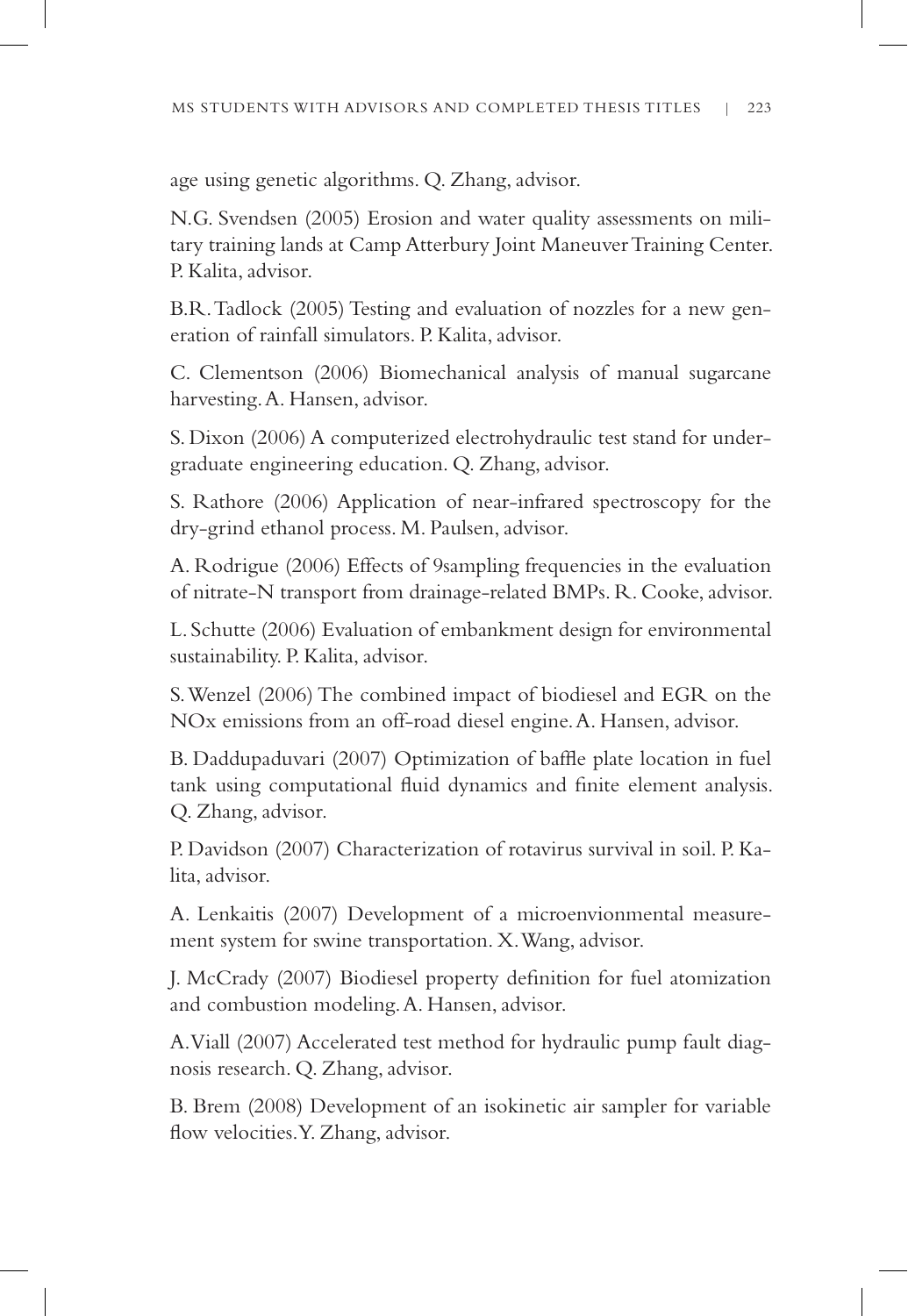age using genetic algorithms. Q. Zhang, advisor.

N.G. Svendsen (2005) Erosion and water quality assessments on military training lands at Camp Atterbury Joint Maneuver Training Center. P. Kalita, advisor.

B.R. Tadlock (2005) Testing and evaluation of nozzles for a new generation of rainfall simulators. P. Kalita, advisor.

C. Clementson (2006) Biomechanical analysis of manual sugarcane harvesting. A. Hansen, advisor.

S. Dixon (2006) A computerized electrohydraulic test stand for undergraduate engineering education. Q. Zhang, advisor.

S. Rathore (2006) Application of near-infrared spectroscopy for the dry-grind ethanol process. M. Paulsen, advisor.

A. Rodrigue (2006) Effects of 9sampling frequencies in the evaluation of nitrate-N transport from drainage-related BMPs. R. Cooke, advisor.

L. Schutte (2006) Evaluation of embankment design for environmental sustainability. P. Kalita, advisor.

S. Wenzel (2006) The combined impact of biodiesel and EGR on the NOx emissions from an off-road diesel engine. A. Hansen, advisor.

B. Daddupaduvari (2007) Optimization of baffle plate location in fuel tank using computational fluid dynamics and finite element analysis. Q. Zhang, advisor.

P. Davidson (2007) Characterization of rotavirus survival in soil. P. Kalita, advisor.

A. Lenkaitis (2007) Development of a microenvionmental measurement system for swine transportation. X. Wang, advisor.

J. McCrady (2007) Biodiesel property definition for fuel atomization and combustion modeling. A. Hansen, advisor.

A. Viall (2007) Accelerated test method for hydraulic pump fault diagnosis research. Q. Zhang, advisor.

B. Brem (2008) Development of an isokinetic air sampler for variable flow velocities. Y. Zhang, advisor.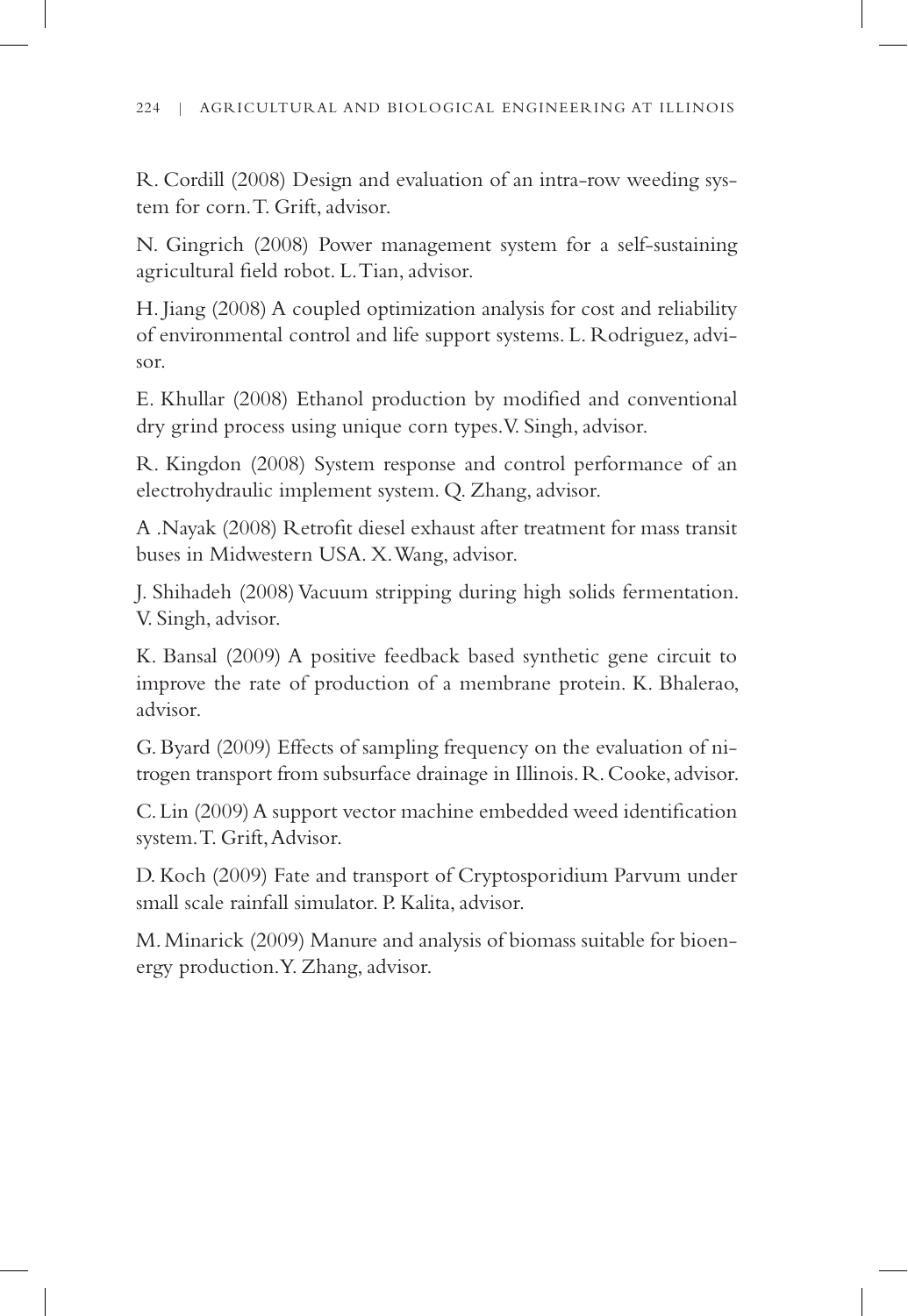R. Cordill (2008) Design and evaluation of an intra-row weeding system for corn. T. Grift, advisor.

N. Gingrich (2008) Power management system for a self-sustaining agricultural field robot. L. Tian, advisor.

H. Jiang (2008) A coupled optimization analysis for cost and reliability of environmental control and life support systems. L. Rodriguez, advisor.

E. Khullar (2008) Ethanol production by modified and conventional dry grind process using unique corn types. V. Singh, advisor.

R. Kingdon (2008) System response and control performance of an electrohydraulic implement system. Q. Zhang, advisor.

A .Nayak (2008) Retrofit diesel exhaust after treatment for mass transit buses in Midwestern USA. X. Wang, advisor.

J. Shihadeh (2008) Vacuum stripping during high solids fermentation. V. Singh, advisor.

K. Bansal (2009) A positive feedback based synthetic gene circuit to improve the rate of production of a membrane protein. K. Bhalerao, advisor.

G. Byard (2009) Effects of sampling frequency on the evaluation of nitrogen transport from subsurface drainage in Illinois. R. Cooke, advisor.

C. Lin (2009) A support vector machine embedded weed identification system. T. Grift, Advisor.

D. Koch (2009) Fate and transport of Cryptosporidium Parvum under small scale rainfall simulator. P. Kalita, advisor.

M. Minarick (2009) Manure and analysis of biomass suitable for bioenergy production. Y. Zhang, advisor.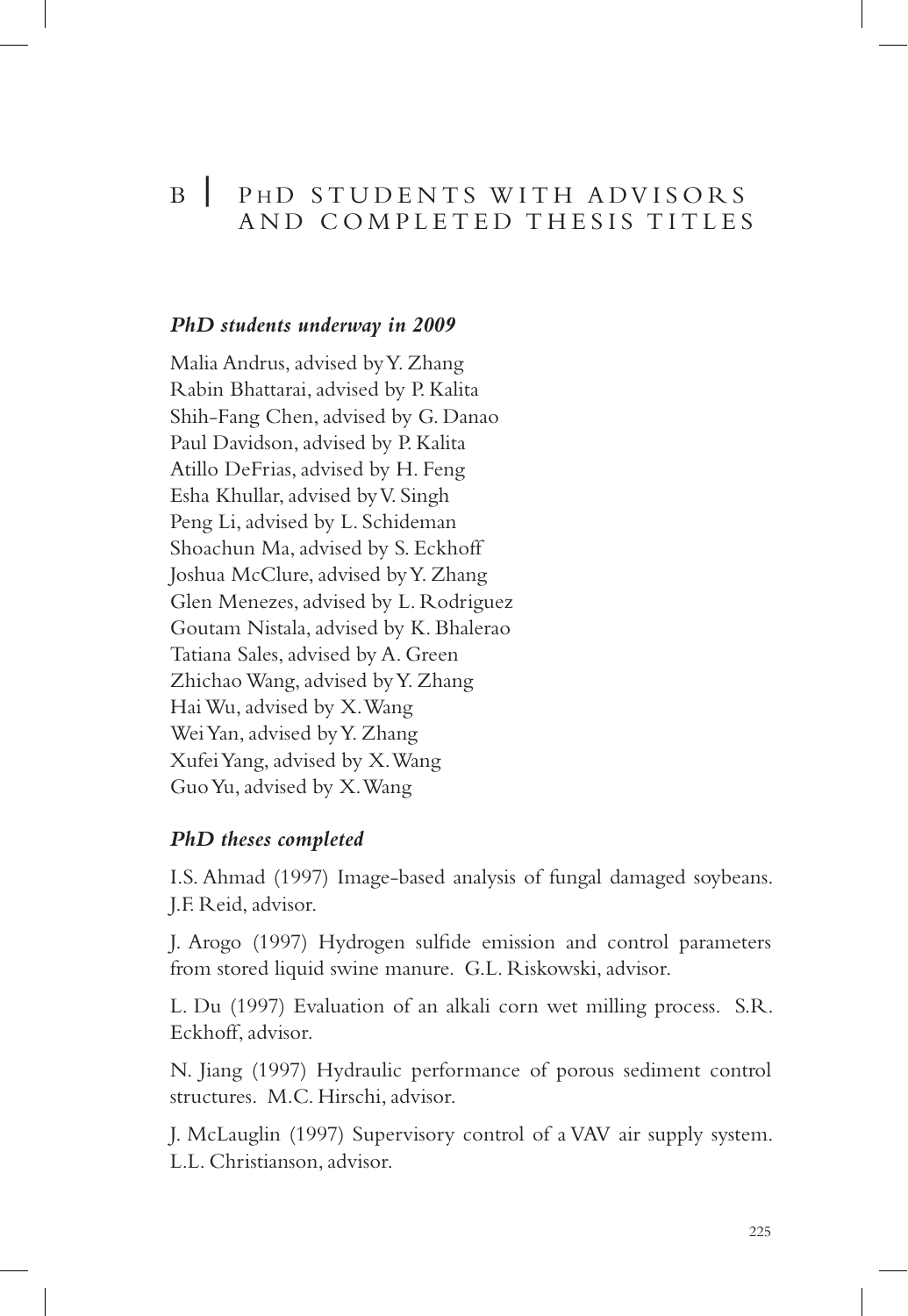# B | PhD Students with Advisors and Completed Thesis Titles

### *PhD students underway in 2009*

Malia Andrus, advised by Y. Zhang
Rabin Bhattarai, advised by P. Kalita
Shih-Fang Chen, advised by G. Danao
Paul Davidson, advised by P. Kalita
Atillo DeFrias, advised by H. Feng
Esha Khullar, advised by V. Singh
Peng Li, advised by L. Schideman
Shoachun Ma, advised by S. Eckhoff
Joshua McClure, advised by Y. Zhang
Glen Menezes, advised by L. Rodriguez
Goutam Nistala, advised by K. Bhalerao
Tatiana Sales, advised by A. Green
Zhichao Wang, advised by Y. Zhang
Hai Wu, advised by X. Wang
Wei Yan, advised by Y. Zhang
Xufei Yang, advised by X. Wang
Guo Yu, advised by X. Wang

### *PhD theses completed*

I.S. Ahmad (1997) Image-based analysis of fungal damaged soybeans. J.F. Reid, advisor.

J. Arogo (1997) Hydrogen sulfide emission and control parameters from stored liquid swine manure. G.L. Riskowski, advisor.

L. Du (1997) Evaluation of an alkali corn wet milling process. S.R. Eckhoff, advisor.

N. Jiang (1997) Hydraulic performance of porous sediment control structures. M.C. Hirschi, advisor.

J. McLauglin (1997) Supervisory control of a VAV air supply system. L.L. Christianson, advisor.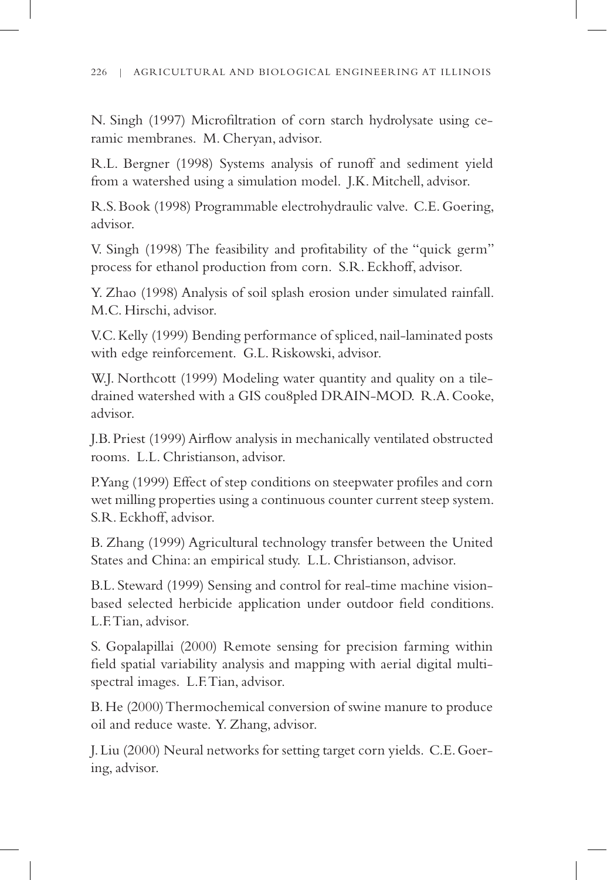N. Singh (1997) Microfiltration of corn starch hydrolysate using ceramic membranes. M. Cheryan, advisor.

R.L. Bergner (1998) Systems analysis of runoff and sediment yield from a watershed using a simulation model. J.K. Mitchell, advisor.

R.S. Book (1998) Programmable electrohydraulic valve. C.E. Goering, advisor.

V. Singh (1998) The feasibility and profitability of the "quick germ" process for ethanol production from corn. S.R. Eckhoff, advisor.

Y. Zhao (1998) Analysis of soil splash erosion under simulated rainfall. M.C. Hirschi, advisor.

V.C. Kelly (1999) Bending performance of spliced, nail-laminated posts with edge reinforcement. G.L. Riskowski, advisor.

W.J. Northcott (1999) Modeling water quantity and quality on a tile-drained watershed with a GIS cou8pled DRAIN-MOD. R.A. Cooke, advisor.

J.B. Priest (1999) Airflow analysis in mechanically ventilated obstructed rooms. L.L. Christianson, advisor.

P.Yang (1999) Effect of step conditions on steepwater profiles and corn wet milling properties using a continuous counter current steep system. S.R. Eckhoff, advisor.

B. Zhang (1999) Agricultural technology transfer between the United States and China: an empirical study. L.L. Christianson, advisor.

B.L. Steward (1999) Sensing and control for real-time machine vision-based selected herbicide application under outdoor field conditions. L.F. Tian, advisor.

S. Gopalapillai (2000) Remote sensing for precision farming within field spatial variability analysis and mapping with aerial digital multi-spectral images. L.F. Tian, advisor.

B. He (2000) Thermochemical conversion of swine manure to produce oil and reduce waste. Y. Zhang, advisor.

J. Liu (2000) Neural networks for setting target corn yields. C.E. Goering, advisor.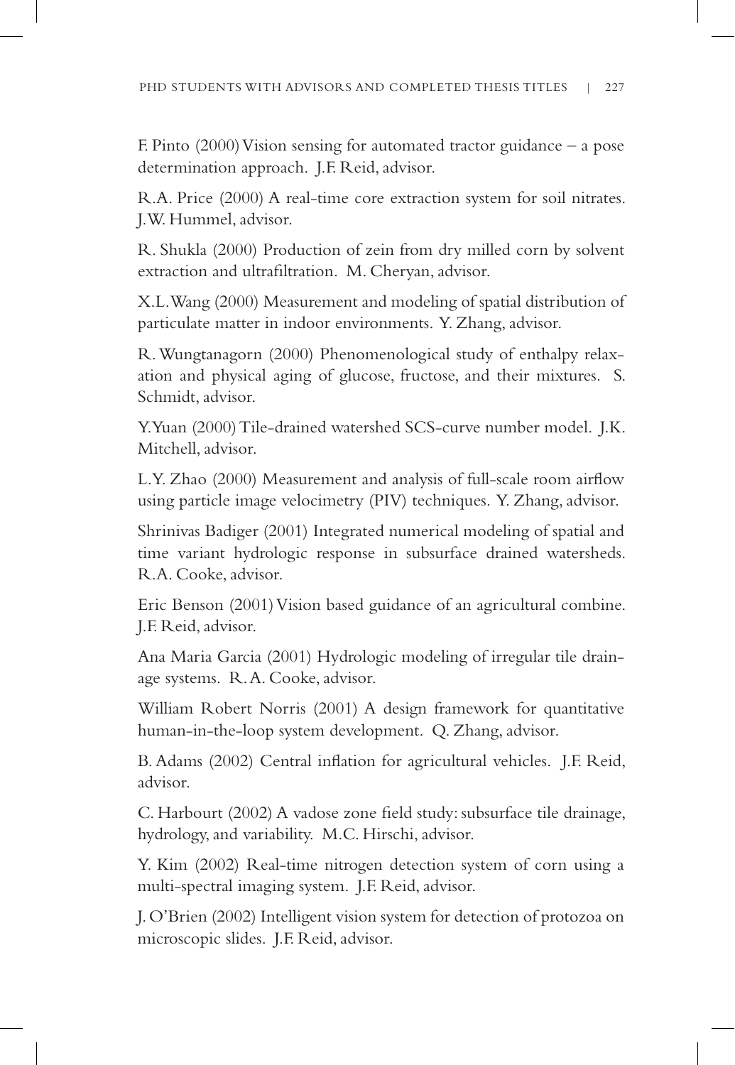F. Pinto (2000) Vision sensing for automated tractor guidance – a pose determination approach. J.F. Reid, advisor.

R.A. Price (2000) A real-time core extraction system for soil nitrates. J.W. Hummel, advisor.

R. Shukla (2000) Production of zein from dry milled corn by solvent extraction and ultrafiltration. M. Cheryan, advisor.

X.L. Wang (2000) Measurement and modeling of spatial distribution of particulate matter in indoor environments. Y. Zhang, advisor.

R. Wungtanagorn (2000) Phenomenological study of enthalpy relaxation and physical aging of glucose, fructose, and their mixtures. S. Schmidt, advisor.

Y. Yuan (2000) Tile-drained watershed SCS-curve number model. J.K. Mitchell, advisor.

L.Y. Zhao (2000) Measurement and analysis of full-scale room airflow using particle image velocimetry (PIV) techniques. Y. Zhang, advisor.

Shrinivas Badiger (2001) Integrated numerical modeling of spatial and time variant hydrologic response in subsurface drained watersheds. R.A. Cooke, advisor.

Eric Benson (2001) Vision based guidance of an agricultural combine. J.F. Reid, advisor.

Ana Maria Garcia (2001) Hydrologic modeling of irregular tile drainage systems. R. A. Cooke, advisor.

William Robert Norris (2001) A design framework for quantitative human-in-the-loop system development. Q. Zhang, advisor.

B. Adams (2002) Central inflation for agricultural vehicles. J.F. Reid, advisor.

C. Harbourt (2002) A vadose zone field study: subsurface tile drainage, hydrology, and variability. M.C. Hirschi, advisor.

Y. Kim (2002) Real-time nitrogen detection system of corn using a multi-spectral imaging system. J.F. Reid, advisor.

J. O'Brien (2002) Intelligent vision system for detection of protozoa on microscopic slides. J.F. Reid, advisor.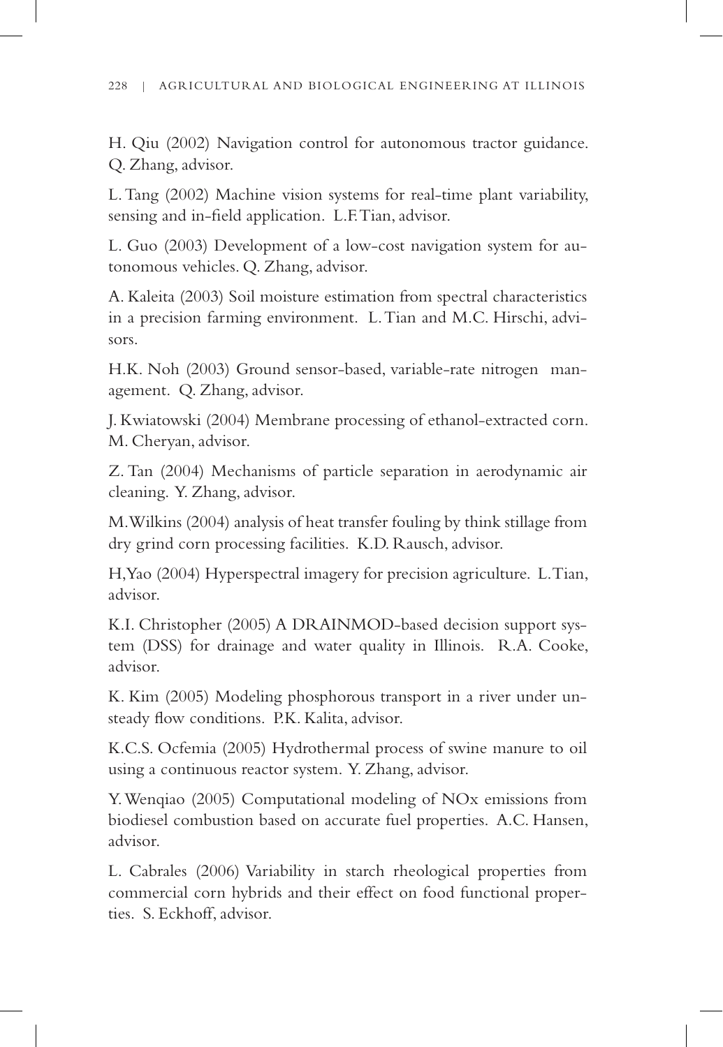H. Qiu (2002) Navigation control for autonomous tractor guidance. Q. Zhang, advisor.

L. Tang (2002) Machine vision systems for real-time plant variability, sensing and in-field application. L.F. Tian, advisor.

L. Guo (2003) Development of a low-cost navigation system for autonomous vehicles. Q. Zhang, advisor.

A. Kaleita (2003) Soil moisture estimation from spectral characteristics in a precision farming environment. L. Tian and M.C. Hirschi, advisors.

H.K. Noh (2003) Ground sensor-based, variable-rate nitrogen management. Q. Zhang, advisor.

J. Kwiatowski (2004) Membrane processing of ethanol-extracted corn. M. Cheryan, advisor.

Z. Tan (2004) Mechanisms of particle separation in aerodynamic air cleaning. Y. Zhang, advisor.

M. Wilkins (2004) analysis of heat transfer fouling by think stillage from dry grind corn processing facilities. K.D. Rausch, advisor.

H, Yao (2004) Hyperspectral imagery for precision agriculture. L. Tian, advisor.

K.I. Christopher (2005) A DRAINMOD-based decision support system (DSS) for drainage and water quality in Illinois. R.A. Cooke, advisor.

K. Kim (2005) Modeling phosphorous transport in a river under unsteady flow conditions. P.K. Kalita, advisor.

K.C.S. Ocfemia (2005) Hydrothermal process of swine manure to oil using a continuous reactor system. Y. Zhang, advisor.

Y. Wenqiao (2005) Computational modeling of NOx emissions from biodiesel combustion based on accurate fuel properties. A.C. Hansen, advisor.

L. Cabrales (2006) Variability in starch rheological properties from commercial corn hybrids and their effect on food functional properties. S. Eckhoff, advisor.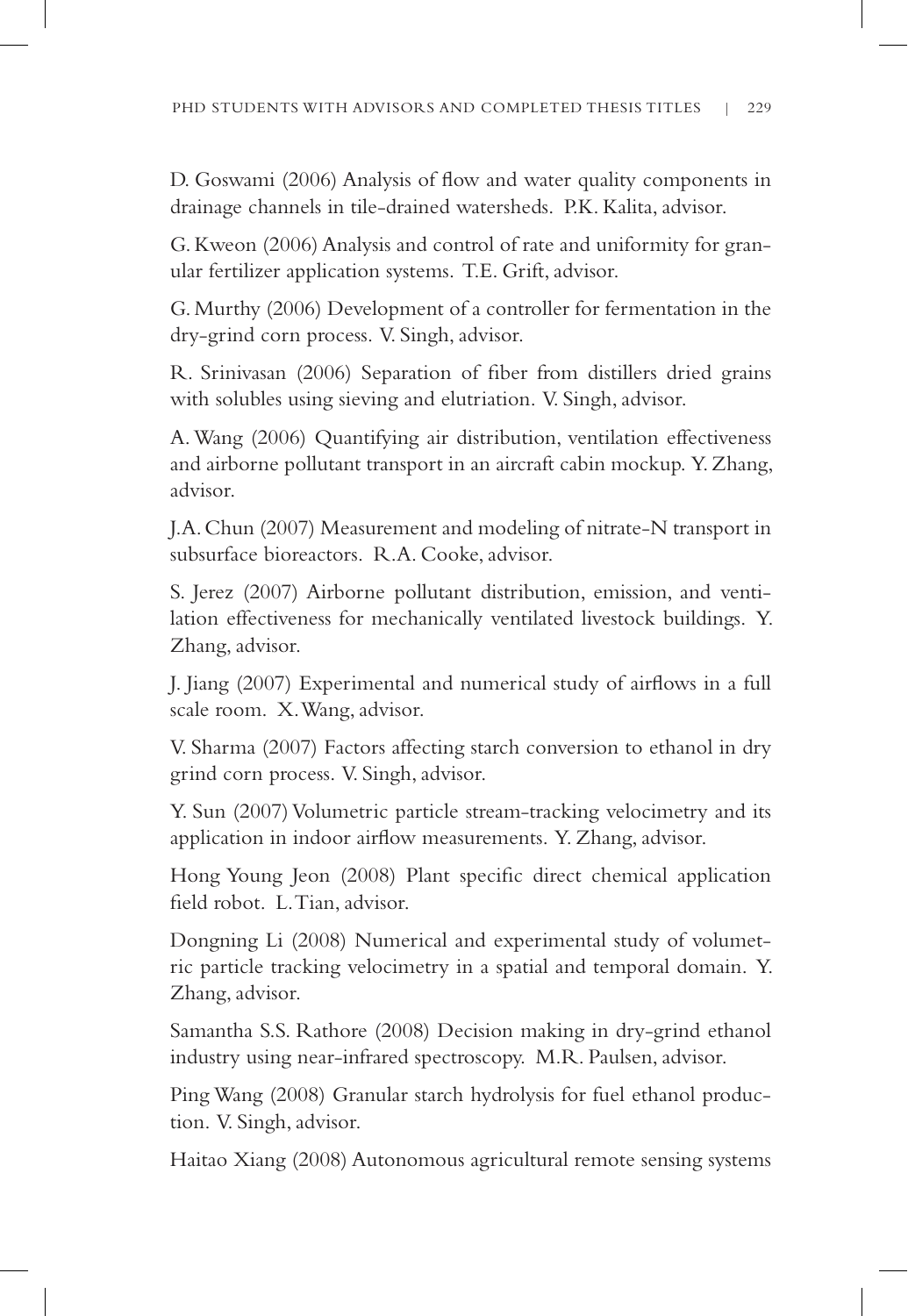D. Goswami (2006) Analysis of flow and water quality components in drainage channels in tile-drained watersheds. P.K. Kalita, advisor.

G. Kweon (2006) Analysis and control of rate and uniformity for granular fertilizer application systems. T.E. Grift, advisor.

G. Murthy (2006) Development of a controller for fermentation in the dry-grind corn process. V. Singh, advisor.

R. Srinivasan (2006) Separation of fiber from distillers dried grains with solubles using sieving and elutriation. V. Singh, advisor.

A. Wang (2006) Quantifying air distribution, ventilation effectiveness and airborne pollutant transport in an aircraft cabin mockup. Y. Zhang, advisor.

J.A. Chun (2007) Measurement and modeling of nitrate-N transport in subsurface bioreactors. R.A. Cooke, advisor.

S. Jerez (2007) Airborne pollutant distribution, emission, and ventilation effectiveness for mechanically ventilated livestock buildings. Y. Zhang, advisor.

J. Jiang (2007) Experimental and numerical study of airflows in a full scale room. X. Wang, advisor.

V. Sharma (2007) Factors affecting starch conversion to ethanol in dry grind corn process. V. Singh, advisor.

Y. Sun (2007) Volumetric particle stream-tracking velocimetry and its application in indoor airflow measurements. Y. Zhang, advisor.

Hong Young Jeon (2008) Plant specific direct chemical application field robot. L. Tian, advisor.

Dongning Li (2008) Numerical and experimental study of volumetric particle tracking velocimetry in a spatial and temporal domain. Y. Zhang, advisor.

Samantha S.S. Rathore (2008) Decision making in dry-grind ethanol industry using near-infrared spectroscopy. M.R. Paulsen, advisor.

Ping Wang (2008) Granular starch hydrolysis for fuel ethanol production. V. Singh, advisor.

Haitao Xiang (2008) Autonomous agricultural remote sensing systems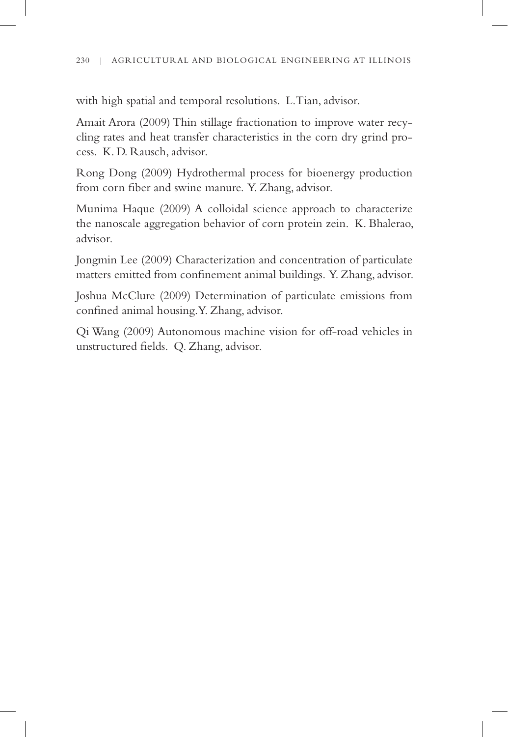with high spatial and temporal resolutions. L. Tian, advisor.

Amait Arora (2009) Thin stillage fractionation to improve water recycling rates and heat transfer characteristics in the corn dry grind process. K. D. Rausch, advisor.

Rong Dong (2009) Hydrothermal process for bioenergy production from corn fiber and swine manure. Y. Zhang, advisor.

Munima Haque (2009) A colloidal science approach to characterize the nanoscale aggregation behavior of corn protein zein. K. Bhalerao, advisor.

Jongmin Lee (2009) Characterization and concentration of particulate matters emitted from confinement animal buildings. Y. Zhang, advisor.

Joshua McClure (2009) Determination of particulate emissions from confined animal housing. Y. Zhang, advisor.

Qi Wang (2009) Autonomous machine vision for off-road vehicles in unstructured fields. Q. Zhang, advisor.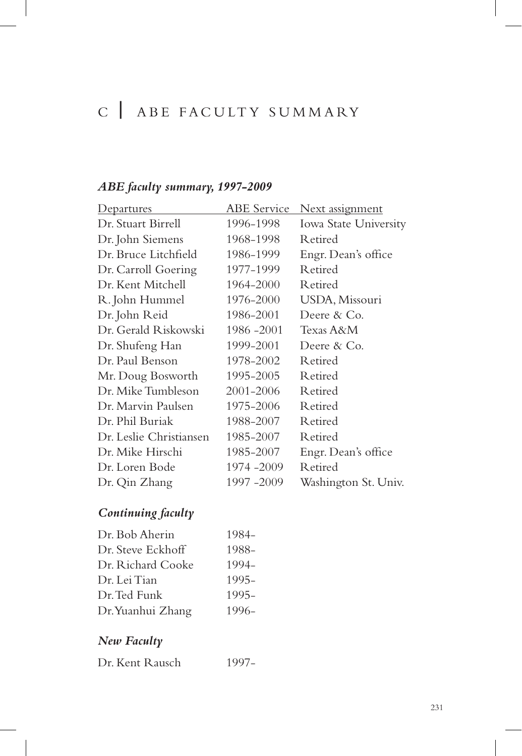# C | ABE FACULTY SUMMARY

### *ABE faculty summary, 1997-2009*

| Departures | ABE Service | Next assignment |
|---|---|---|
| Dr. Stuart Birrell | 1996-1998 | Iowa State University |
| Dr. John Siemens | 1968-1998 | Retired |
| Dr. Bruce Litchfield | 1986-1999 | Engr. Dean's office |
| Dr. Carroll Goering | 1977-1999 | Retired |
| Dr. Kent Mitchell | 1964-2000 | Retired |
| R. John Hummel | 1976-2000 | USDA, Missouri |
| Dr. John Reid | 1986-2001 | Deere & Co. |
| Dr. Gerald Riskowski | 1986 -2001 | Texas A&M |
| Dr. Shufeng Han | 1999-2001 | Deere & Co. |
| Dr. Paul Benson | 1978-2002 | Retired |
| Mr. Doug Bosworth | 1995-2005 | Retired |
| Dr. Mike Tumbleson | 2001-2006 | Retired |
| Dr. Marvin Paulsen | 1975-2006 | Retired |
| Dr. Phil Buriak | 1988-2007 | Retired |
| Dr. Leslie Christiansen | 1985-2007 | Retired |
| Dr. Mike Hirschi | 1985-2007 | Engr. Dean's office |
| Dr. Loren Bode | 1974 -2009 | Retired |
| Dr. Qin Zhang | 1997 -2009 | Washington St. Univ. |

### *Continuing faculty*

| | |
|---|---|
| Dr. Bob Aherin | 1984- |
| Dr. Steve Eckhoff | 1988- |
| Dr. Richard Cooke | 1994- |
| Dr. Lei Tian | 1995- |
| Dr. Ted Funk | 1995- |
| Dr. Yuanhui Zhang | 1996- |

### *New Faculty*

| | |
|---|---|
| Dr. Kent Rausch | 1997- |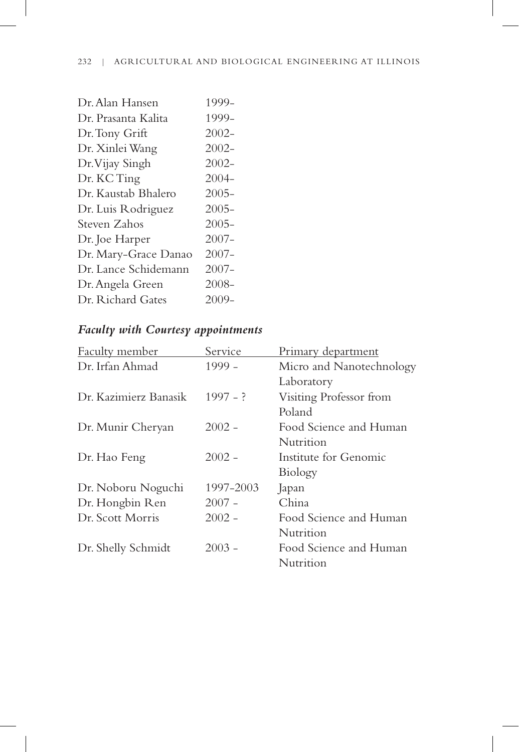| | |
|---|---|
| Dr. Alan Hansen | 1999- |
| Dr. Prasanta Kalita | 1999- |
| Dr. Tony Grift | 2002- |
| Dr. Xinlei Wang | 2002- |
| Dr. Vijay Singh | 2002- |
| Dr. KC Ting | 2004- |
| Dr. Kaustab Bhalero | 2005- |
| Dr. Luis Rodriguez | 2005- |
| Steven Zahos | 2005- |
| Dr. Joe Harper | 2007- |
| Dr. Mary-Grace Danao | 2007- |
| Dr. Lance Schidemann | 2007- |
| Dr. Angela Green | 2008- |
| Dr. Richard Gates | 2009- |

### *Faculty with Courtesy appointments*

| Faculty member | Service | Primary department |
|---|---|---|
| Dr. Irfan Ahmad | 1999 - | Micro and Nanotechnology Laboratory |
| Dr. Kazimierz Banasik | 1997 - ? | Visiting Professor from Poland |
| Dr. Munir Cheryan | 2002 - | Food Science and Human Nutrition |
| Dr. Hao Feng | 2002 - | Institute for Genomic Biology |
| Dr. Noboru Noguchi | 1997-2003 | Japan |
| Dr. Hongbin Ren | 2007 - | China |
| Dr. Scott Morris | 2002 - | Food Science and Human Nutrition |
| Dr. Shelly Schmidt | 2003 - | Food Science and Human Nutrition |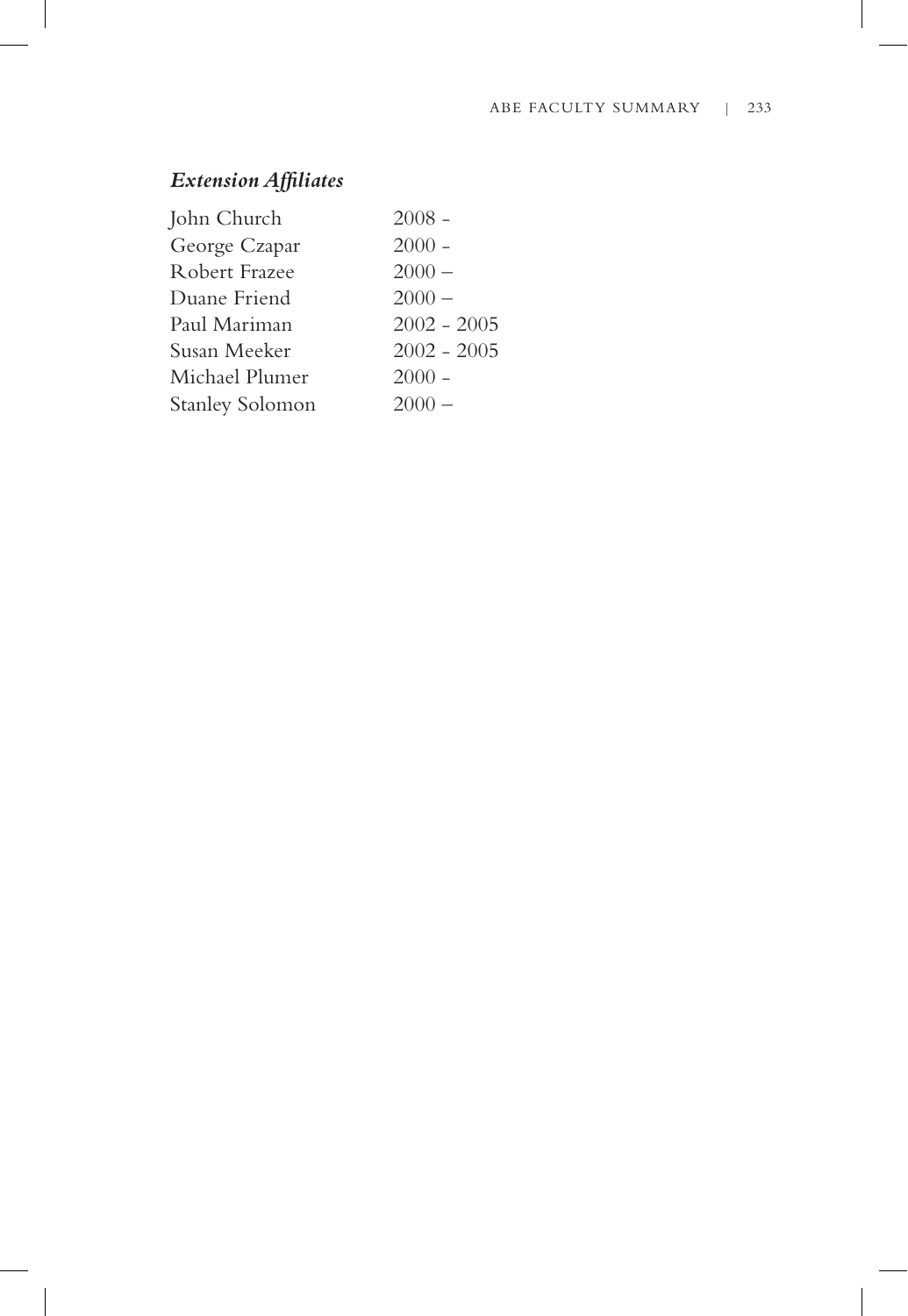### *Extension Affiliates*

| | |
|---|---|
| John Church | 2008 - |
| George Czapar | 2000 - |
| Robert Frazee | 2000 – |
| Duane Friend | 2000 – |
| Paul Mariman | 2002 - 2005 |
| Susan Meeker | 2002 - 2005 |
| Michael Plumer | 2000 - |
| Stanley Solomon | 2000 – |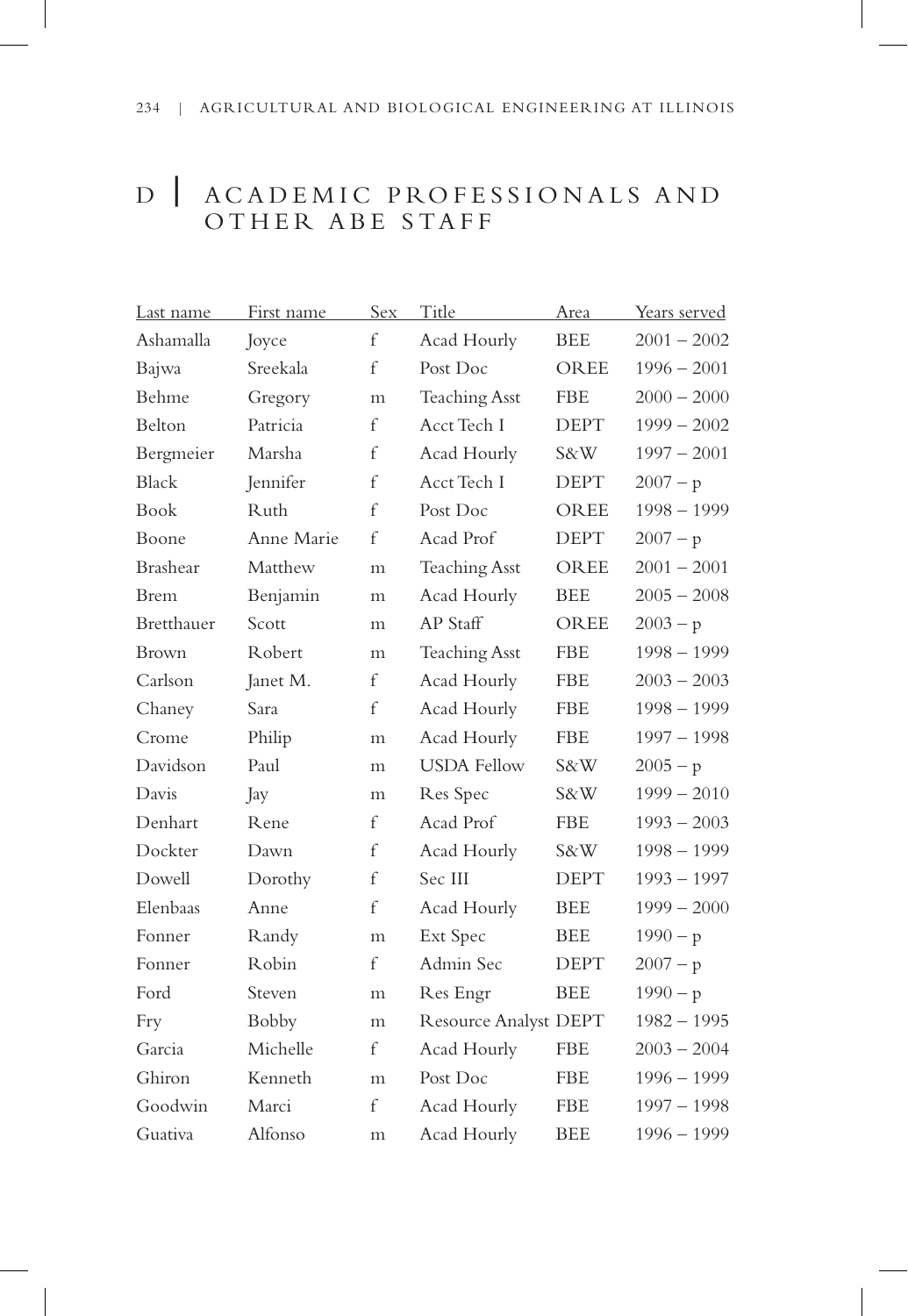# D | ACADEMIC PROFESSIONALS AND OTHER ABE STAFF

| Last name | First name | Sex | Title | Area | Years served |
|---|---|---|---|---|---|
| Ashamalla | Joyce | f | Acad Hourly | BEE | 2001 – 2002 |
| Bajwa | Sreekala | f | Post Doc | OREE | 1996 – 2001 |
| Behme | Gregory | m | Teaching Asst | FBE | 2000 – 2000 |
| Belton | Patricia | f | Acct Tech I | DEPT | 1999 – 2002 |
| Bergmeier | Marsha | f | Acad Hourly | S&W | 1997 – 2001 |
| Black | Jennifer | f | Acct Tech I | DEPT | 2007 – p |
| Book | Ruth | f | Post Doc | OREE | 1998 – 1999 |
| Boone | Anne Marie | f | Acad Prof | DEPT | 2007 – p |
| Brashear | Matthew | m | Teaching Asst | OREE | 2001 – 2001 |
| Brem | Benjamin | m | Acad Hourly | BEE | 2005 – 2008 |
| Bretthauer | Scott | m | AP Staff | OREE | 2003 – p |
| Brown | Robert | m | Teaching Asst | FBE | 1998 – 1999 |
| Carlson | Janet M. | f | Acad Hourly | FBE | 2003 – 2003 |
| Chaney | Sara | f | Acad Hourly | FBE | 1998 – 1999 |
| Crome | Philip | m | Acad Hourly | FBE | 1997 – 1998 |
| Davidson | Paul | m | USDA Fellow | S&W | 2005 – p |
| Davis | Jay | m | Res Spec | S&W | 1999 – 2010 |
| Denhart | Rene | f | Acad Prof | FBE | 1993 – 2003 |
| Dockter | Dawn | f | Acad Hourly | S&W | 1998 – 1999 |
| Dowell | Dorothy | f | Sec III | DEPT | 1993 – 1997 |
| Elenbaas | Anne | f | Acad Hourly | BEE | 1999 – 2000 |
| Fonner | Randy | m | Ext Spec | BEE | 1990 – p |
| Fonner | Robin | f | Admin Sec | DEPT | 2007 – p |
| Ford | Steven | m | Res Engr | BEE | 1990 – p |
| Fry | Bobby | m | Resource Analyst | DEPT | 1982 – 1995 |
| Garcia | Michelle | f | Acad Hourly | FBE | 2003 – 2004 |
| Ghiron | Kenneth | m | Post Doc | FBE | 1996 – 1999 |
| Goodwin | Marci | f | Acad Hourly | FBE | 1997 – 1998 |
| Guativa | Alfonso | m | Acad Hourly | BEE | 1996 – 1999 |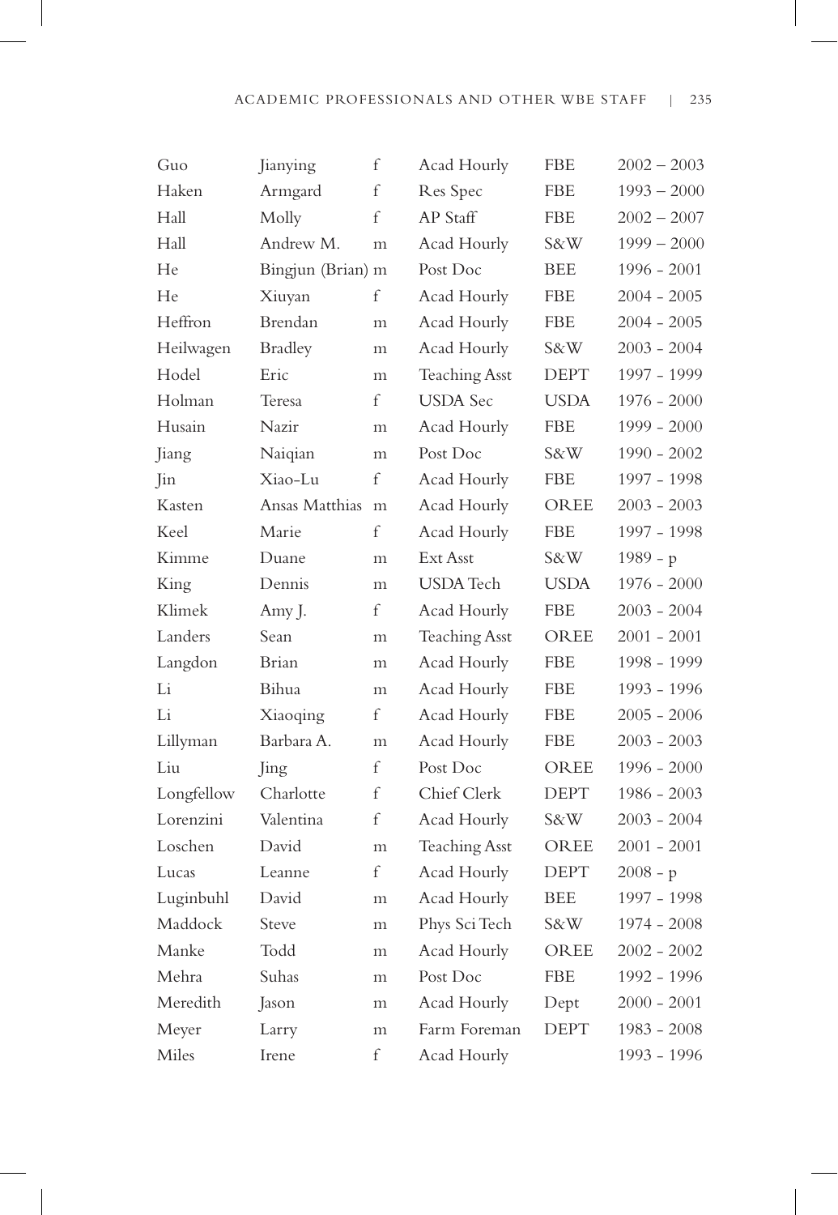| | | | | | |
|---|---|---|---|---|---|
| Guo | Jianying | f | Acad Hourly | FBE | 2002 – 2003 |
| Haken | Armgard | f | Res Spec | FBE | 1993 – 2000 |
| Hall | Molly | f | AP Staff | FBE | 2002 – 2007 |
| Hall | Andrew M. | m | Acad Hourly | S&W | 1999 – 2000 |
| He | Bingjun (Brian) | m | Post Doc | BEE | 1996 - 2001 |
| He | Xiuyan | f | Acad Hourly | FBE | 2004 - 2005 |
| Heffron | Brendan | m | Acad Hourly | FBE | 2004 - 2005 |
| Heilwagen | Bradley | m | Acad Hourly | S&W | 2003 - 2004 |
| Hodel | Eric | m | Teaching Asst | DEPT | 1997 - 1999 |
| Holman | Teresa | f | USDA Sec | USDA | 1976 - 2000 |
| Husain | Nazir | m | Acad Hourly | FBE | 1999 - 2000 |
| Jiang | Naiqian | m | Post Doc | S&W | 1990 - 2002 |
| Jin | Xiao-Lu | f | Acad Hourly | FBE | 1997 - 1998 |
| Kasten | Ansas Matthias | m | Acad Hourly | OREE | 2003 - 2003 |
| Keel | Marie | f | Acad Hourly | FBE | 1997 - 1998 |
| Kimme | Duane | m | Ext Asst | S&W | 1989 - p |
| King | Dennis | m | USDA Tech | USDA | 1976 - 2000 |
| Klimek | Amy J. | f | Acad Hourly | FBE | 2003 - 2004 |
| Landers | Sean | m | Teaching Asst | OREE | 2001 - 2001 |
| Langdon | Brian | m | Acad Hourly | FBE | 1998 - 1999 |
| Li | Bihua | m | Acad Hourly | FBE | 1993 - 1996 |
| Li | Xiaoqing | f | Acad Hourly | FBE | 2005 - 2006 |
| Lillyman | Barbara A. | m | Acad Hourly | FBE | 2003 - 2003 |
| Liu | Jing | f | Post Doc | OREE | 1996 - 2000 |
| Longfellow | Charlotte | f | Chief Clerk | DEPT | 1986 - 2003 |
| Lorenzini | Valentina | f | Acad Hourly | S&W | 2003 - 2004 |
| Loschen | David | m | Teaching Asst | OREE | 2001 - 2001 |
| Lucas | Leanne | f | Acad Hourly | DEPT | 2008 - p |
| Luginbuhl | David | m | Acad Hourly | BEE | 1997 - 1998 |
| Maddock | Steve | m | Phys Sci Tech | S&W | 1974 - 2008 |
| Manke | Todd | m | Acad Hourly | OREE | 2002 - 2002 |
| Mehra | Suhas | m | Post Doc | FBE | 1992 - 1996 |
| Meredith | Jason | m | Acad Hourly | Dept | 2000 - 2001 |
| Meyer | Larry | m | Farm Foreman | DEPT | 1983 - 2008 |
| Miles | Irene | f | Acad Hourly | | 1993 - 1996 |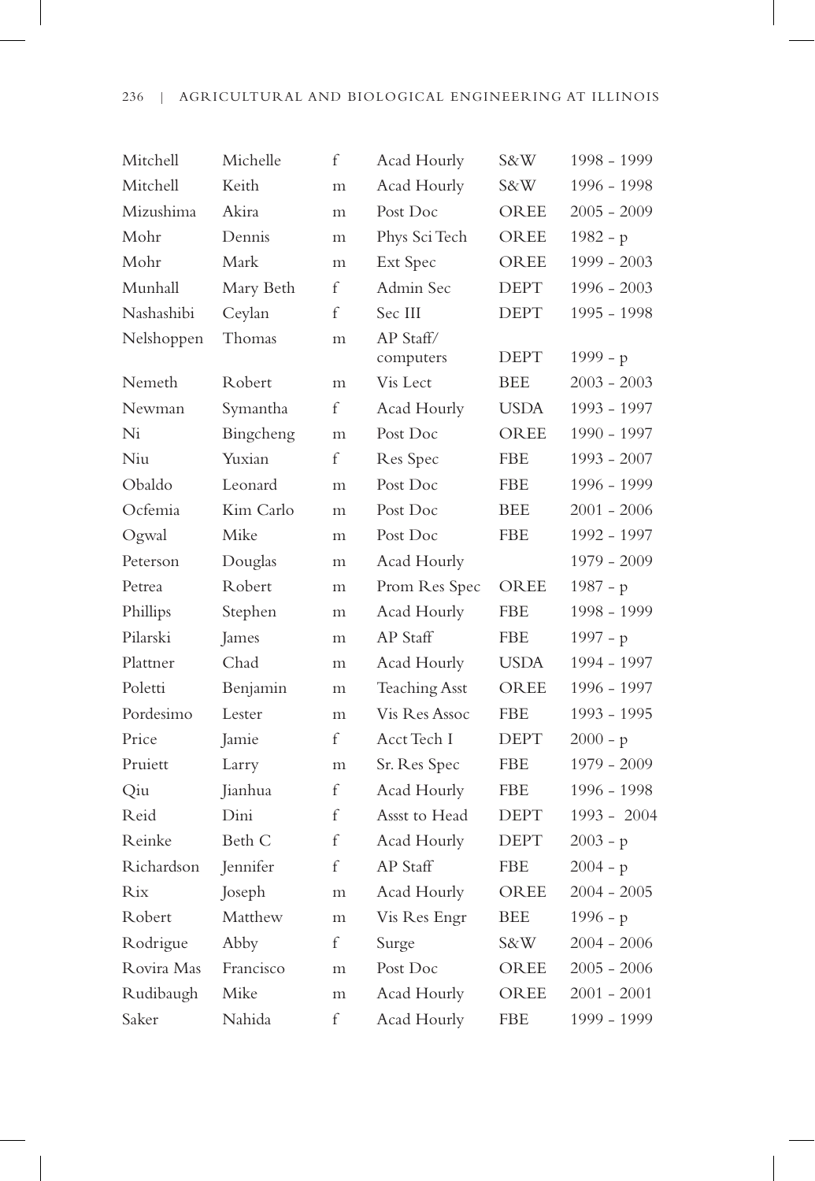| Mitchell | Michelle | f | Acad Hourly | S&W | 1998 - 1999 |
|---|---|---|---|---|---|
| Mitchell | Keith | m | Acad Hourly | S&W | 1996 - 1998 |
| Mizushima | Akira | m | Post Doc | OREE | 2005 - 2009 |
| Mohr | Dennis | m | Phys Sci Tech | OREE | 1982 - p |
| Mohr | Mark | m | Ext Spec | OREE | 1999 - 2003 |
| Munhall | Mary Beth | f | Admin Sec | DEPT | 1996 - 2003 |
| Nashashibi | Ceylan | f | Sec III | DEPT | 1995 - 1998 |
| Nelshoppen | Thomas | m | AP Staff/ computers | DEPT | 1999 - p |
| Nemeth | Robert | m | Vis Lect | BEE | 2003 - 2003 |
| Newman | Symantha | f | Acad Hourly | USDA | 1993 - 1997 |
| Ni | Bingcheng | m | Post Doc | OREE | 1990 - 1997 |
| Niu | Yuxian | f | Res Spec | FBE | 1993 - 2007 |
| Obaldo | Leonard | m | Post Doc | FBE | 1996 - 1999 |
| Ocfemia | Kim Carlo | m | Post Doc | BEE | 2001 - 2006 |
| Ogwal | Mike | m | Post Doc | FBE | 1992 - 1997 |
| Peterson | Douglas | m | Acad Hourly | | 1979 - 2009 |
| Petrea | Robert | m | Prom Res Spec | OREE | 1987 - p |
| Phillips | Stephen | m | Acad Hourly | FBE | 1998 - 1999 |
| Pilarski | James | m | AP Staff | FBE | 1997 - p |
| Plattner | Chad | m | Acad Hourly | USDA | 1994 - 1997 |
| Poletti | Benjamin | m | Teaching Asst | OREE | 1996 - 1997 |
| Pordesimo | Lester | m | Vis Res Assoc | FBE | 1993 - 1995 |
| Price | Jamie | f | Acct Tech I | DEPT | 2000 - p |
| Pruiett | Larry | m | Sr. Res Spec | FBE | 1979 - 2009 |
| Qiu | Jianhua | f | Acad Hourly | FBE | 1996 - 1998 |
| Reid | Dini | f | Assst to Head | DEPT | 1993 - 2004 |
| Reinke | Beth C | f | Acad Hourly | DEPT | 2003 - p |
| Richardson | Jennifer | f | AP Staff | FBE | 2004 - p |
| Rix | Joseph | m | Acad Hourly | OREE | 2004 - 2005 |
| Robert | Matthew | m | Vis Res Engr | BEE | 1996 - p |
| Rodrigue | Abby | f | Surge | S&W | 2004 - 2006 |
| Rovira Mas | Francisco | m | Post Doc | OREE | 2005 - 2006 |
| Rudibaugh | Mike | m | Acad Hourly | OREE | 2001 - 2001 |
| Saker | Nahida | f | Acad Hourly | FBE | 1999 - 1999 |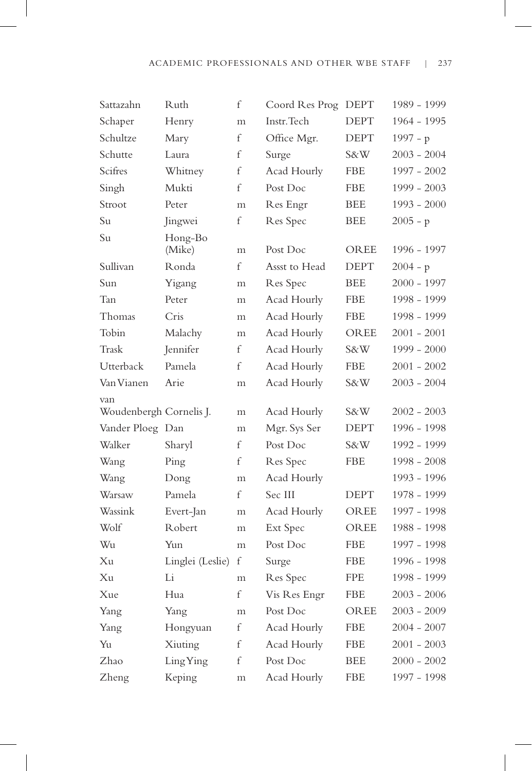| | | | | | |
|---|---|---|---|---|---|
| Sattazahn | Ruth | f | Coord Res Prog | DEPT | 1989 - 1999 |
| Schaper | Henry | m | Instr. Tech | DEPT | 1964 - 1995 |
| Schultze | Mary | f | Office Mgr. | DEPT | 1997 - p |
| Schutte | Laura | f | Surge | S&W | 2003 - 2004 |
| Scifres | Whitney | f | Acad Hourly | FBE | 1997 - 2002 |
| Singh | Mukti | f | Post Doc | FBE | 1999 - 2003 |
| Stroot | Peter | m | Res Engr | BEE | 1993 - 2000 |
| Su | Jingwei | f | Res Spec | BEE | 2005 - p |
| Su | Hong-Bo (Mike) | m | Post Doc | OREE | 1996 - 1997 |
| Sullivan | Ronda | f | Assst to Head | DEPT | 2004 - p |
| Sun | Yigang | m | Res Spec | BEE | 2000 - 1997 |
| Tan | Peter | m | Acad Hourly | FBE | 1998 - 1999 |
| Thomas | Cris | m | Acad Hourly | FBE | 1998 - 1999 |
| Tobin | Malachy | m | Acad Hourly | OREE | 2001 - 2001 |
| Trask | Jennifer | f | Acad Hourly | S&W | 1999 - 2000 |
| Utterback | Pamela | f | Acad Hourly | FBE | 2001 - 2002 |
| Van Vianen | Arie | m | Acad Hourly | S&W | 2003 - 2004 |
| van Woudenbergh | Cornelis J. | m | Acad Hourly | S&W | 2002 - 2003 |
| Vander Ploeg | Dan | m | Mgr. Sys Ser | DEPT | 1996 - 1998 |
| Walker | Sharyl | f | Post Doc | S&W | 1992 - 1999 |
| Wang | Ping | f | Res Spec | FBE | 1998 - 2008 |
| Wang | Dong | m | Acad Hourly | | 1993 - 1996 |
| Warsaw | Pamela | f | Sec III | DEPT | 1978 - 1999 |
| Wassink | Evert-Jan | m | Acad Hourly | OREE | 1997 - 1998 |
| Wolf | Robert | m | Ext Spec | OREE | 1988 - 1998 |
| Wu | Yun | m | Post Doc | FBE | 1997 - 1998 |
| Xu | Linglei (Leslie) | f | Surge | FBE | 1996 - 1998 |
| Xu | Li | m | Res Spec | FPE | 1998 - 1999 |
| Xue | Hua | f | Vis Res Engr | FBE | 2003 - 2006 |
| Yang | Yang | m | Post Doc | OREE | 2003 - 2009 |
| Yang | Hongyuan | f | Acad Hourly | FBE | 2004 - 2007 |
| Yu | Xiuting | f | Acad Hourly | FBE | 2001 - 2003 |
| Zhao | Ling Ying | f | Post Doc | BEE | 2000 - 2002 |
| Zheng | Keping | m | Acad Hourly | FBE | 1997 - 1998 |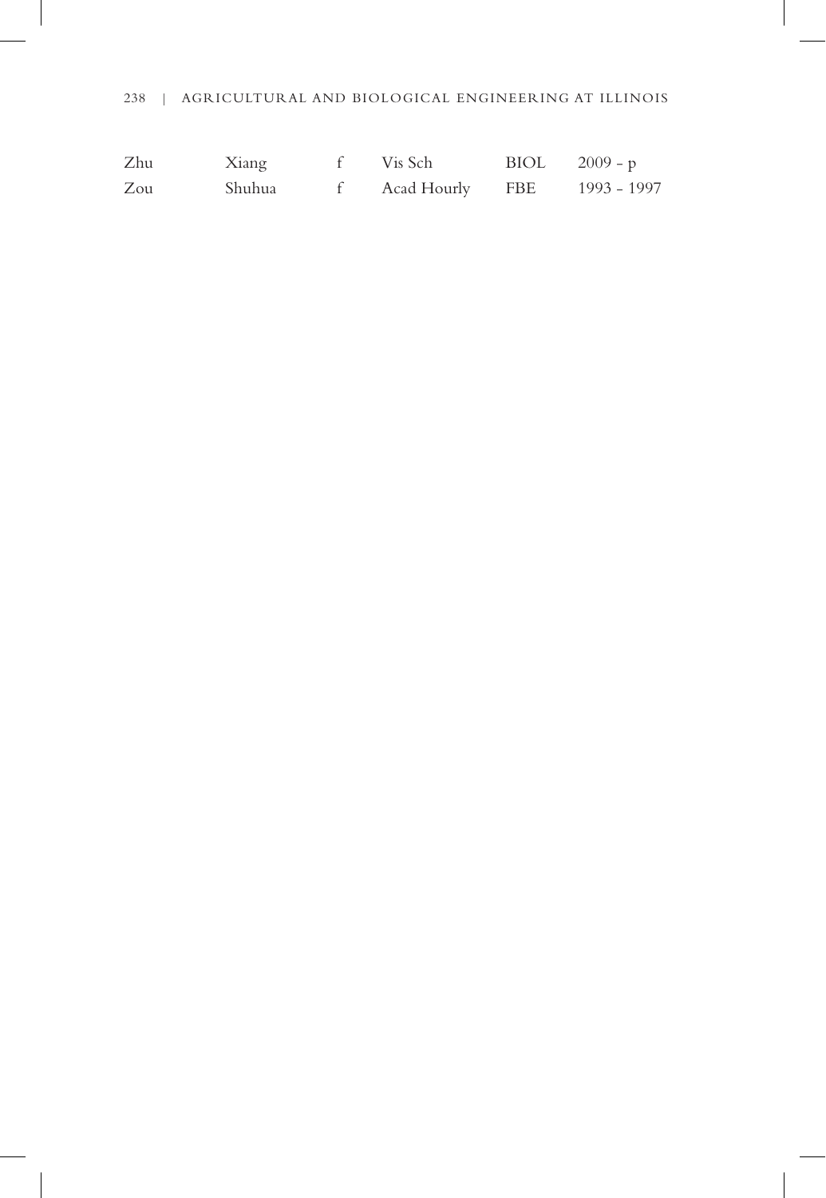| | | | | | |
|---|---|---|---|---|---|
| Zhu | Xiang | f | Vis Sch | BIOL | 2009 - p |
| Zou | Shuhua | f | Acad Hourly | FBE | 1993 - 1997 |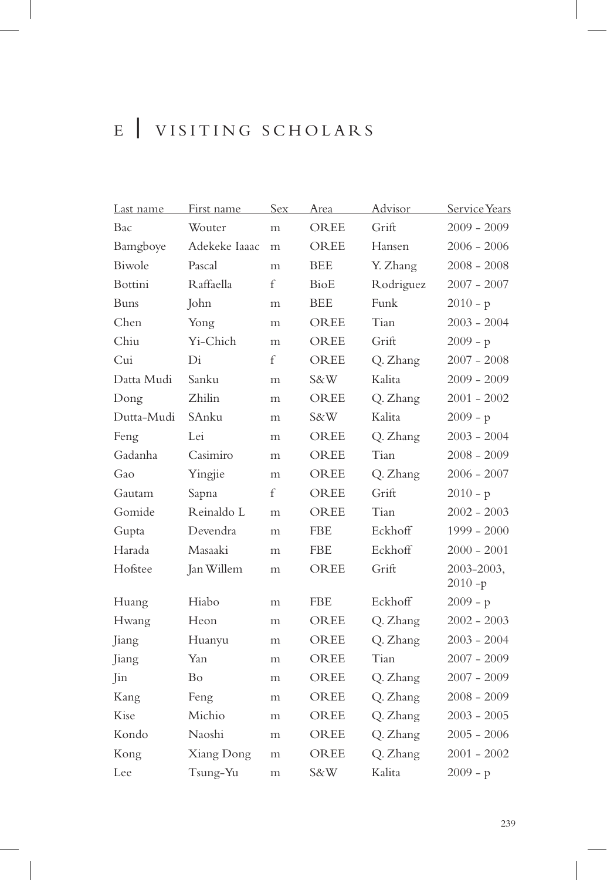# E | VISITING SCHOLARS

| Last name | First name | Sex | Area | Advisor | Service Years |
|---|---|---|---|---|---|
| Bac | Wouter | m | OREE | Grift | 2009 - 2009 |
| Bamgboye | Adekeke Iaaac | m | OREE | Hansen | 2006 - 2006 |
| Biwole | Pascal | m | BEE | Y. Zhang | 2008 - 2008 |
| Bottini | Raffaella | f | BioE | Rodriguez | 2007 - 2007 |
| Buns | John | m | BEE | Funk | 2010 - p |
| Chen | Yong | m | OREE | Tian | 2003 - 2004 |
| Chiu | Yi-Chich | m | OREE | Grift | 2009 - p |
| Cui | Di | f | OREE | Q. Zhang | 2007 - 2008 |
| Datta Mudi | Sanku | m | S&W | Kalita | 2009 - 2009 |
| Dong | Zhilin | m | OREE | Q. Zhang | 2001 - 2002 |
| Dutta-Mudi | SAnku | m | S&W | Kalita | 2009 - p |
| Feng | Lei | m | OREE | Q. Zhang | 2003 - 2004 |
| Gadanha | Casimiro | m | OREE | Tian | 2008 - 2009 |
| Gao | Yingjie | m | OREE | Q. Zhang | 2006 - 2007 |
| Gautam | Sapna | f | OREE | Grift | 2010 - p |
| Gomide | Reinaldo L | m | OREE | Tian | 2002 - 2003 |
| Gupta | Devendra | m | FBE | Eckhoff | 1999 - 2000 |
| Harada | Masaaki | m | FBE | Eckhoff | 2000 - 2001 |
| Hofstee | Jan Willem | m | OREE | Grift | 2003-2003, 2010 -p |
| Huang | Hiabo | m | FBE | Eckhoff | 2009 - p |
| Hwang | Heon | m | OREE | Q. Zhang | 2002 - 2003 |
| Jiang | Huanyu | m | OREE | Q. Zhang | 2003 - 2004 |
| Jiang | Yan | m | OREE | Tian | 2007 - 2009 |
| Jin | Bo | m | OREE | Q. Zhang | 2007 - 2009 |
| Kang | Feng | m | OREE | Q. Zhang | 2008 - 2009 |
| Kise | Michio | m | OREE | Q. Zhang | 2003 - 2005 |
| Kondo | Naoshi | m | OREE | Q. Zhang | 2005 - 2006 |
| Kong | Xiang Dong | m | OREE | Q. Zhang | 2001 - 2002 |
| Lee | Tsung-Yu | m | S&W | Kalita | 2009 - p |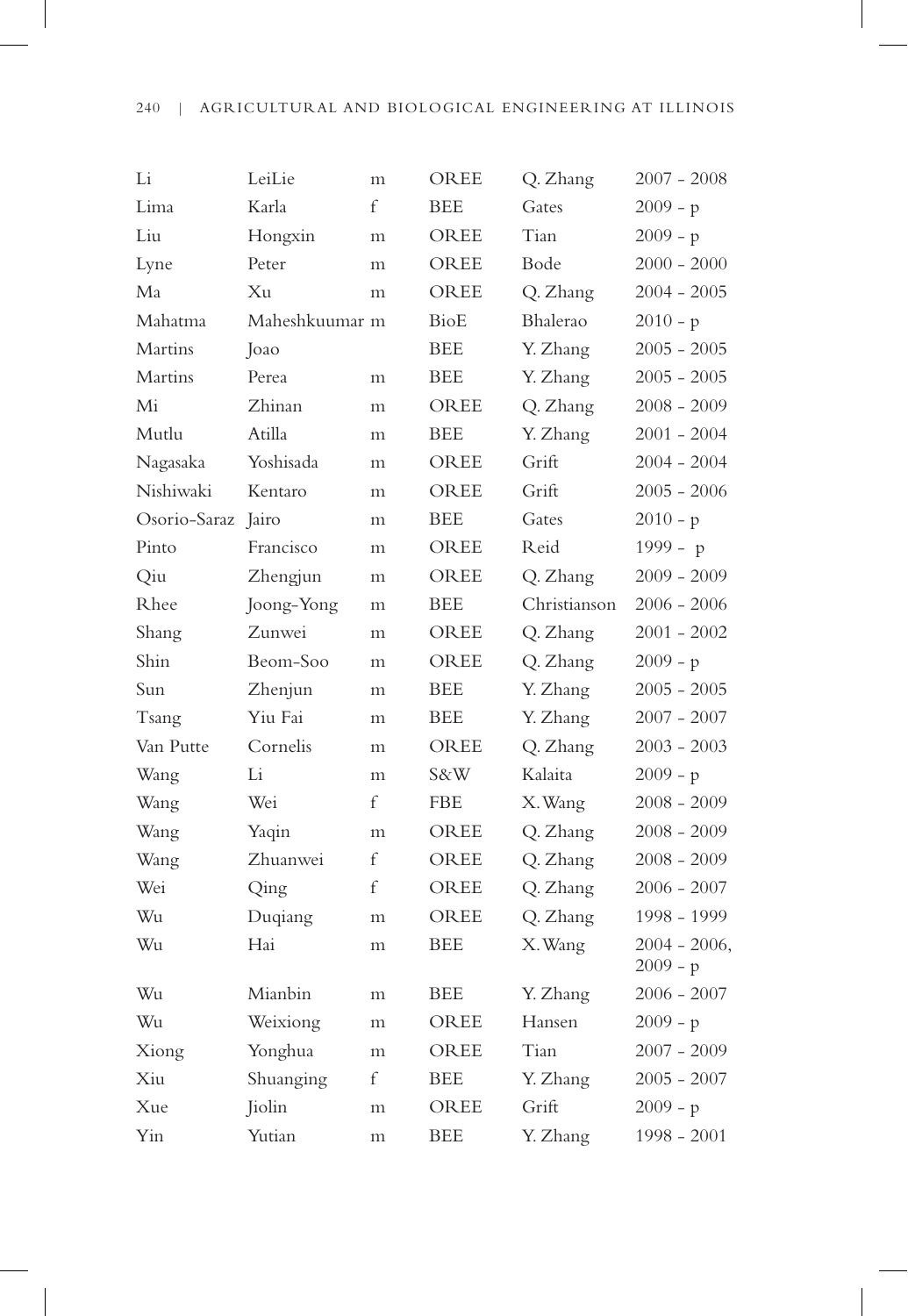| | | | | | |
|---|---|---|---|---|---|
| Li | LeiLie | m | OREE | Q. Zhang | 2007 - 2008 |
| Lima | Karla | f | BEE | Gates | 2009 - p |
| Liu | Hongxin | m | OREE | Tian | 2009 - p |
| Lyne | Peter | m | OREE | Bode | 2000 - 2000 |
| Ma | Xu | m | OREE | Q. Zhang | 2004 - 2005 |
| Mahatma | Maheshkuumar | m | BioE | Bhalerao | 2010 - p |
| Martins | Joao | | BEE | Y. Zhang | 2005 - 2005 |
| Martins | Perea | m | BEE | Y. Zhang | 2005 - 2005 |
| Mi | Zhinan | m | OREE | Q. Zhang | 2008 - 2009 |
| Mutlu | Atilla | m | BEE | Y. Zhang | 2001 - 2004 |
| Nagasaka | Yoshisada | m | OREE | Grift | 2004 - 2004 |
| Nishiwaki | Kentaro | m | OREE | Grift | 2005 - 2006 |
| Osorio-Saraz | Jairo | m | BEE | Gates | 2010 - p |
| Pinto | Francisco | m | OREE | Reid | 1999 - p |
| Qiu | Zhengjun | m | OREE | Q. Zhang | 2009 - 2009 |
| Rhee | Joong-Yong | m | BEE | Christianson | 2006 - 2006 |
| Shang | Zunwei | m | OREE | Q. Zhang | 2001 - 2002 |
| Shin | Beom-Soo | m | OREE | Q. Zhang | 2009 - p |
| Sun | Zhenjun | m | BEE | Y. Zhang | 2005 - 2005 |
| Tsang | Yiu Fai | m | BEE | Y. Zhang | 2007 - 2007 |
| Van Putte | Cornelis | m | OREE | Q. Zhang | 2003 - 2003 |
| Wang | Li | m | S&W | Kalaita | 2009 - p |
| Wang | Wei | f | FBE | X. Wang | 2008 - 2009 |
| Wang | Yaqin | m | OREE | Q. Zhang | 2008 - 2009 |
| Wang | Zhuanwei | f | OREE | Q. Zhang | 2008 - 2009 |
| Wei | Qing | f | OREE | Q. Zhang | 2006 - 2007 |
| Wu | Duqiang | m | OREE | Q. Zhang | 1998 - 1999 |
| Wu | Hai | m | BEE | X. Wang | 2004 - 2006, 2009 - p |
| Wu | Mianbin | m | BEE | Y. Zhang | 2006 - 2007 |
| Wu | Weixiong | m | OREE | Hansen | 2009 - p |
| Xiong | Yonghua | m | OREE | Tian | 2007 - 2009 |
| Xiu | Shuanging | f | BEE | Y. Zhang | 2005 - 2007 |
| Xue | Jiolin | m | OREE | Grift | 2009 - p |
| Yin | Yutian | m | BEE | Y. Zhang | 1998 - 2001 |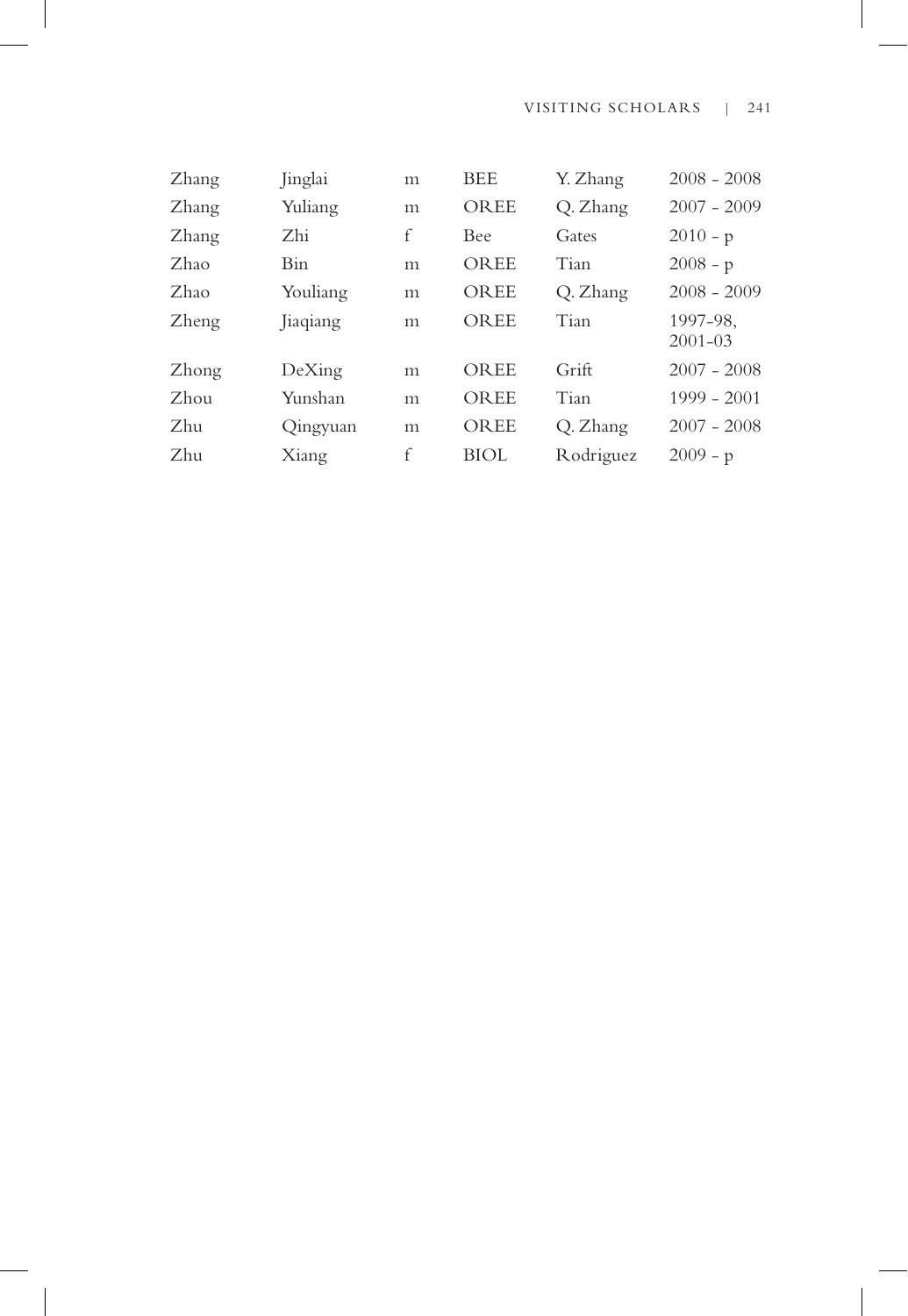| | | | | | |
|---|---|---|---|---|---|
| Zhang | Jinglai | m | BEE | Y. Zhang | 2008 - 2008 |
| Zhang | Yuliang | m | OREE | Q. Zhang | 2007 - 2009 |
| Zhang | Zhi | f | Bee | Gates | 2010 - p |
| Zhao | Bin | m | OREE | Tian | 2008 - p |
| Zhao | Youliang | m | OREE | Q. Zhang | 2008 - 2009 |
| Zheng | Jiaqiang | m | OREE | Tian | 1997-98, 2001-03 |
| Zhong | DeXing | m | OREE | Grift | 2007 - 2008 |
| Zhou | Yunshan | m | OREE | Tian | 1999 - 2001 |
| Zhu | Qingyuan | m | OREE | Q. Zhang | 2007 - 2008 |
| Zhu | Xiang | f | BIOL | Rodriguez | 2009 - p |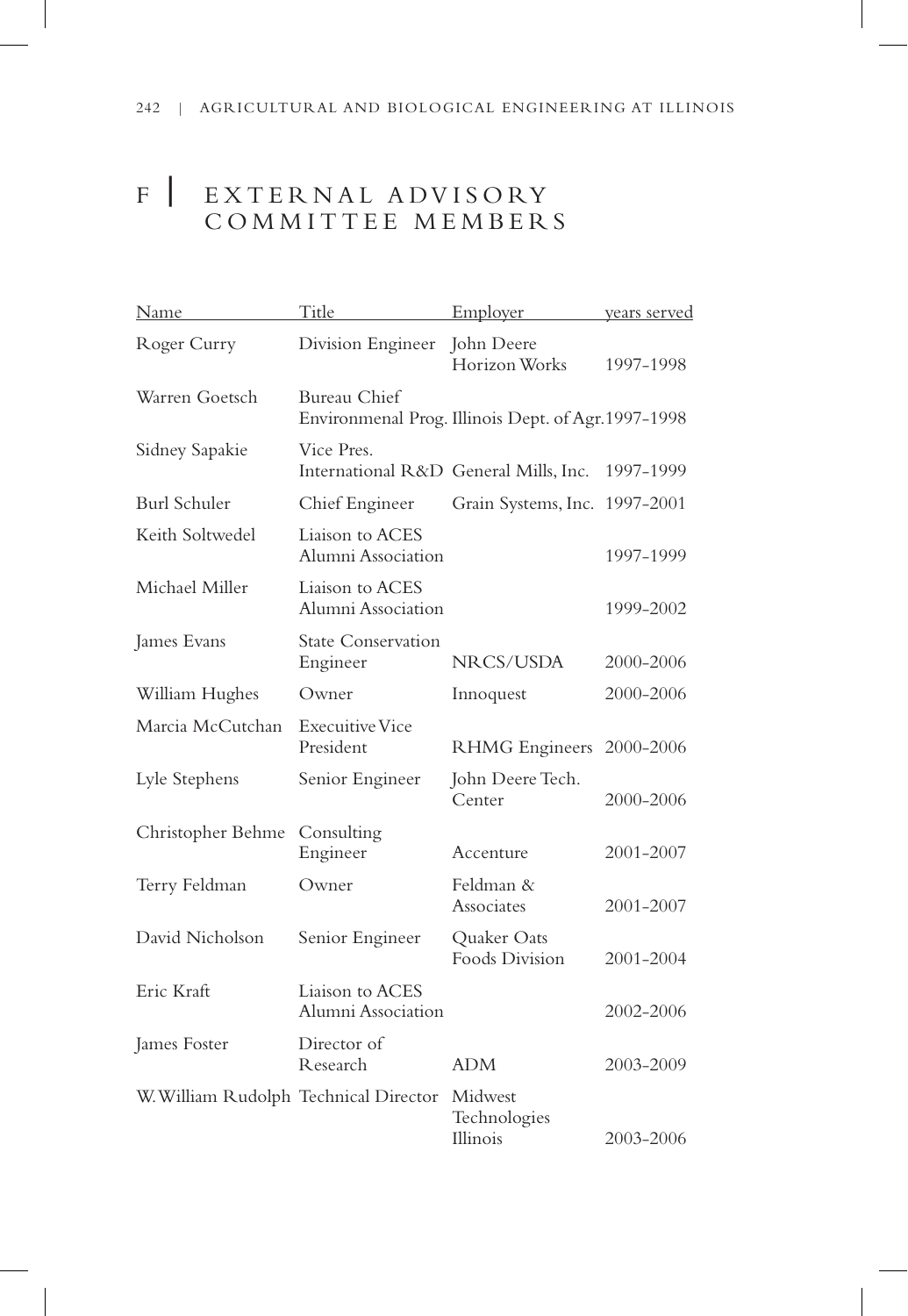# F | EXTERNAL ADVISORY COMMITTEE MEMBERS

| Name | Title | Employer | years served |
|---|---|---|---|
| Roger Curry | Division Engineer | John Deere Horizon Works | 1997-1998 |
| Warren Goetsch | Bureau Chief Environmenal Prog. | Illinois Dept. of Agr. | 1997-1998 |
| Sidney Sapakie | Vice Pres. International R&D | General Mills, Inc. | 1997-1999 |
| Burl Schuler | Chief Engineer | Grain Systems, Inc. | 1997-2001 |
| Keith Soltwedel | Liaison to ACES Alumni Association | | 1997-1999 |
| Michael Miller | Liaison to ACES Alumni Association | | 1999-2002 |
| James Evans | State Conservation Engineer | NRCS/USDA | 2000-2006 |
| William Hughes | Owner | Innoquest | 2000-2006 |
| Marcia McCutchan | Executive Vice President | RHMG Engineers | 2000-2006 |
| Lyle Stephens | Senior Engineer | John Deere Tech. Center | 2000-2006 |
| Christopher Behme | Consulting Engineer | Accenture | 2001-2007 |
| Terry Feldman | Owner | Feldman & Associates | 2001-2007 |
| David Nicholson | Senior Engineer | Quaker Oats Foods Division | 2001-2004 |
| Eric Kraft | Liaison to ACES Alumni Association | | 2002-2006 |
| James Foster | Director of Research | ADM | 2003-2009 |
| W. William Rudolph | Technical Director | Midwest Technologies Illinois | 2003-2006 |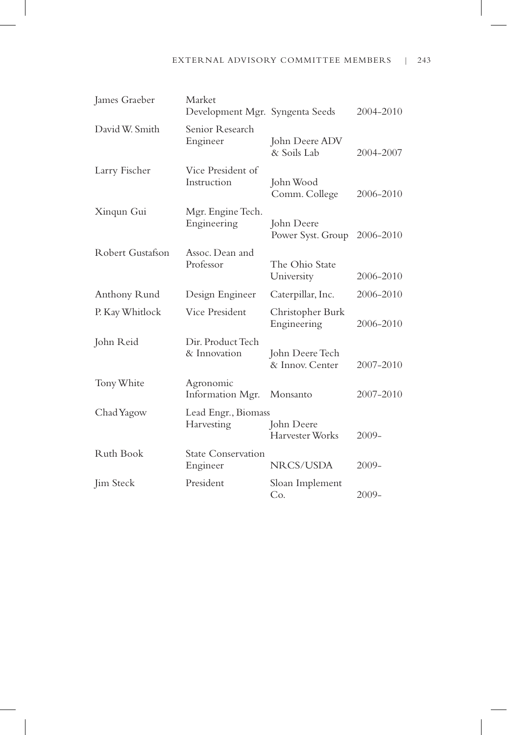| | | | |
|---|---|---|---|
| James Graeber | Market Development Mgr. | Syngenta Seeds | 2004–2010 |
| David W. Smith | Senior Research Engineer | John Deere ADV & Soils Lab | 2004–2007 |
| Larry Fischer | Vice President of Instruction | John Wood Comm. College | 2006–2010 |
| Xinqun Gui | Mgr. Engine Tech. Engineering | John Deere Power Syst. Group | 2006–2010 |
| Robert Gustafson | Assoc. Dean and Professor | The Ohio State University | 2006–2010 |
| Anthony Rund | Design Engineer | Caterpillar, Inc. | 2006–2010 |
| P. Kay Whitlock | Vice President | Christopher Burk Engineering | 2006–2010 |
| John Reid | Dir. Product Tech & Innovation | John Deere Tech & Innov. Center | 2007–2010 |
| Tony White | Agronomic Information Mgr. | Monsanto | 2007–2010 |
| Chad Yagow | Lead Engr., Biomass Harvesting | John Deere Harvester Works | 2009– |
| Ruth Book | State Conservation Engineer | NRCS/USDA | 2009– |
| Jim Steck | President | Sloan Implement Co. | 2009– |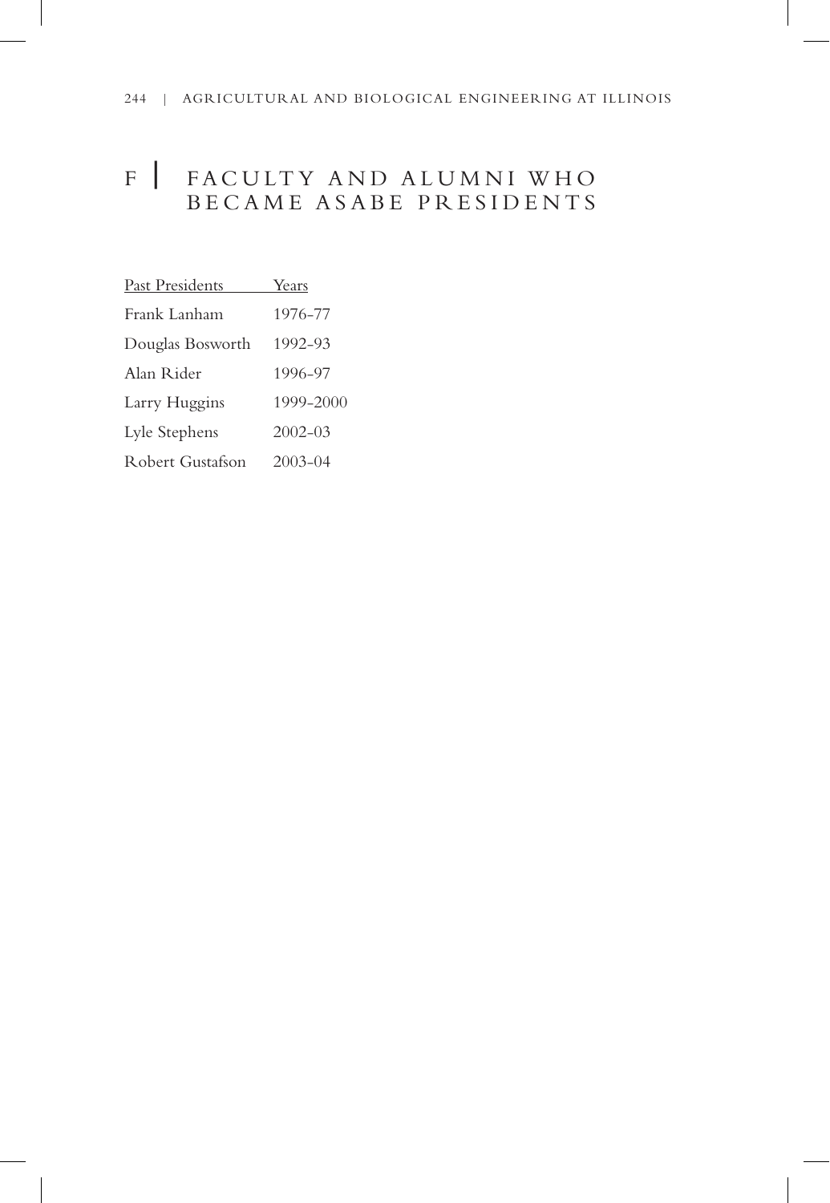# F | FACULTY AND ALUMNI WHO BECAME ASABE PRESIDENTS

| Past Presidents | Years |
|---|---|
| Frank Lanham | 1976-77 |
| Douglas Bosworth | 1992-93 |
| Alan Rider | 1996-97 |
| Larry Huggins | 1999-2000 |
| Lyle Stephens | 2002-03 |
| Robert Gustafson | 2003-04 |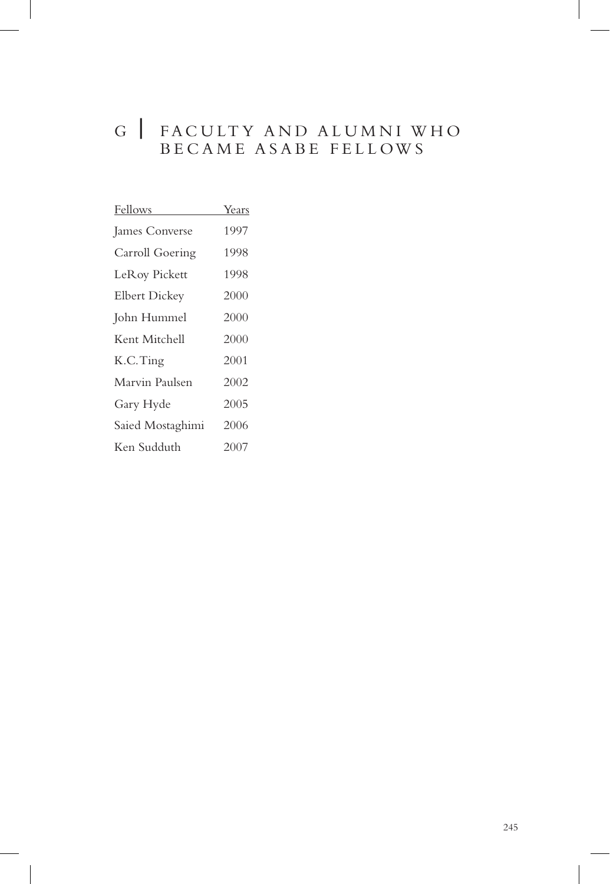# G | FACULTY AND ALUMNI WHO BECAME ASABE FELLOWS

| Fellows | Years |
|---|---|
| James Converse | 1997 |
| Carroll Goering | 1998 |
| LeRoy Pickett | 1998 |
| Elbert Dickey | 2000 |
| John Hummel | 2000 |
| Kent Mitchell | 2000 |
| K.C. Ting | 2001 |
| Marvin Paulsen | 2002 |
| Gary Hyde | 2005 |
| Saied Mostaghimi | 2006 |
| Ken Sudduth | 2007 |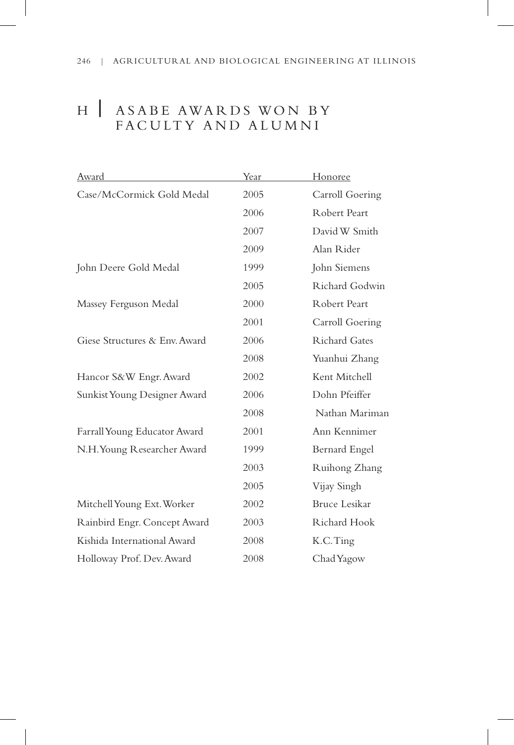# H | ASABE AWARDS WON BY FACULTY AND ALUMNI

| Award | Year | Honoree |
|---|---|---|
| Case/McCormick Gold Medal | 2005 | Carroll Goering |
| | 2006 | Robert Peart |
| | 2007 | David W Smith |
| | 2009 | Alan Rider |
| John Deere Gold Medal | 1999 | John Siemens |
| | 2005 | Richard Godwin |
| Massey Ferguson Medal | 2000 | Robert Peart |
| | 2001 | Carroll Goering |
| Giese Structures & Env. Award | 2006 | Richard Gates |
| | 2008 | Yuanhui Zhang |
| Hancor S&W Engr. Award | 2002 | Kent Mitchell |
| Sunkist Young Designer Award | 2006 | Dohn Pfeiffer |
| | 2008 | Nathan Mariman |
| Farrall Young Educator Award | 2001 | Ann Kennimer |
| N.H. Young Researcher Award | 1999 | Bernard Engel |
| | 2003 | Ruihong Zhang |
| | 2005 | Vijay Singh |
| Mitchell Young Ext. Worker | 2002 | Bruce Lesikar |
| Rainbird Engr. Concept Award | 2003 | Richard Hook |
| Kishida International Award | 2008 | K.C. Ting |
| Holloway Prof. Dev. Award | 2008 | Chad Yagow |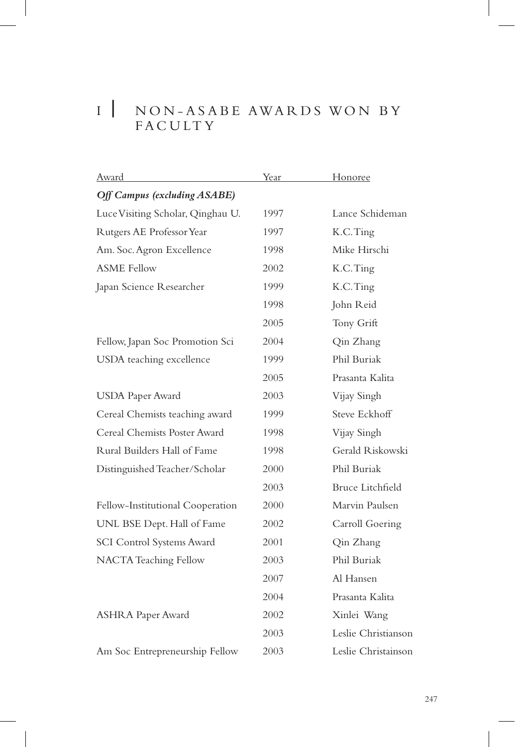# I | NON-ASABE AWARDS WON BY FACULTY

| Award | Year | Honoree |
|---|---|---|
| ***Off Campus (excluding ASABE)*** | | |
| Luce Visiting Scholar, Qinghau U. | 1997 | Lance Schideman |
| Rutgers AE Professor Year | 1997 | K.C. Ting |
| Am. Soc. Agron Excellence | 1998 | Mike Hirschi |
| ASME Fellow | 2002 | K.C. Ting |
| Japan Science Researcher | 1999 | K.C. Ting |
| | 1998 | John Reid |
| | 2005 | Tony Grift |
| Fellow, Japan Soc Promotion Sci | 2004 | Qin Zhang |
| USDA teaching excellence | 1999 | Phil Buriak |
| | 2005 | Prasanta Kalita |
| USDA Paper Award | 2003 | Vijay Singh |
| Cereal Chemists teaching award | 1999 | Steve Eckhoff |
| Cereal Chemists Poster Award | 1998 | Vijay Singh |
| Rural Builders Hall of Fame | 1998 | Gerald Riskowski |
| Distinguished Teacher/Scholar | 2000 | Phil Buriak |
| | 2003 | Bruce Litchfield |
| Fellow-Institutional Cooperation | 2000 | Marvin Paulsen |
| UNL BSE Dept. Hall of Fame | 2002 | Carroll Goering |
| SCI Control Systems Award | 2001 | Qin Zhang |
| NACTA Teaching Fellow | 2003 | Phil Buriak |
| | 2007 | Al Hansen |
| | 2004 | Prasanta Kalita |
| ASHRA Paper Award | 2002 | Xinlei Wang |
| | 2003 | Leslie Christianson |
| Am Soc Entrepreneurship Fellow | 2003 | Leslie Christainson |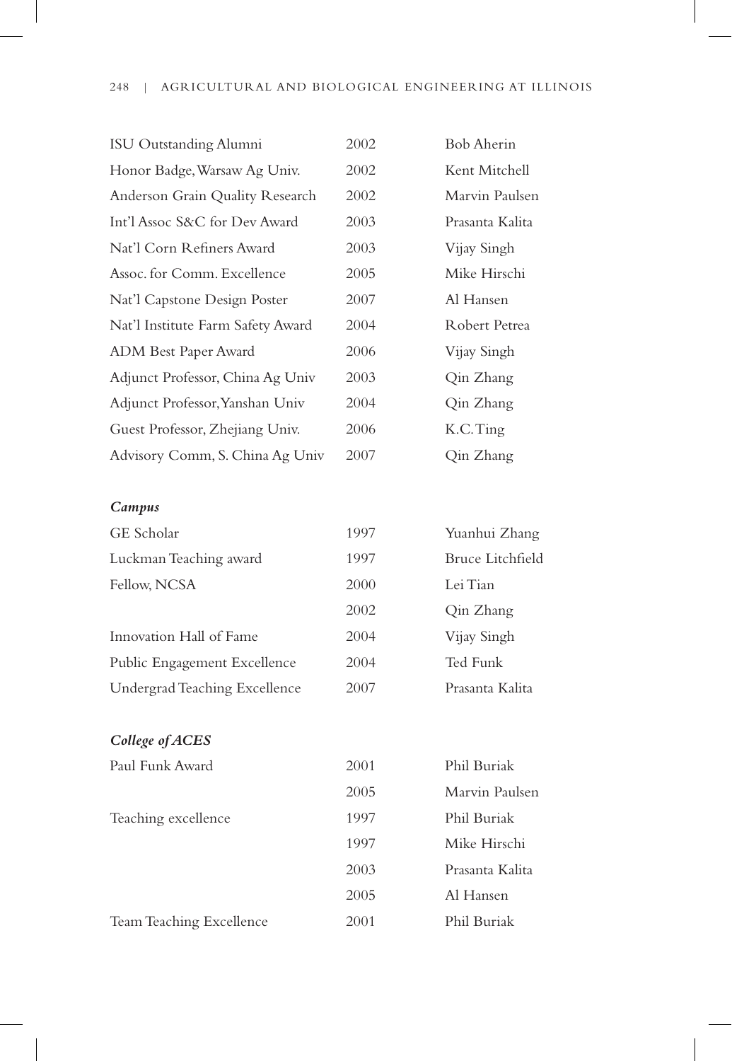| | | |
|---|---|---|
| ISU Outstanding Alumni | 2002 | Bob Aherin |
| Honor Badge, Warsaw Ag Univ. | 2002 | Kent Mitchell |
| Anderson Grain Quality Research | 2002 | Marvin Paulsen |
| Int'l Assoc S&C for Dev Award | 2003 | Prasanta Kalita |
| Nat'l Corn Refiners Award | 2003 | Vijay Singh |
| Assoc. for Comm. Excellence | 2005 | Mike Hirschi |
| Nat'l Capstone Design Poster | 2007 | Al Hansen |
| Nat'l Institute Farm Safety Award | 2004 | Robert Petrea |
| ADM Best Paper Award | 2006 | Vijay Singh |
| Adjunct Professor, China Ag Univ | 2003 | Qin Zhang |
| Adjunct Professor, Yanshan Univ | 2004 | Qin Zhang |
| Guest Professor, Zhejiang Univ. | 2006 | K.C. Ting |
| Advisory Comm, S. China Ag Univ | 2007 | Qin Zhang |

***Campus***

| | | |
|---|---|---|
| GE Scholar | 1997 | Yuanhui Zhang |
| Luckman Teaching award | 1997 | Bruce Litchfield |
| Fellow, NCSA | 2000 | Lei Tian |
| | 2002 | Qin Zhang |
| Innovation Hall of Fame | 2004 | Vijay Singh |
| Public Engagement Excellence | 2004 | Ted Funk |
| Undergrad Teaching Excellence | 2007 | Prasanta Kalita |

***College of ACES***

| | | |
|---|---|---|
| Paul Funk Award | 2001 | Phil Buriak |
| | 2005 | Marvin Paulsen |
| Teaching excellence | 1997 | Phil Buriak |
| | 1997 | Mike Hirschi |
| | 2003 | Prasanta Kalita |
| | 2005 | Al Hansen |
| Team Teaching Excellence | 2001 | Phil Buriak |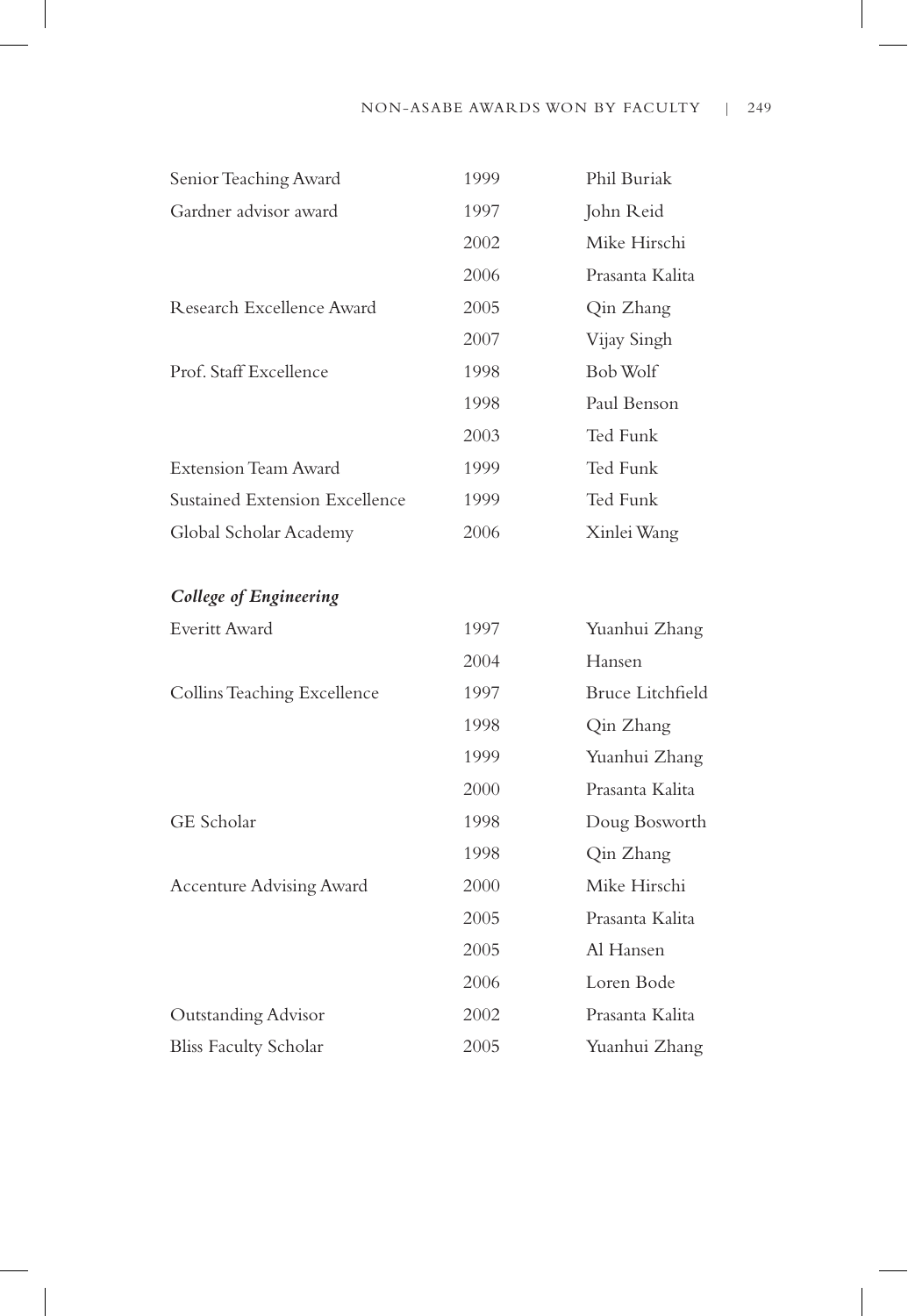| | | |
|---|---|---|
| Senior Teaching Award | 1999 | Phil Buriak |
| Gardner advisor award | 1997 | John Reid |
| | 2002 | Mike Hirschi |
| | 2006 | Prasanta Kalita |
| Research Excellence Award | 2005 | Qin Zhang |
| | 2007 | Vijay Singh |
| Prof. Staff Excellence | 1998 | Bob Wolf |
| | 1998 | Paul Benson |
| | 2003 | Ted Funk |
| Extension Team Award | 1999 | Ted Funk |
| Sustained Extension Excellence | 1999 | Ted Funk |
| Global Scholar Academy | 2006 | Xinlei Wang |

***College of Engineering***

| | | |
|---|---|---|
| Everitt Award | 1997 | Yuanhui Zhang |
| | 2004 | Hansen |
| Collins Teaching Excellence | 1997 | Bruce Litchfield |
| | 1998 | Qin Zhang |
| | 1999 | Yuanhui Zhang |
| | 2000 | Prasanta Kalita |
| GE Scholar | 1998 | Doug Bosworth |
| | 1998 | Qin Zhang |
| Accenture Advising Award | 2000 | Mike Hirschi |
| | 2005 | Prasanta Kalita |
| | 2005 | Al Hansen |
| | 2006 | Loren Bode |
| Outstanding Advisor | 2002 | Prasanta Kalita |
| Bliss Faculty Scholar | 2005 | Yuanhui Zhang |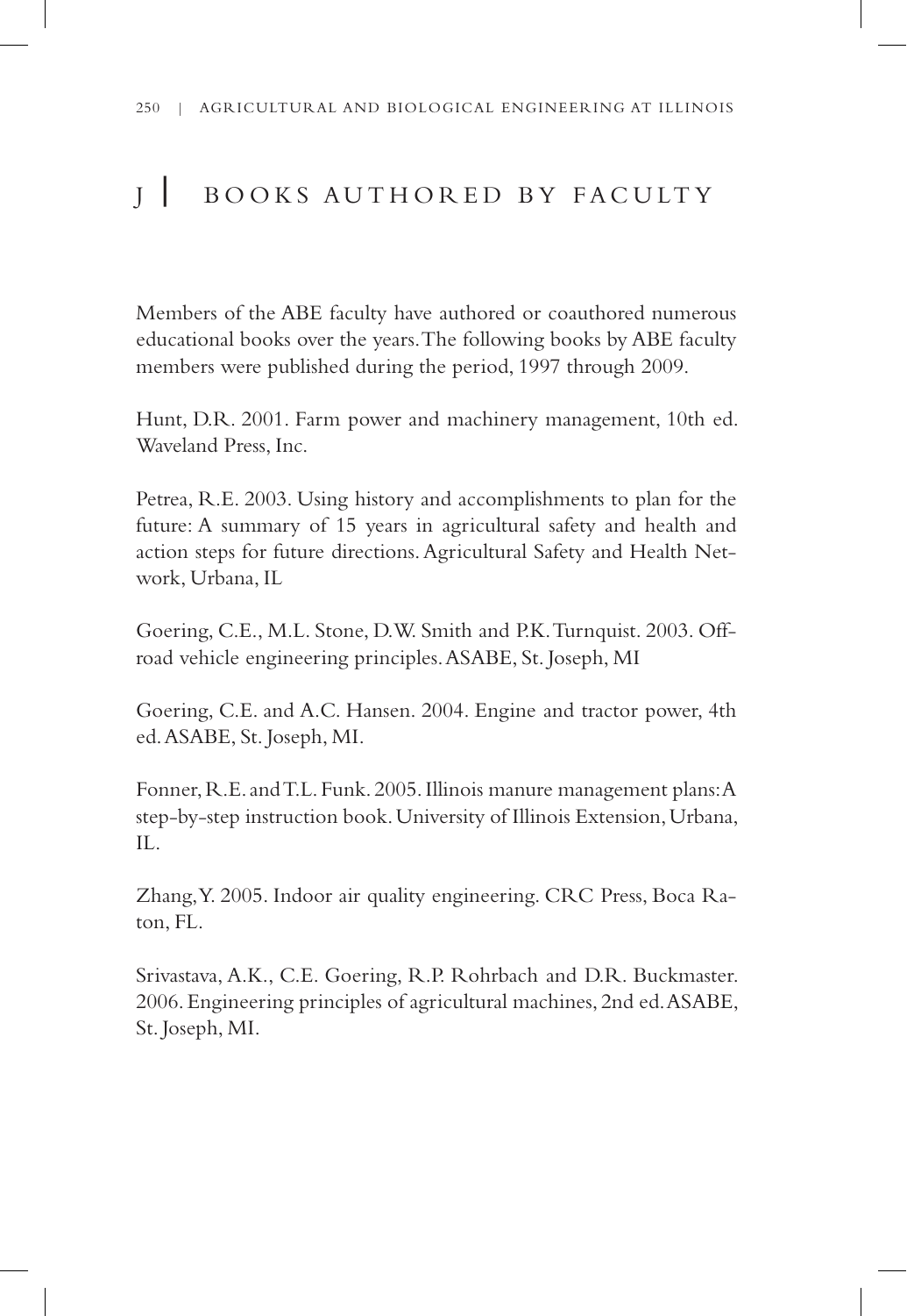# J | BOOKS AUTHORED BY FACULTY

Members of the ABE faculty have authored or coauthored numerous educational books over the years. The following books by ABE faculty members were published during the period, 1997 through 2009.

Hunt, D.R. 2001. Farm power and machinery management, 10th ed. Waveland Press, Inc.

Petrea, R.E. 2003. Using history and accomplishments to plan for the future: A summary of 15 years in agricultural safety and health and action steps for future directions. Agricultural Safety and Health Network, Urbana, IL

Goering, C.E., M.L. Stone, D.W. Smith and P.K. Turnquist. 2003. Off-road vehicle engineering principles. ASABE, St. Joseph, MI

Goering, C.E. and A.C. Hansen. 2004. Engine and tractor power, 4th ed. ASABE, St. Joseph, MI.

Fonner, R.E. and T.L. Funk. 2005. Illinois manure management plans: A step-by-step instruction book. University of Illinois Extension, Urbana, IL.

Zhang, Y. 2005. Indoor air quality engineering. CRC Press, Boca Raton, FL.

Srivastava, A.K., C.E. Goering, R.P. Rohrbach and D.R. Buckmaster. 2006. Engineering principles of agricultural machines, 2nd ed. ASABE, St. Joseph, MI.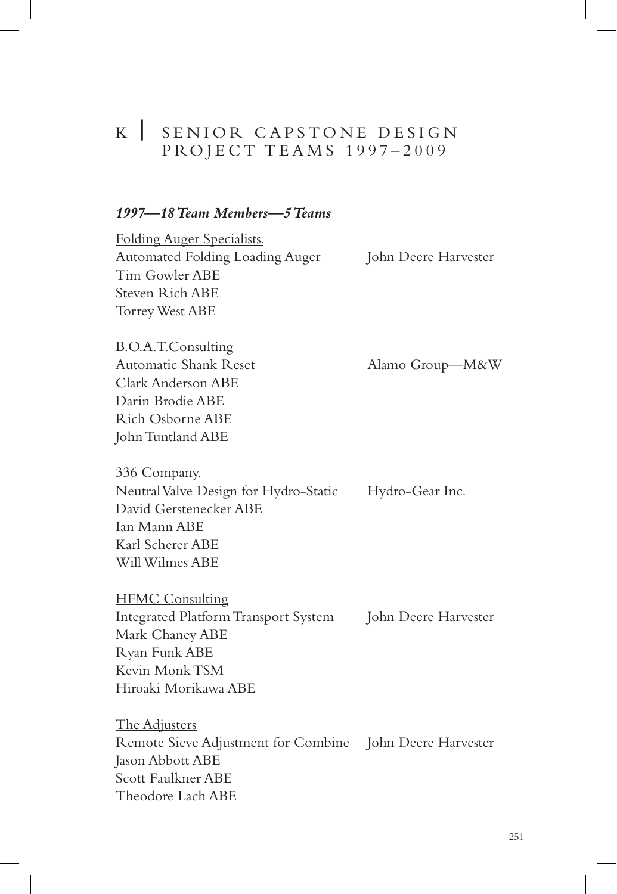# K | SENIOR CAPSTONE DESIGN PROJECT TEAMS 1997–2009

### *1997—18 Team Members—5 Teams*

<u>Folding Auger Specialists.</u>
Automated Folding Loading Auger — John Deere Harvester
Tim Gowler ABE
Steven Rich ABE
Torrey West ABE

<u>B.O.A.T.Consulting</u>
Automatic Shank Reset — Alamo Group—M&W
Clark Anderson ABE
Darin Brodie ABE
Rich Osborne ABE
John Tuntland ABE

<u>336 Company</u>.
Neutral Valve Design for Hydro-Static — Hydro-Gear Inc.
David Gerstenecker ABE
Ian Mann ABE
Karl Scherer ABE
Will Wilmes ABE

<u>HFMC Consulting</u>
Integrated Platform Transport System — John Deere Harvester
Mark Chaney ABE
Ryan Funk ABE
Kevin Monk TSM
Hiroaki Morikawa ABE

<u>The Adjusters</u>
Remote Sieve Adjustment for Combine — John Deere Harvester
Jason Abbott ABE
Scott Faulkner ABE
Theodore Lach ABE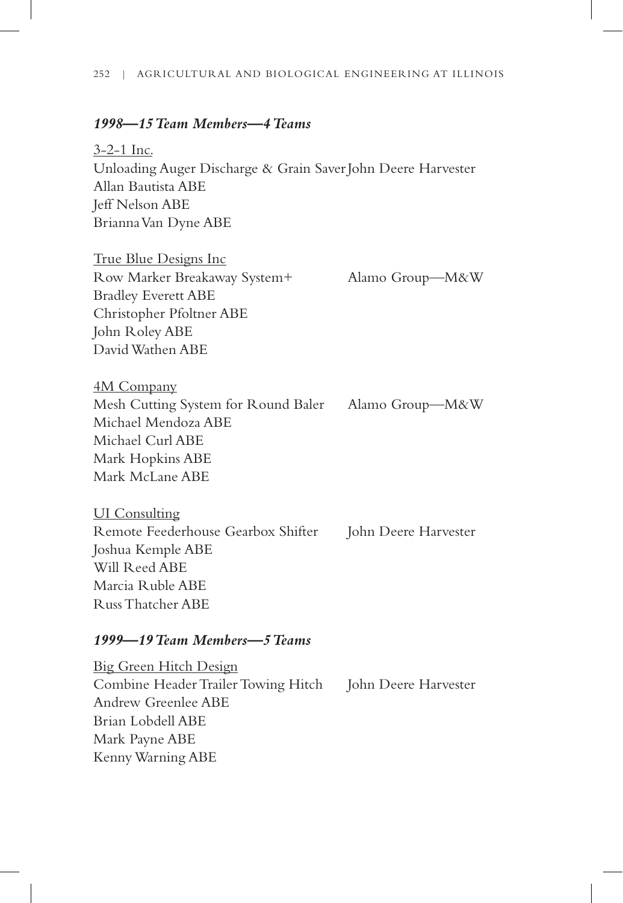***1998—15 Team Members—4 Teams***

<u>3-2-1 Inc.</u>
Unloading Auger Discharge & Grain Saver John Deere Harvester
Allan Bautista ABE
Jeff Nelson ABE
Brianna Van Dyne ABE

<u>True Blue Designs Inc</u>
Row Marker Breakaway System+ Alamo Group—M&W
Bradley Everett ABE
Christopher Pfoltner ABE
John Roley ABE
David Wathen ABE

<u>4M Company</u>
Mesh Cutting System for Round Baler Alamo Group—M&W
Michael Mendoza ABE
Michael Curl ABE
Mark Hopkins ABE
Mark McLane ABE

<u>UI Consulting</u>
Remote Feederhouse Gearbox Shifter John Deere Harvester
Joshua Kemple ABE
Will Reed ABE
Marcia Ruble ABE
Russ Thatcher ABE

***1999—19 Team Members—5 Teams***

<u>Big Green Hitch Design</u>
Combine Header Trailer Towing Hitch John Deere Harvester
Andrew Greenlee ABE
Brian Lobdell ABE
Mark Payne ABE
Kenny Warning ABE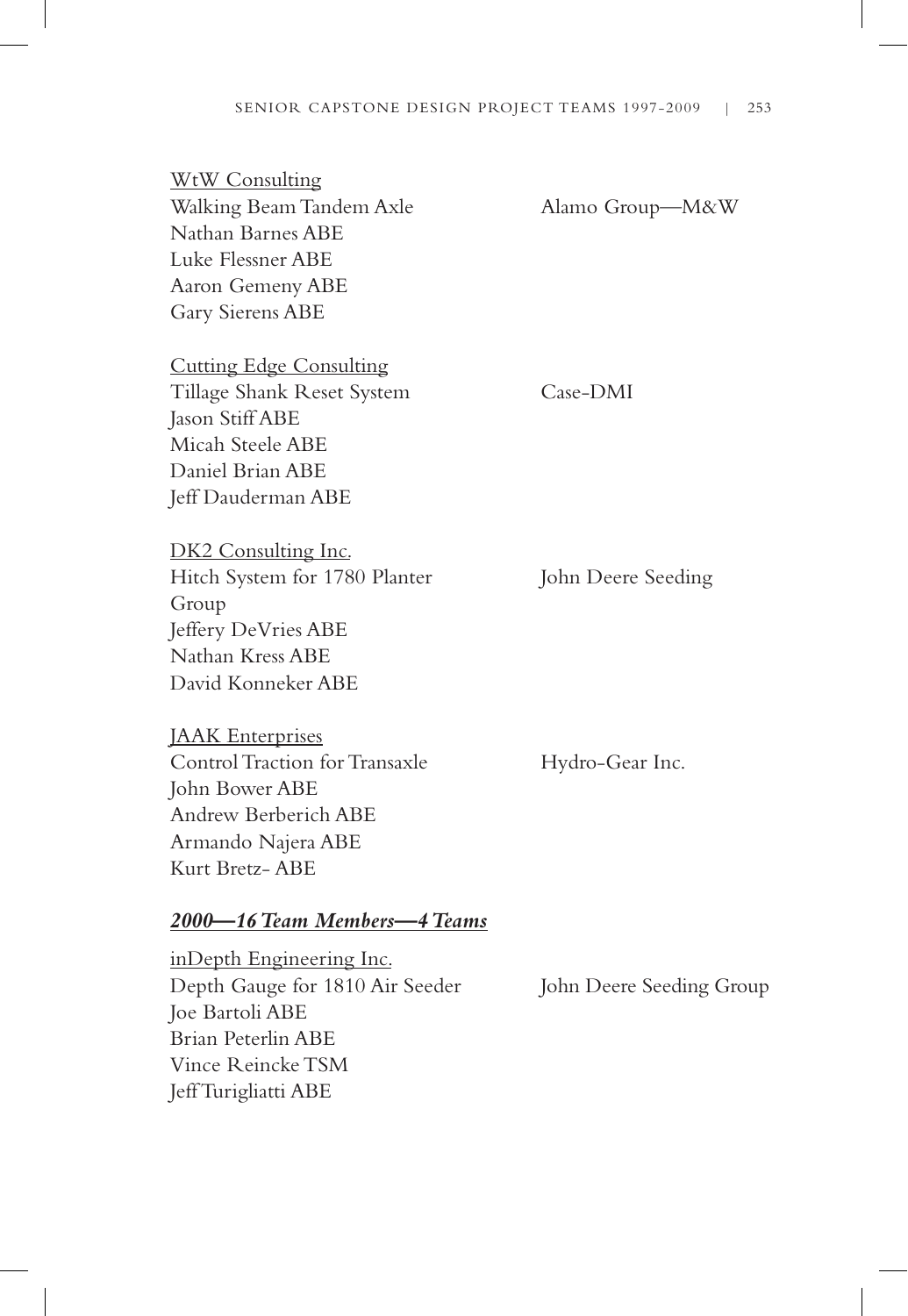<u>WtW Consulting</u>
Walking Beam Tandem Axle — Alamo Group—M&W
Nathan Barnes ABE
Luke Flessner ABE
Aaron Gemeny ABE
Gary Sierens ABE

<u>Cutting Edge Consulting</u>
Tillage Shank Reset System — Case-DMI
Jason Stiff ABE
Micah Steele ABE
Daniel Brian ABE
Jeff Dauderman ABE

<u>DK2 Consulting Inc.</u>
Hitch System for 1780 Planter — John Deere Seeding Group
Jeffery DeVries ABE
Nathan Kress ABE
David Konneker ABE

<u>JAAK Enterprises</u>
Control Traction for Transaxle — Hydro-Gear Inc.
John Bower ABE
Andrew Berberich ABE
Armando Najera ABE
Kurt Bretz- ABE

### ***<u>2000—16 Team Members—4 Teams</u>***

<u>inDepth Engineering Inc.</u>
Depth Gauge for 1810 Air Seeder — John Deere Seeding Group
Joe Bartoli ABE
Brian Peterlin ABE
Vince Reincke TSM
Jeff Turigliatti ABE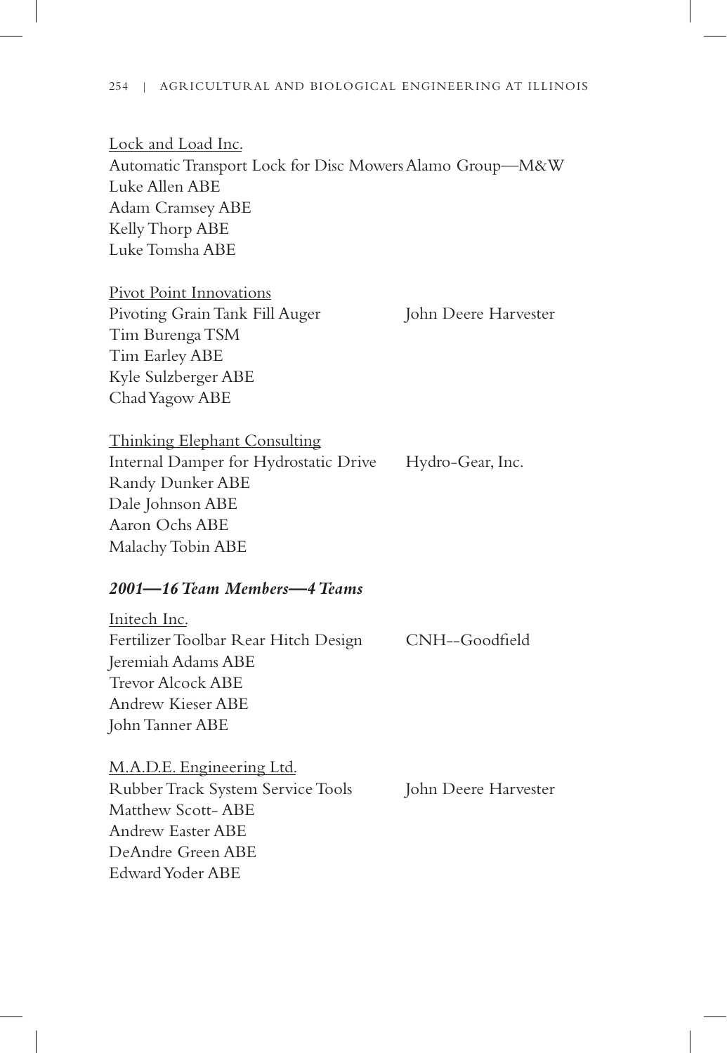Lock and Load Inc.
Automatic Transport Lock for Disc Mowers Alamo Group—M&W
Luke Allen ABE
Adam Cramsey ABE
Kelly Thorp ABE
Luke Tomsha ABE

Pivot Point Innovations
Pivoting Grain Tank Fill Auger John Deere Harvester
Tim Burenga TSM
Tim Earley ABE
Kyle Sulzberger ABE
Chad Yagow ABE

Thinking Elephant Consulting
Internal Damper for Hydrostatic Drive Hydro-Gear, Inc.
Randy Dunker ABE
Dale Johnson ABE
Aaron Ochs ABE
Malachy Tobin ABE

### *2001—16 Team Members—4 Teams*

Initech Inc.
Fertilizer Toolbar Rear Hitch Design CNH--Goodfield
Jeremiah Adams ABE
Trevor Alcock ABE
Andrew Kieser ABE
John Tanner ABE

M.A.D.E. Engineering Ltd.
Rubber Track System Service Tools John Deere Harvester
Matthew Scott- ABE
Andrew Easter ABE
DeAndre Green ABE
Edward Yoder ABE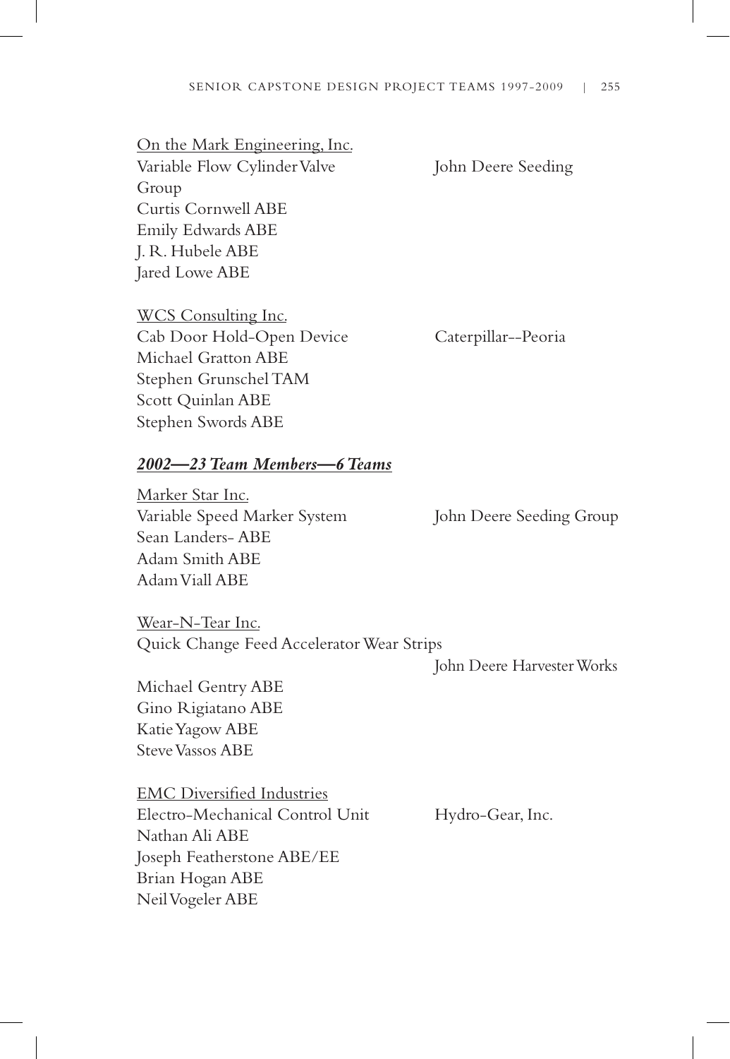On the Mark Engineering, Inc.
Variable Flow Cylinder Valve John Deere Seeding Group
Curtis Cornwell ABE
Emily Edwards ABE
J. R. Hubele ABE
Jared Lowe ABE

WCS Consulting Inc.
Cab Door Hold-Open Device Caterpillar--Peoria
Michael Gratton ABE
Stephen Grunschel TAM
Scott Quinlan ABE
Stephen Swords ABE

***2002—23 Team Members—6 Teams***

Marker Star Inc.
Variable Speed Marker System John Deere Seeding Group
Sean Landers- ABE
Adam Smith ABE
Adam Viall ABE

Wear-N-Tear Inc.
Quick Change Feed Accelerator Wear Strips
John Deere Harvester Works
Michael Gentry ABE
Gino Rigiatano ABE
Katie Yagow ABE
Steve Vassos ABE

EMC Diversified Industries
Electro-Mechanical Control Unit Hydro-Gear, Inc.
Nathan Ali ABE
Joseph Featherstone ABE/EE
Brian Hogan ABE
Neil Vogeler ABE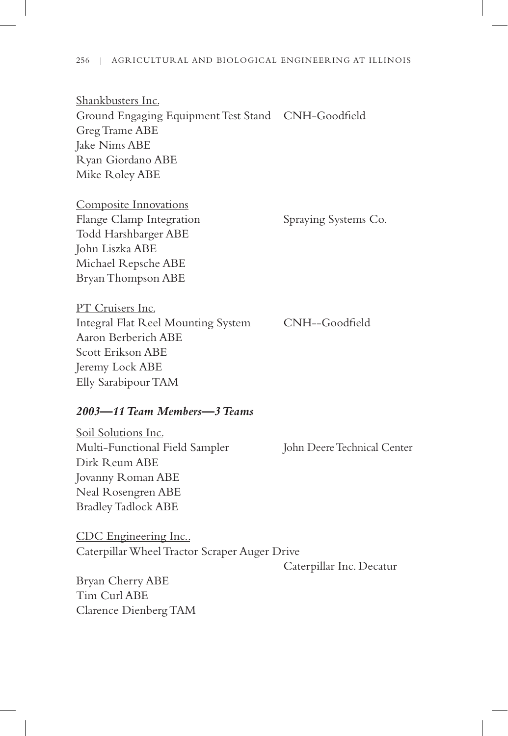Shankbusters Inc.
Ground Engaging Equipment Test Stand CNH-Goodfield
Greg Trame ABE
Jake Nims ABE
Ryan Giordano ABE
Mike Roley ABE

Composite Innovations
Flange Clamp Integration Spraying Systems Co.
Todd Harshbarger ABE
John Liszka ABE
Michael Repsche ABE
Bryan Thompson ABE

PT Cruisers Inc.
Integral Flat Reel Mounting System CNH--Goodfield
Aaron Berberich ABE
Scott Erikson ABE
Jeremy Lock ABE
Elly Sarabipour TAM

### *2003—11 Team Members—3 Teams*

Soil Solutions Inc.
Multi-Functional Field Sampler John Deere Technical Center
Dirk Reum ABE
Jovanny Roman ABE
Neal Rosengren ABE
Bradley Tadlock ABE

CDC Engineering Inc..
Caterpillar Wheel Tractor Scraper Auger Drive
Caterpillar Inc. Decatur
Bryan Cherry ABE
Tim Curl ABE
Clarence Dienberg TAM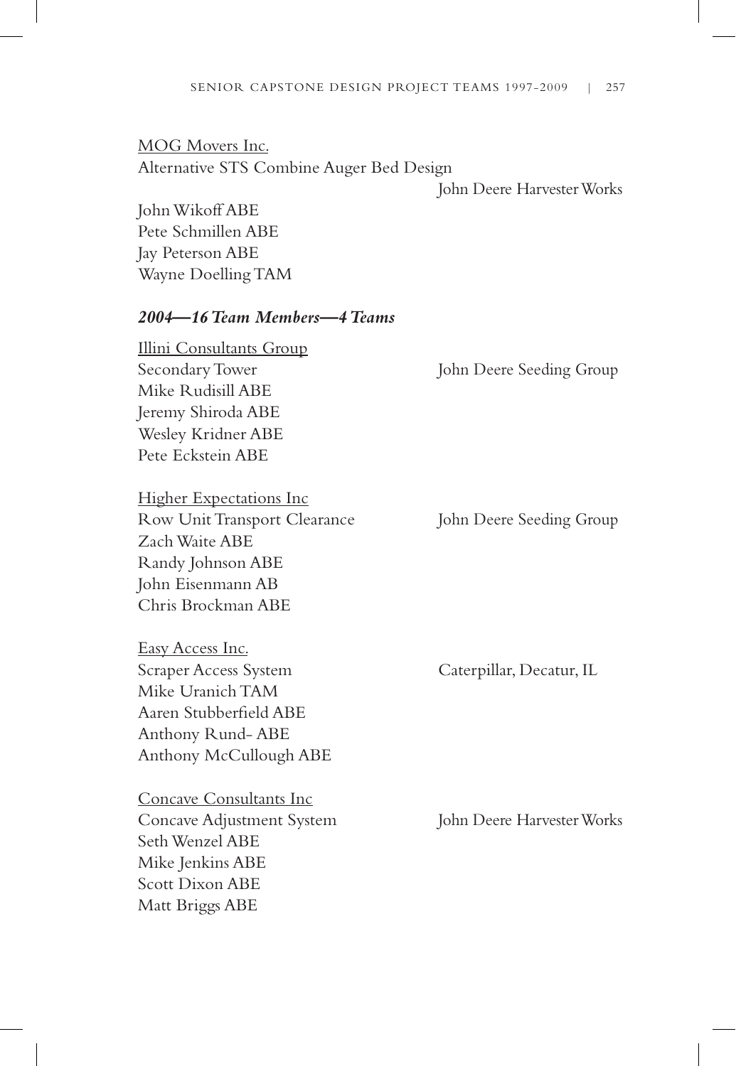<u>MOG Movers Inc.</u>
Alternative STS Combine Auger Bed Design
John Deere Harvester Works

John Wikoff ABE
Pete Schmillen ABE
Jay Peterson ABE
Wayne Doelling TAM

### *2004—16 Team Members—4 Teams*

<u>Illini Consultants Group</u>
Secondary Tower — John Deere Seeding Group
Mike Rudisill ABE
Jeremy Shiroda ABE
Wesley Kridner ABE
Pete Eckstein ABE

<u>Higher Expectations Inc</u>
Row Unit Transport Clearance — John Deere Seeding Group
Zach Waite ABE
Randy Johnson ABE
John Eisenmann AB
Chris Brockman ABE

<u>Easy Access Inc.</u>
Scraper Access System — Caterpillar, Decatur, IL
Mike Uranich TAM
Aaren Stubberfield ABE
Anthony Rund- ABE
Anthony McCullough ABE

<u>Concave Consultants Inc</u>
Concave Adjustment System — John Deere Harvester Works
Seth Wenzel ABE
Mike Jenkins ABE
Scott Dixon ABE
Matt Briggs ABE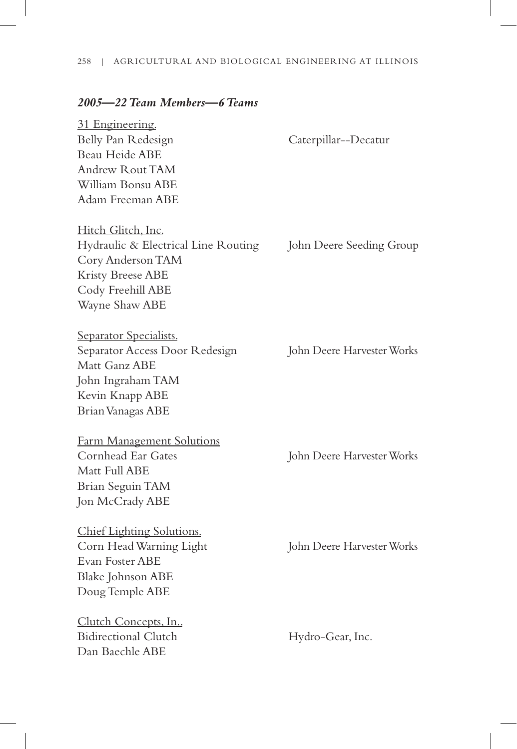### *2005—22 Team Members—6 Teams*

31 Engineering.
Belly Pan Redesign — Caterpillar--Decatur
Beau Heide ABE
Andrew Rout TAM
William Bonsu ABE
Adam Freeman ABE

Hitch Glitch, Inc.
Hydraulic & Electrical Line Routing — John Deere Seeding Group
Cory Anderson TAM
Kristy Breese ABE
Cody Freehill ABE
Wayne Shaw ABE

Separator Specialists.
Separator Access Door Redesign — John Deere Harvester Works
Matt Ganz ABE
John Ingraham TAM
Kevin Knapp ABE
Brian Vanagas ABE

Farm Management Solutions
Cornhead Ear Gates — John Deere Harvester Works
Matt Full ABE
Brian Seguin TAM
Jon McCrady ABE

Chief Lighting Solutions.
Corn Head Warning Light — John Deere Harvester Works
Evan Foster ABE
Blake Johnson ABE
Doug Temple ABE

Clutch Concepts, In..
Bidirectional Clutch — Hydro-Gear, Inc.
Dan Baechle ABE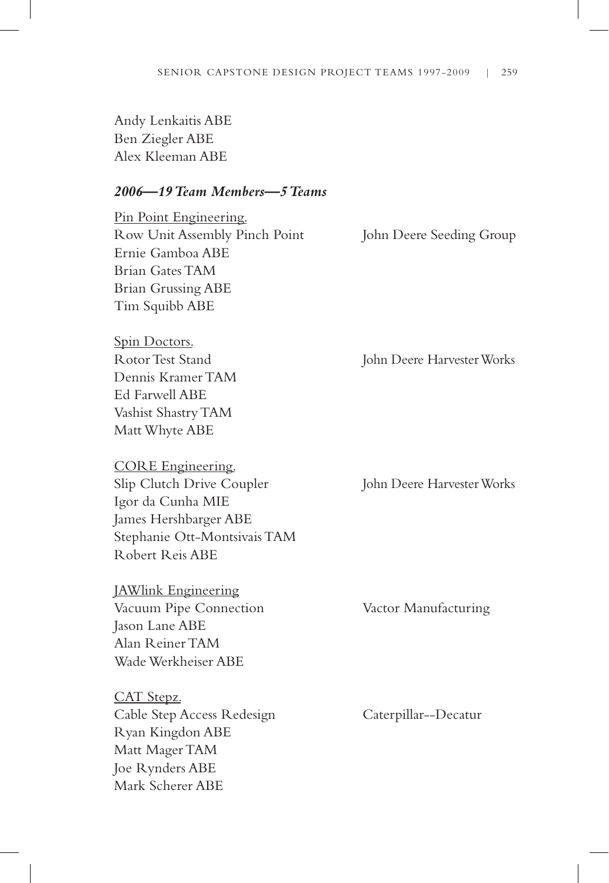Andy Lenkaitis ABE
Ben Ziegler ABE
Alex Kleeman ABE

### *2006—19 Team Members—5 Teams*

Pin Point Engineering.
Row Unit Assembly Pinch Point — John Deere Seeding Group
Ernie Gamboa ABE
Brian Gates TAM
Brian Grussing ABE
Tim Squibb ABE

Spin Doctors.
Rotor Test Stand — John Deere Harvester Works
Dennis Kramer TAM
Ed Farwell ABE
Vashist Shastry TAM
Matt Whyte ABE

CORE Engineering.
Slip Clutch Drive Coupler — John Deere Harvester Works
Igor da Cunha MIE
James Hershbarger ABE
Stephanie Ott-Montsivais TAM
Robert Reis ABE

JAWlink Engineering
Vacuum Pipe Connection — Vactor Manufacturing
Jason Lane ABE
Alan Reiner TAM
Wade Werkheiser ABE

CAT Stepz.
Cable Step Access Redesign — Caterpillar--Decatur
Ryan Kingdon ABE
Matt Mager TAM
Joe Rynders ABE
Mark Scherer ABE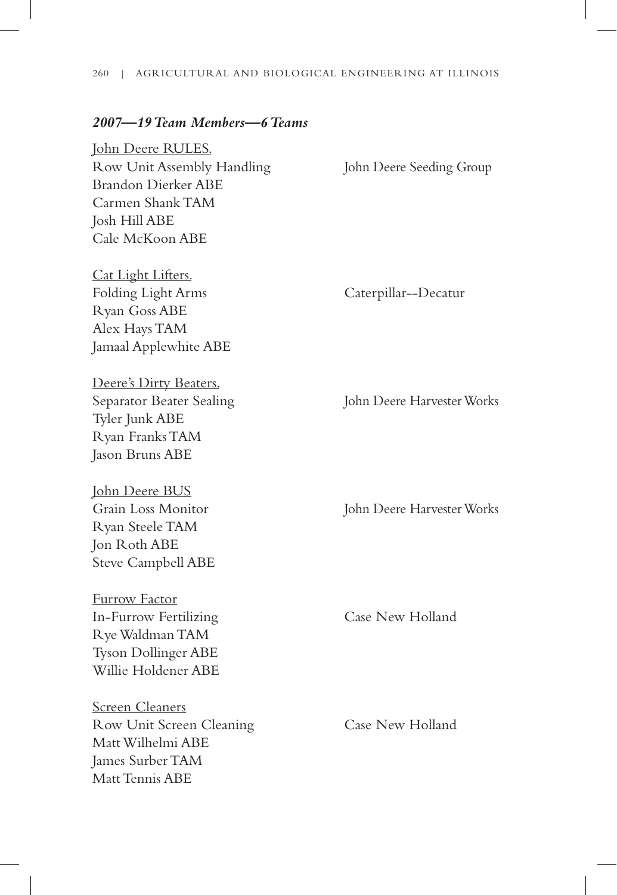### *2007—19 Team Members—6 Teams*

<u>John Deere RULES.</u>
Row Unit Assembly Handling — John Deere Seeding Group
Brandon Dierker ABE
Carmen Shank TAM
Josh Hill ABE
Cale McKoon ABE

<u>Cat Light Lifters.</u>
Folding Light Arms — Caterpillar--Decatur
Ryan Goss ABE
Alex Hays TAM
Jamaal Applewhite ABE

<u>Deere's Dirty Beaters.</u>
Separator Beater Sealing — John Deere Harvester Works
Tyler Junk ABE
Ryan Franks TAM
Jason Bruns ABE

<u>John Deere BUS</u>
Grain Loss Monitor — John Deere Harvester Works
Ryan Steele TAM
Jon Roth ABE
Steve Campbell ABE

<u>Furrow Factor</u>
In-Furrow Fertilizing — Case New Holland
Rye Waldman TAM
Tyson Dollinger ABE
Willie Holdener ABE

<u>Screen Cleaners</u>
Row Unit Screen Cleaning — Case New Holland
Matt Wilhelmi ABE
James Surber TAM
Matt Tennis ABE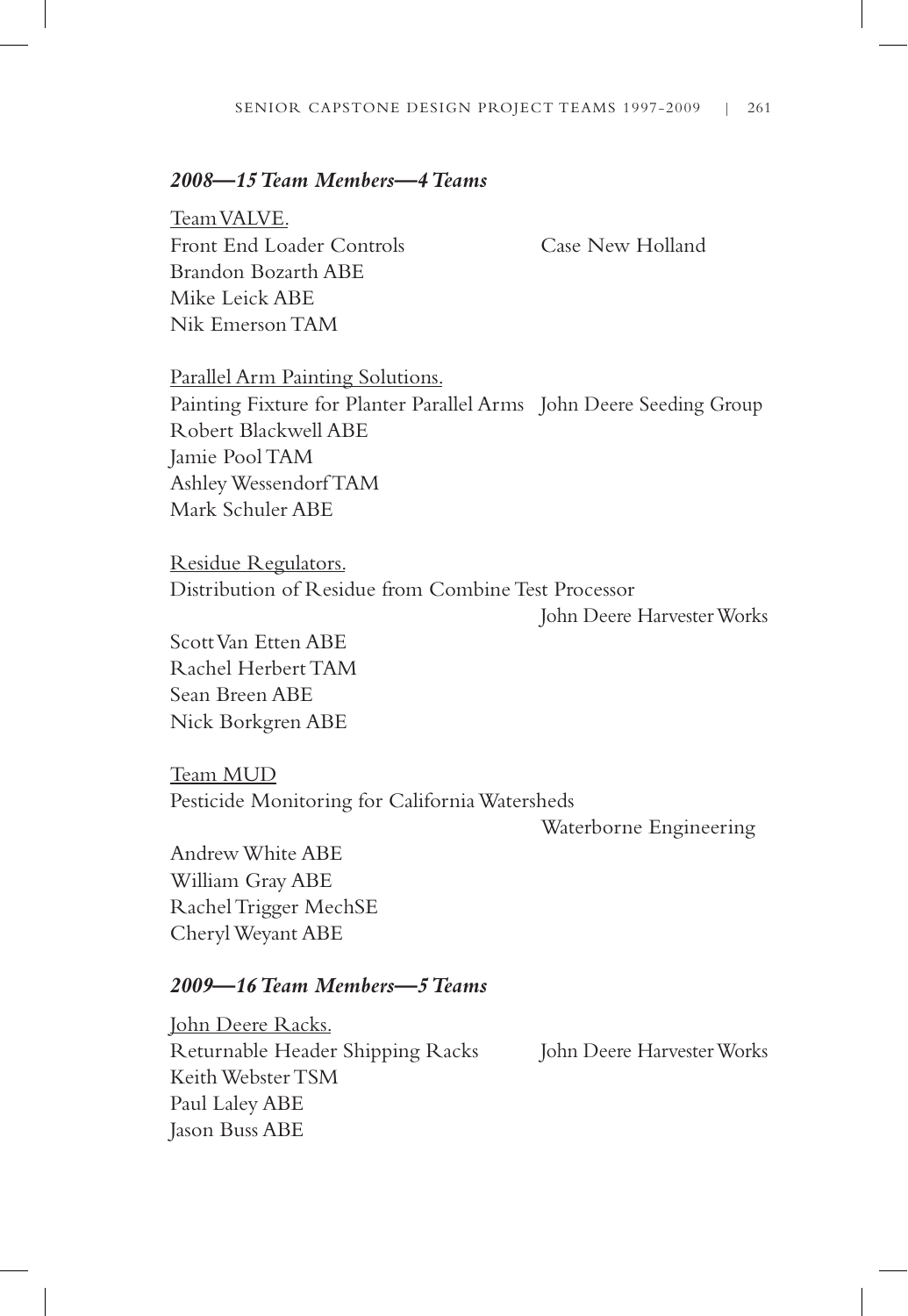### *2008—15 Team Members—4 Teams*

Team VALVE.
Front End Loader Controls — Case New Holland
Brandon Bozarth ABE
Mike Leick ABE
Nik Emerson TAM

Parallel Arm Painting Solutions.
Painting Fixture for Planter Parallel Arms — John Deere Seeding Group
Robert Blackwell ABE
Jamie Pool TAM
Ashley Wessendorf TAM
Mark Schuler ABE

Residue Regulators.
Distribution of Residue from Combine Test Processor — John Deere Harvester Works
Scott Van Etten ABE
Rachel Herbert TAM
Sean Breen ABE
Nick Borkgren ABE

Team MUD
Pesticide Monitoring for California Watersheds — Waterborne Engineering
Andrew White ABE
William Gray ABE
Rachel Trigger MechSE
Cheryl Weyant ABE

### *2009—16 Team Members—5 Teams*

John Deere Racks.
Returnable Header Shipping Racks — John Deere Harvester Works
Keith Webster TSM
Paul Laley ABE
Jason Buss ABE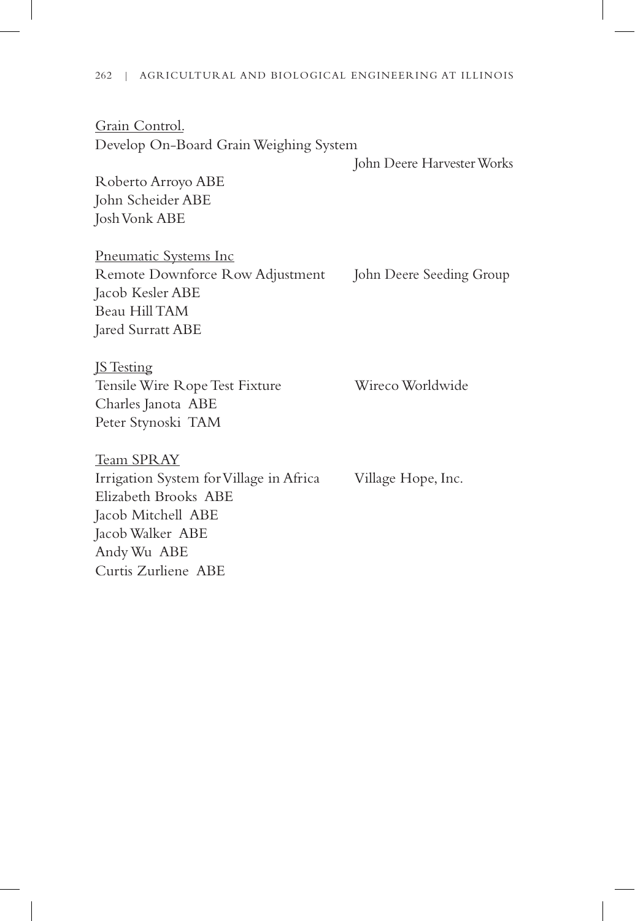Grain Control.
Develop On-Board Grain Weighing System
John Deere Harvester Works
Roberto Arroyo ABE
John Scheider ABE
Josh Vonk ABE

Pneumatic Systems Inc
Remote Downforce Row Adjustment — John Deere Seeding Group
Jacob Kesler ABE
Beau Hill TAM
Jared Surratt ABE

JS Testing
Tensile Wire Rope Test Fixture — Wireco Worldwide
Charles Janota ABE
Peter Stynoski TAM

Team SPRAY
Irrigation System for Village in Africa — Village Hope, Inc.
Elizabeth Brooks ABE
Jacob Mitchell ABE
Jacob Walker ABE
Andy Wu ABE
Curtis Zurliene ABE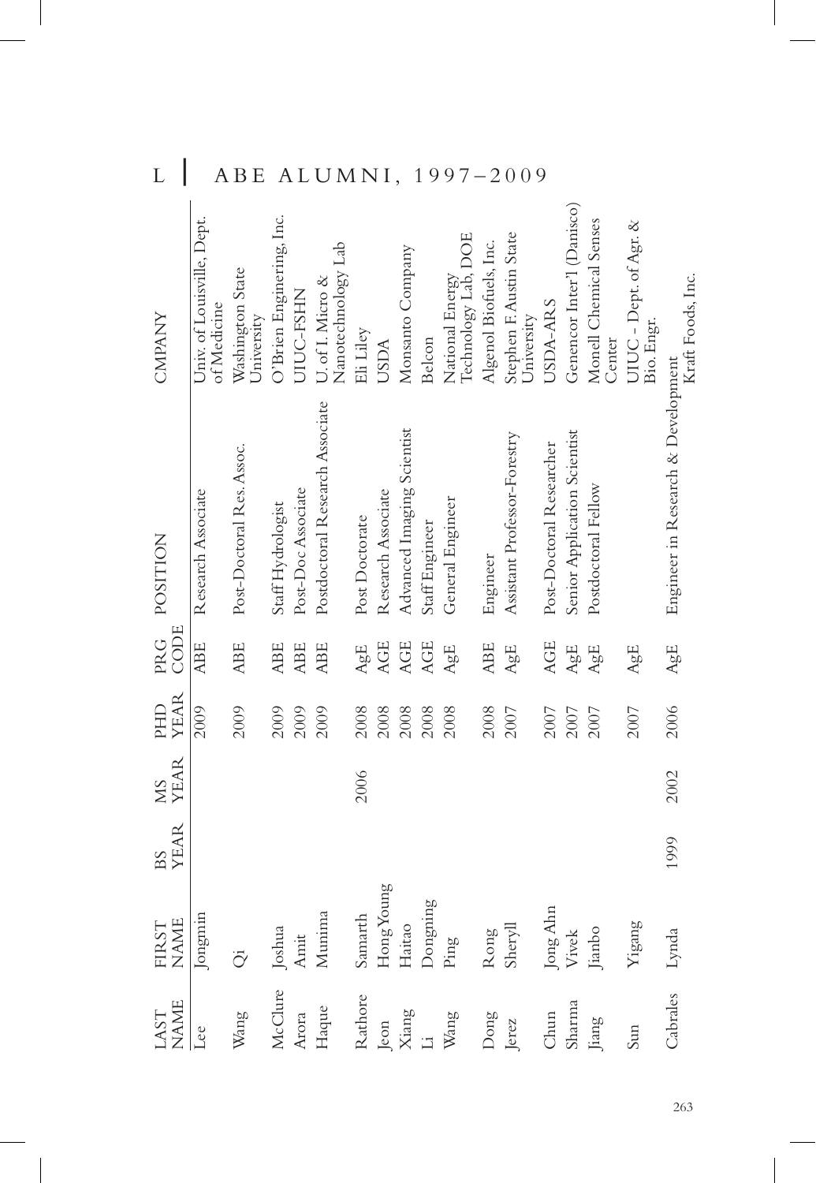# L | ABE ALUMNI, 1997–2009

| LAST NAME | FIRST NAME | BS YEAR | MS YEAR | PHD YEAR | PRG CODE | POSITION | CMPANY |
|---|---|---|---|---|---|---|---|
| Lee | Jongmin | | | 2009 | ABE | Research Associate | Univ. of Louisville, Dept. of Medicine |
| Wang | Qi | | | 2009 | ABE | Post-Doctoral Res. Assoc. | Washington State University |
| McClure | Joshua | | | 2009 | ABE | Staff Hydrologist | O'Brien Enginering, Inc. |
| Arora | Amit | | | 2009 | ABE | Post-Doc Associate | UIUC-FSHN |
| Haque | Munima | | | 2009 | ABE | Postdoctoral Research Associate | U. of I. Micro & Nanotechnology Lab |
| Rathore | Samarth | | 2006 | 2008 | AgE | Post Doctorate | Eli Liley |
| Jeon | Hong Young | | | 2008 | AGE | Research Associate | USDA |
| Xiang | Haitao | | | 2008 | AGE | Advanced Imaging Scientist | Monsanto Company |
| Li | Dongning | | | 2008 | AGE | Staff Engineer | Belcon |
| Wang | Ping | | | 2008 | AgE | General Engineer | National Energy Technology Lab, DOE |
| Dong | Rong | | | 2008 | ABE | Engineer | Algenol Biofuels, Inc. |
| Jerez | Sheryll | | | 2007 | AgE | Assistant Professor-Forestry | Stephen F. Austin State University |
| Chun | Jong Ahn | | | 2007 | AGE | Post-Doctoral Researcher | USDA-ARS |
| Sharma | Vivek | | | 2007 | AgE | Senior Application Scientist | Genencor Inter'l (Danisco) |
| Jiang | Jianbo | | | 2007 | AgE | Postdoctoral Fellow | Monell Chemical Senses Center |
| Sun | Yigang | | | 2007 | AgE | | UIUC - Dept. of Agr. & Bio. Engr. |
| Cabrales | Lynda | 1999 | 2002 | 2006 | AgE | Engineer in Research & Development | Kraft Foods, Inc. |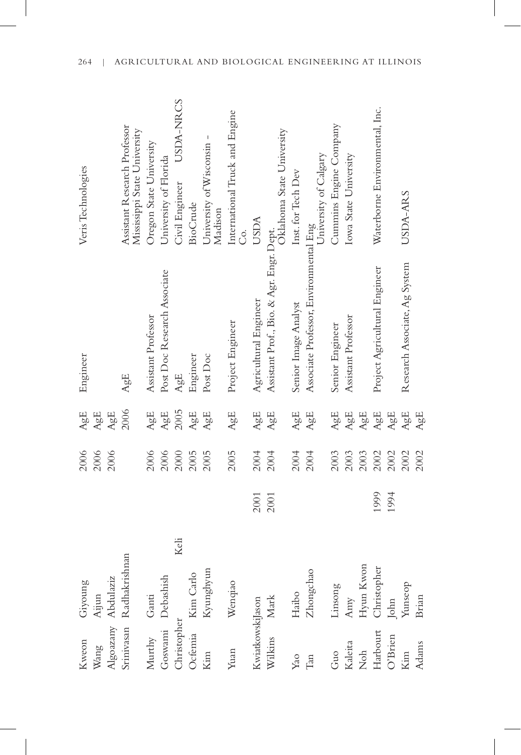| | | | | | | |
|---|---|---|---|---|---|---|
| Kweon | Giyoung | | 2006 | AgE | Engineer | Veris Technologies |
| Wang | Aijun | | 2006 | AgE | | |
| Algoazany | Abdulaziz | | 2006 | AgE | | |
| Srinivasan | Radhakrishnan | | | 2006 | AgE | Assistant Research Professor Mississippi State University |
| Murthy | Ganti | | 2006 | AgE | Assistant Professor | Oregon State University |
| Goswami | Debashish | | 2006 | AgE | Post Doc Research Associate | University of Florida |
| Christopher | Keli | | 2000 | 2005 | AgE | Civil Engineer USDA-NRCS |
| Ocfemia | Kim Carlo | | 2005 | AgE | Engineer | BioCrude |
| Kim | Kyunghyun | | 2005 | AgE | Post Doc | University of Wisconsin – Madison |
| Yuan | Wenqiao | | 2005 | AgE | Project Engineer | International Truck and Engine Co. |
| Kwiatkowski | Jason | 2001 | 2004 | AgE | Agricultural Engineer | USDA |
| Wilkins | Mark | 2001 | 2004 | AgE | Assistant Prof., Bio. & Agr. Engr. Dept. | Oklahoma State University |
| Yao | Haibo | | 2004 | AgE | Senior Image Analyst | Inst. for Tech Dev |
| Tan | Zhongchao | | 2004 | AgE | Associate Professor, Environmental Eng | University of Calgary |
| Guo | Linsong | | 2003 | AgE | Senior Engineer | Cummins Engine Company |
| Kaleita | Amy | | 2003 | AgE | Assistant Professor | Iowa State University |
| Noh | Hyun Kwon | | 2003 | AgE | | |
| Harbourt | Christopher | 1999 | 2002 | AgE | Project Agricultural Engineer | Waterborne Environmental, Inc. |
| O'Brien | John | 1994 | 2002 | AgE | | |
| Kim | Yunseop | | 2002 | AgE | Research Associate, Ag System | USDA-ARS |
| Adams | Brian | | 2002 | AgE | | |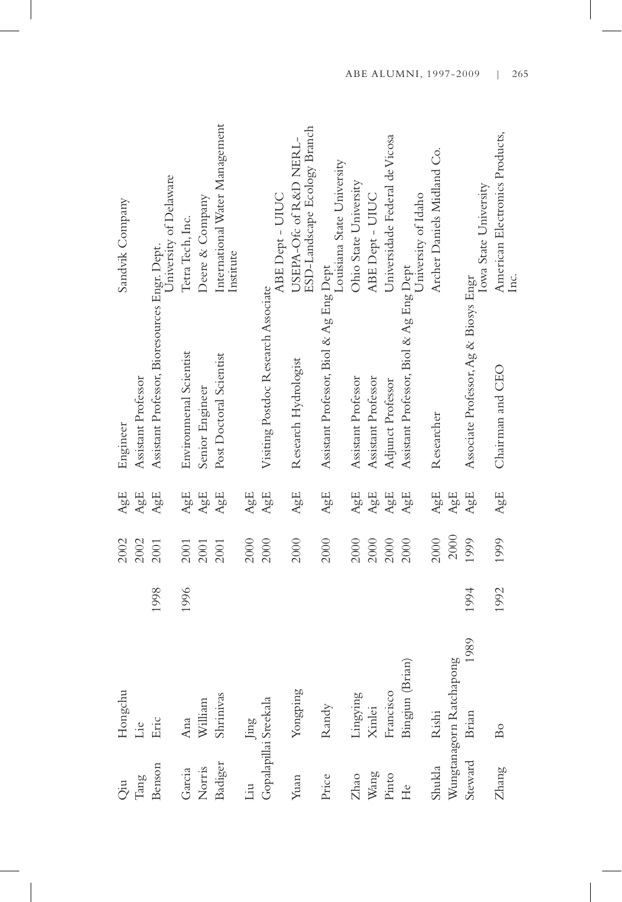| Last Name | First Name | Prior Degree | Year | Degree | Position | Employer |
|---|---|---|---|---|---|---|
| Qiu | Hongchu | | 2002 | AgE | Engineer | Sandvik Company |
| Tang | Lie | | 2002 | AgE | Assistant Professor | |
| Benson | Eric | 1998 | 2001 | AgE | Assistant Professor, Bioresources Engr. Dept. | University of Delaware |
| Garcia | Ana | 1996 | 2001 | AgE | Environmenal Scientist | Tetra Tech, Inc. |
| Norris | William | | 2001 | AgE | Senior Engineer | Deere & Company |
| Badiger | Shrinivas | | 2001 | AgE | Post Doctoral Scientist | International Water Management Institute |
| Liu | Jing | | 2000 | AgE | | |
| Gopalapillai | Sreekala | | 2000 | AgE | Visiting Postdoc Research Associate | ABE Dept - UIUC |
| Yuan | Yongping | | 2000 | AgE | Research Hydrologist | USEPA-Ofc of R&D NERL-ESD-Landscape Ecology Branch |
| Price | Randy | | 2000 | AgE | Assistant Professor, Biol & Ag Eng Dept | Louisiana State University |
| Zhao | Lingying | | 2000 | AgE | Assistant Professor | Ohio State University |
| Wang | Xinlei | | 2000 | AgE | Assistant Professor | ABE Dept - UIUC |
| Pinto | Francisco | | 2000 | AgE | Adjunct Professor | Universidade Federal de Vicosa |
| He | Bingjun (Brian) | | 2000 | AgE | Assistant Professor, Biol & Ag Eng Dept | University of Idaho |
| Shukla | Rishi | | 2000 | AgE | Researcher | Archer Daniels Midland Co. |
| Wungtanagorn | Ratchapong | | 2000 | AgE | | |
| Steward | Brian 1989 | 1994 | 1999 | AgE | Associate Professor, Ag & Biosys Engr | Iowa State University |
| Zhang | Bo | 1992 | 1999 | AgE | Chairman and CEO | American Electronics Products, Inc. |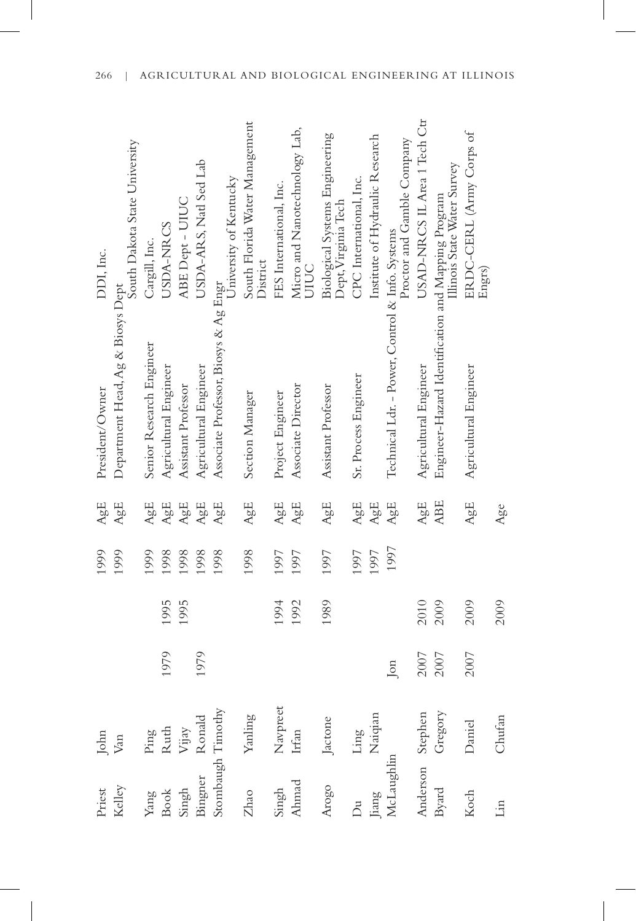| | | | | | | | |
|---|---|---|---|---|---|---|---|
| Priest | John | | | 1999 | AgE | President/Owner | DDI, Inc. |
| Kelley | Van | | | 1999 | AgE | Department Head, Ag & Biosys Dept | South Dakota State University |
| Yang | Ping | | | 1999 | AgE | Senior Research Engineer | Cargill, Inc. |
| Book | Ruth | 1979 | 1995 | 1998 | AgE | Agricultural Engineer | USDA-NRCS |
| Singh | Vijay | | 1995 | 1998 | AgE | Assistant Professor | ABE Dept - UIUC |
| Bingner | Ronald | 1979 | | 1998 | AgE | Agricultural Engineer | USDA-ARS, Natl Sed Lab |
| Stombaugh | Timothy | | | 1998 | AgE | Associate Professor, Biosys & Ag Engr | University of Kentucky |
| Zhao | Yanling | | | 1998 | AgE | Section Manager | South Florida Water Management District |
| Singh | Navpreet | | 1994 | 1997 | AgE | Project Engineer | FES International, Inc. |
| Ahmad | Irfan | | 1992 | 1997 | AgE | Associate Director | Micro and Nanotechnology Lab, UIUC |
| Arogo | Jactone | | 1989 | 1997 | AgE | Assistant Professor | Biological Systems Engineering Dept, Virginia Tech |
| Du | Ling | | | 1997 | AgE | Sr. Process Engineer | CPC International, Inc. |
| Jiang | Naiqian | | | 1997 | AgE | | Institute of Hydraulic Research |
| McLaughlin | Jon | | | 1997 | AgE | Technical Ldr. - Power, Control & Info. Systems | Proctor and Gamble Company |
| Anderson | Stephen | 2007 | 2010 | | AgE | Agricultural Engineer | USAD-NRCS IL Area 1 Tech Ctr |
| Byard | Gregory | 2007 | 2009 | | ABE | Engineer-Hazard Identification and Mapping Program | Illinois State Water Survey |
| Koch | Daniel | 2007 | 2009 | | AgE | Agricultural Engineer | ERDC-CERL (Army Corps of Engrs) |
| Lin | Chufan | | 2009 | | Age | | |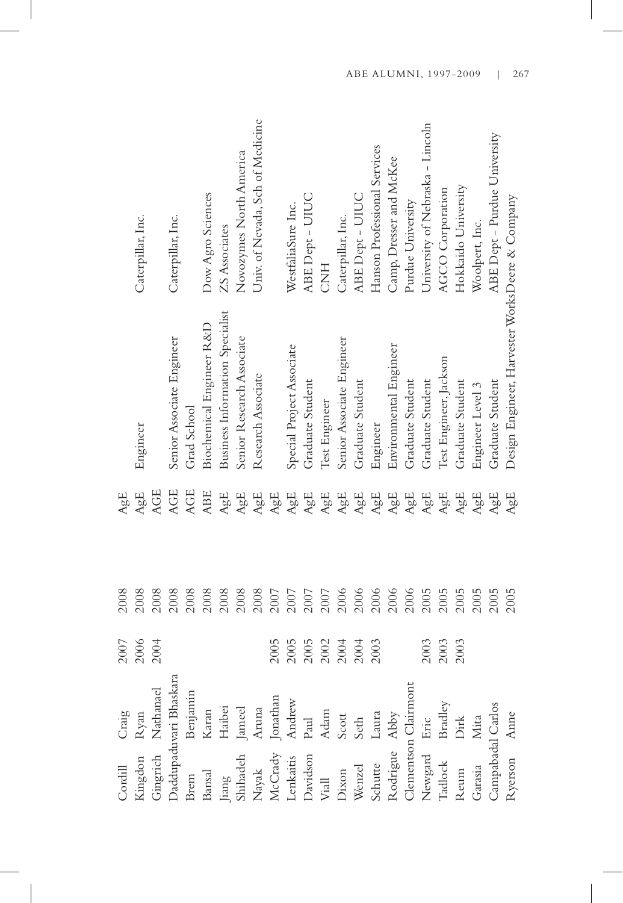| | | | | | | |
|---|---|---|---|---|---|---|
| Cordill | Craig | 2007 | 2008 | AgE | | |
| Kingdon | Ryan | 2006 | 2008 | AgE | Engineer | Caterpillar, Inc. |
| Gingrich | Nathanael | 2004 | 2008 | AGE | | |
| Daddupaduvari Bhaskara | | | 2008 | AGE | Senior Associate Engineer | Caterpillar, Inc. |
| Brem | Benjamin | | 2008 | AGE | Grad School | |
| Bansal | Karan | | 2008 | ABE | Biochemical Engineer R&D | Dow Agro Sciences |
| Jiang | Haibei | | 2008 | AgE | Business Information Specialist | ZS Associates |
| Shihadeh | Jameel | | 2008 | AgE | Senior Research Associate | Novozymes North America |
| Nayak | Aruna | | 2008 | AgE | Research Associate | Univ. of Nevada, Sch of Medicine |
| McCrady | Jonathan | 2005 | 2007 | AgE | | |
| Lenkaitis | Andrew | 2005 | 2007 | AgE | Special Project Associate | WestfaliaSure Inc. |
| Davidson | Paul | 2005 | 2007 | AgE | Graduate Student | ABE Dept - UIUC |
| Viall | Adam | 2002 | 2007 | AgE | Test Engineer | CNH |
| Dixon | Scott | 2004 | 2006 | AgE | Senior Associate Engineer | Caterpillar, Inc. |
| Wenzel | Seth | 2004 | 2006 | AgE | Graduate Student | ABE Dept - UIUC |
| Schutte | Laura | 2003 | 2006 | AgE | Engineer | Hanson Professional Services |
| Rodrigue | Abby | | 2006 | AgE | Environmental Engineer | Camp, Dresser and McKee |
| Clementson Clairmont | | | 2006 | AgE | Graduate Student | Purdue University |
| Newgard | Eric | 2003 | 2005 | AgE | Graduate Student | University of Nebraska - Lincoln |
| Tadlock | Bradley | 2003 | 2005 | AgE | Test Engineer, Jackson | AGCO Corporation |
| Reum | Dirk | 2003 | 2005 | AgE | Graduate Student | Hokkaido University |
| Garasia | Mita | | 2005 | AgE | Engineer Level 3 | Woolpert, Inc. |
| Campabadal Carlos | | | 2005 | AgE | Graduate Student | ABE Dept - Purdue University |
| Ryerson | Anne | | 2005 | AgE | Design Engineer, Harvester Works | Deere & Company |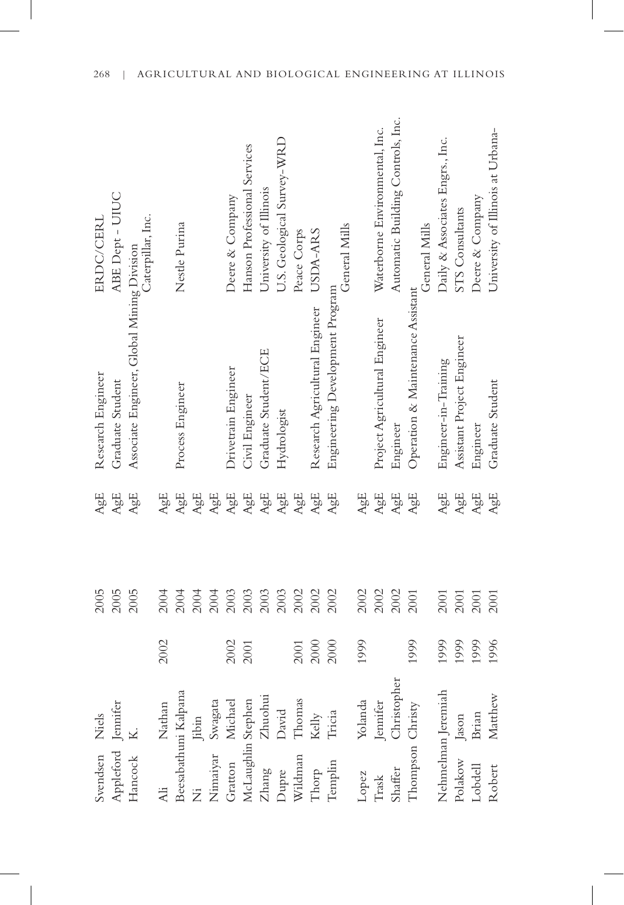| | | | | | | |
|---|---|---|---|---|---|---|
| Svendsen | Niels | | 2005 | AgE | Research Engineer | ERDC/CERL |
| Appleford | Jennifer | | 2005 | AgE | Graduate Student | ABE Dept - UIUC |
| Hancock | K. | | 2005 | AgE | Associate Engineer, Global Mining Division | Caterpillar, Inc. |
| Ali | Nathan | 2002 | 2004 | AgE | | |
| Beesabathuni | Kalpana | | 2004 | AgE | Process Engineer | Nestle Purina |
| Ni | Jibin | | 2004 | AgE | | |
| Nimaiyar | Swagata | | 2004 | AgE | | |
| Gratton | Michael | 2002 | 2003 | AgE | Drivetrain Engineer | Deere & Company |
| McLaughlin | Stephen | 2001 | 2003 | AgE | Civil Engineer | Hanson Professional Services |
| Zhang | Zhuohui | | 2003 | AgE | Graduate Student/ECE | University of Illinois |
| Dupre | David | | 2003 | AgE | Hydrologist | U.S. Geological Survey-WRD |
| Wildman | Thomas | 2001 | 2002 | AgE | | Peace Corps |
| Thorp | Kelly | 2000 | 2002 | AgE | Research Agricultural Engineer | USDA-ARS |
| Templin | Tricia | 2000 | 2002 | AgE | Engineering Development Program | General Mills |
| Lopez | Yolanda | 1999 | 2002 | AgE | | |
| Trask | Jennifer | | 2002 | AgE | Project Agricultural Engineer | Waterborne Environmental, Inc. |
| Shaffer | Christopher | | 2002 | AgE | Engineer | Automatic Building Controls, Inc. |
| Thompson | Christy | 1999 | 2001 | AgE | Operation & Maintenance Assistant | General Mills |
| Nehmelman | Jeremiah | 1999 | 2001 | AgE | Engineer-in-Training | Daily & Associates Engrs., Inc. |
| Polakow | Jason | 1999 | 2001 | AgE | Assistant Project Engineer | STS Consultants |
| Lobdell | Brian | 1999 | 2001 | AgE | Engineer | Deere & Company |
| Robert | Matthew | 1996 | 2001 | AgE | Graduate Student | University of Illinois at Urbana- |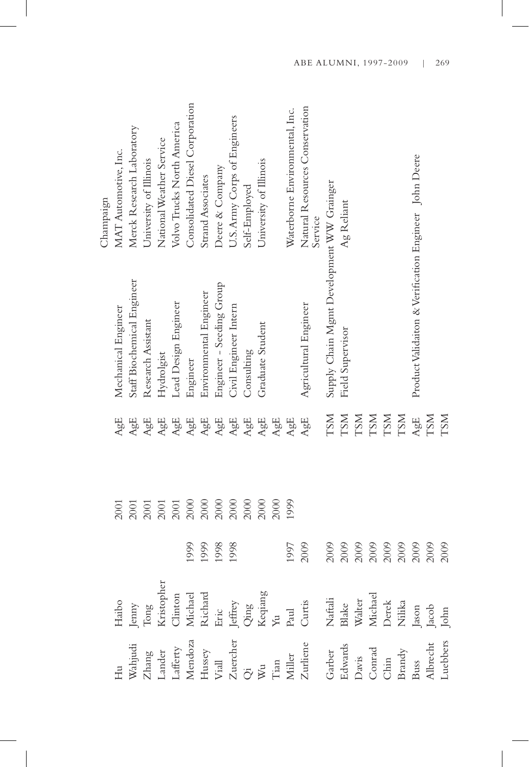| | | | | | | |
|---|---|---|---|---|---|---|
| | | | | | | Champaign |
| Hu | Haibo | | 2001 | AgE | Mechanical Engineer | MAT Automotive, Inc. |
| Wahjudi | Jenny | | 2001 | AgE | Staff Biochemical Engineer | Merck Research Laboratory |
| Zhang | Tong | | 2001 | AgE | Research Assistant | University of Illinois |
| Lander | Kristopher | | 2001 | AgE | Hydrolgist | National Weather Service |
| Lafferty | Clinton | | 2001 | AgE | Lead Design Engineer | Volvo Trucks North America |
| Mendoza | Michael | 1999 | 2000 | AgE | Engineer | Consolidated Diesel Corporation |
| Hussey | Richard | 1999 | 2000 | AgE | Environmental Engineer | Strand Associates |
| Viall | Eric | 1998 | 2000 | AgE | Engineer - Seeding Group | Deere & Company |
| Zuercher | Jeffrey | 1998 | 2000 | AgE | Civil Engineer Intern | U.S.Army Corps of Engineers |
| Qi | Qing | | 2000 | AgE | Consulting | Self-Employed |
| Wu | Keqiang | | 2000 | AgE | Graduate Student | University of Illinois |
| Tian | Yu | | 2000 | AgE | | |
| Miller | Paul | 1997 | 1999 | AgE | | Waterborne Environmental, Inc. |
| Zurliene | Curtis | 2009 | | AgE | Agricultural Engineer | Natural Resources Conservation Service |
| Garber | Naftali | 2009 | | TSM | Supply Chain Mgmt Development | WW Grainger |
| Edwards | Blake | 2009 | | TSM | Field Supervisor | Ag Reliant |
| Davis | Walter | 2009 | | TSM | | |
| Conrad | Michael | 2009 | | TSM | | |
| Chin | Derek | 2009 | | TSM | | |
| Brandy | Nilika | 2009 | | TSM | | |
| Buss | Jason | 2009 | | AgE | Product Validaiton & Verification Engineer | John Deere |
| Albrecht | Jacob | 2009 | | TSM | | |
| Luebbers | John | 2009 | | TSM | | |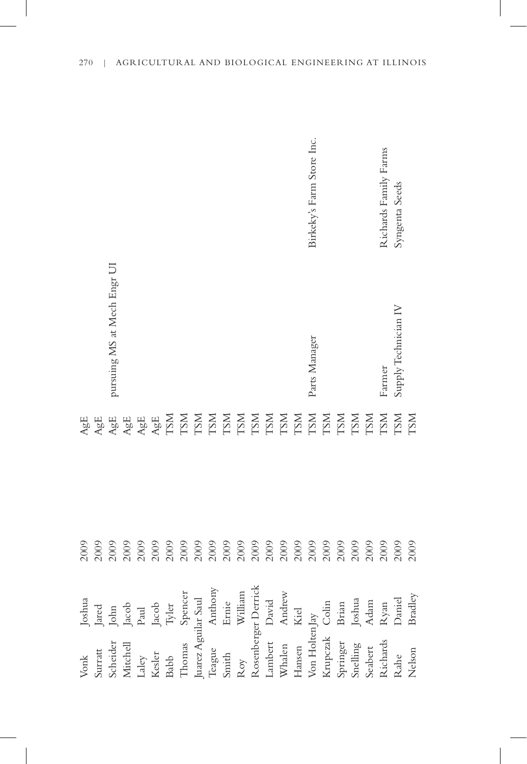| | | | | | |
|---|---|---|---|---|---|
| Vonk | Joshua | 2009 | AgE | | |
| Surratt | Jared | 2009 | AgE | | |
| Scheider | John | 2009 | AgE | pursuing MS at Mech Engr UI | |
| Mitchell | Jacob | 2009 | AgE | | |
| Laley | Paul | 2009 | AgE | | |
| Kesler | Jacob | 2009 | AgE | | |
| Babb | Tyler | 2009 | TSM | | |
| Thomas | Spencer | 2009 | TSM | | |
| Juarez Aguilar | Saul | 2009 | TSM | | |
| Teague | Anthony | 2009 | TSM | | |
| Smith | Ernie | 2009 | TSM | | |
| Roy | William | 2009 | TSM | | |
| Rosenberger | Derrick | 2009 | TSM | | |
| Lambert | David | 2009 | TSM | | |
| Whalen | Andrew | 2009 | TSM | | |
| Hansen | Kiel | 2009 | TSM | | |
| Von Holten | Jay | 2009 | TSM | Parts Manager | Birkeky's Farm Store Inc. |
| Krupczak | Colin | 2009 | TSM | | |
| Springer | Brian | 2009 | TSM | | |
| Snelling | Joshua | 2009 | TSM | | |
| Seabert | Adam | 2009 | TSM | | |
| Richards | Ryan | 2009 | TSM | Farmer | Richards Family Farms |
| Rahe | Daniel | 2009 | TSM | Supply Technician IV | Syngenta Seeds |
| Nelson | Bradley | 2009 | TSM | | |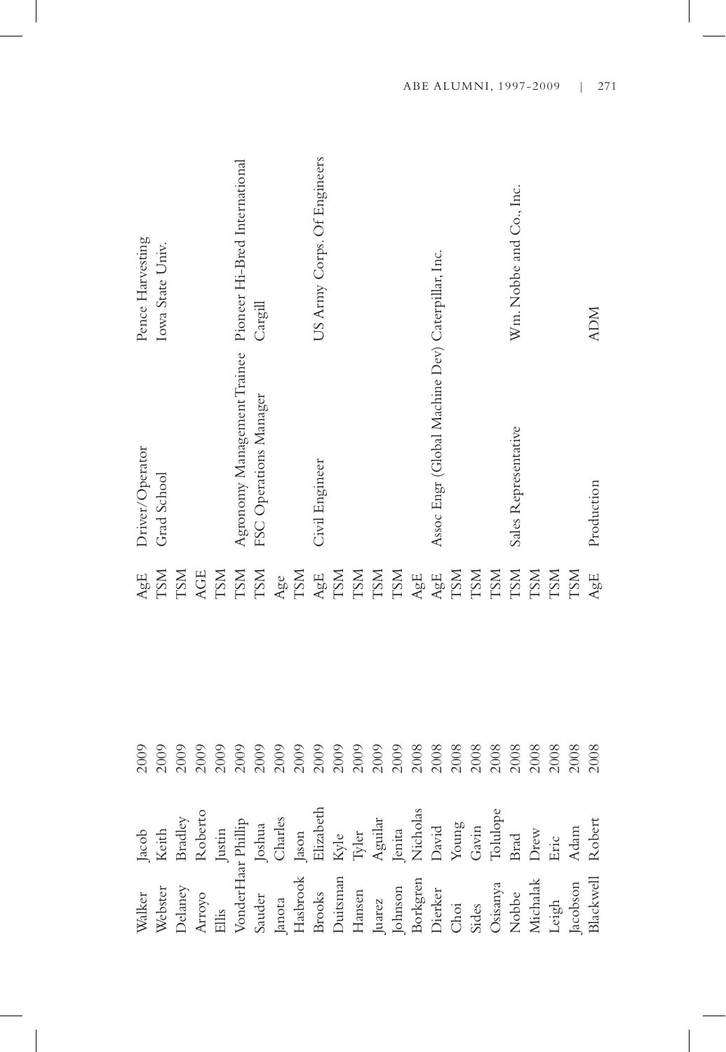| | | | | | |
|---|---|---|---|---|---|
| Walker | Jacob | 2009 | AgE | Driver/Operator | Pence Harvesting |
| Webster | Keith | 2009 | TSM | Grad School | Iowa State Univ. |
| Delaney | Bradley | 2009 | TSM | | |
| Arroyo | Roberto | 2009 | AGE | | |
| Ellis | Justin | 2009 | TSM | | |
| VonderHaar | Phillip | 2009 | TSM | Agronomy Management Trainee | Pioneer Hi-Bred International |
| Sauder | Joshua | 2009 | TSM | FSC Operations Manager | Cargill |
| Janota | Charles | 2009 | Age | | |
| Hasbrook | Jason | 2009 | TSM | | |
| Brooks | Elizabeth | 2009 | AgE | Civil Engineer | US Army Corps. Of Engineers |
| Dutsman | Kyle | 2009 | TSM | | |
| Hansen | Tyler | 2009 | TSM | | |
| Juarez | Aguilar | 2009 | TSM | | |
| Johnson | Jenita | 2009 | TSM | | |
| Borkgren | Nicholas | 2008 | AgE | | |
| Dierker | David | 2008 | AgE | Assoc Engr (Global Machine Dev) | Caterpillar, Inc. |
| Choi | Young | 2008 | TSM | | |
| Sides | Gavin | 2008 | TSM | | |
| Osisanya | Tolulope | 2008 | TSM | | |
| Nobbe | Brad | 2008 | TSM | Sales Representative | Wm. Nobbe and Co., Inc. |
| Michalak | Drew | 2008 | TSM | | |
| Leigh | Eric | 2008 | TSM | | |
| Jacobson | Adam | 2008 | TSM | | |
| Blackwell | Robert | 2008 | AgE | Production | ADM |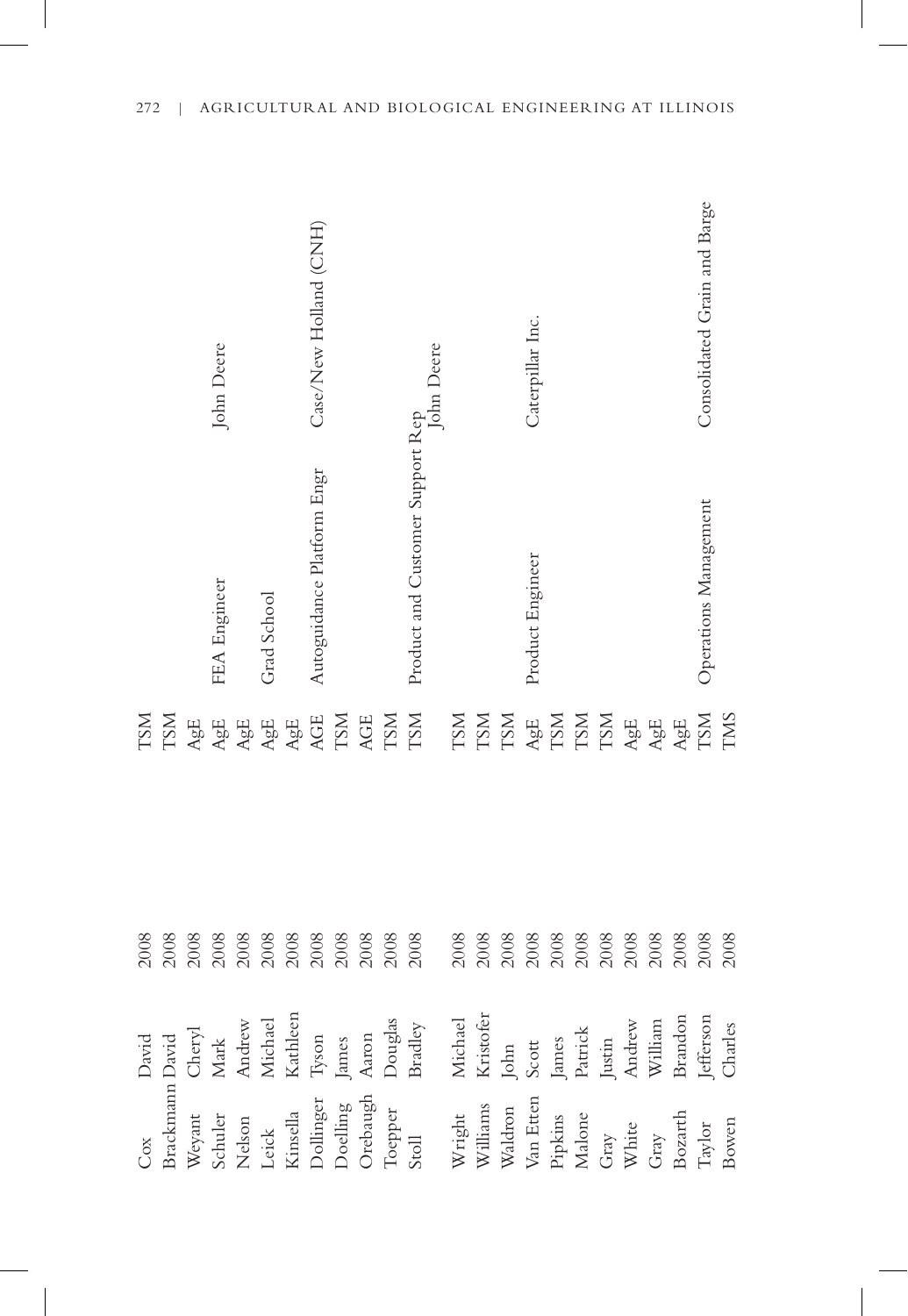| | | | | | |
|---|---|---|---|---|---|
| Cox | David | 2008 | TSM | | |
| Brackmann | David | 2008 | TSM | | |
| Weyant | Cheryl | 2008 | AgE | | |
| Schuler | Mark | 2008 | AgE | FEA Engineer | John Deere |
| Nelson | Andrew | 2008 | AgE | | |
| Leick | Michael | 2008 | AgE | Grad School | |
| Kinsella | Kathleen | 2008 | AgE | | |
| Dollinger | Tyson | 2008 | AGE | Autoguidance Platform Engr | Case/New Holland (CNH) |
| Doelling | James | 2008 | TSM | | |
| Orebaugh | Aaron | 2008 | AGE | | |
| Toepper | Douglas | 2008 | TSM | | |
| Stoll | Bradley | 2008 | TSM | Product and Customer Support Rep | John Deere |
| Wright | Michael | 2008 | TSM | | |
| Williams | Kristofer | 2008 | TSM | | |
| Waldron | John | 2008 | TSM | | |
| Van Etten | Scott | 2008 | AgE | Product Engineer | Caterpillar Inc. |
| Pipkins | James | 2008 | TSM | | |
| Malone | Patrick | 2008 | TSM | | |
| Gray | Justin | 2008 | TSM | | |
| White | Andrew | 2008 | AgE | | |
| Gray | William | 2008 | AgE | | |
| Bozarth | Brandon | 2008 | AgE | | |
| Taylor | Jefferson | 2008 | TSM | Operations Management | Consolidated Grain and Barge |
| Bowen | Charles | 2008 | TMS | | |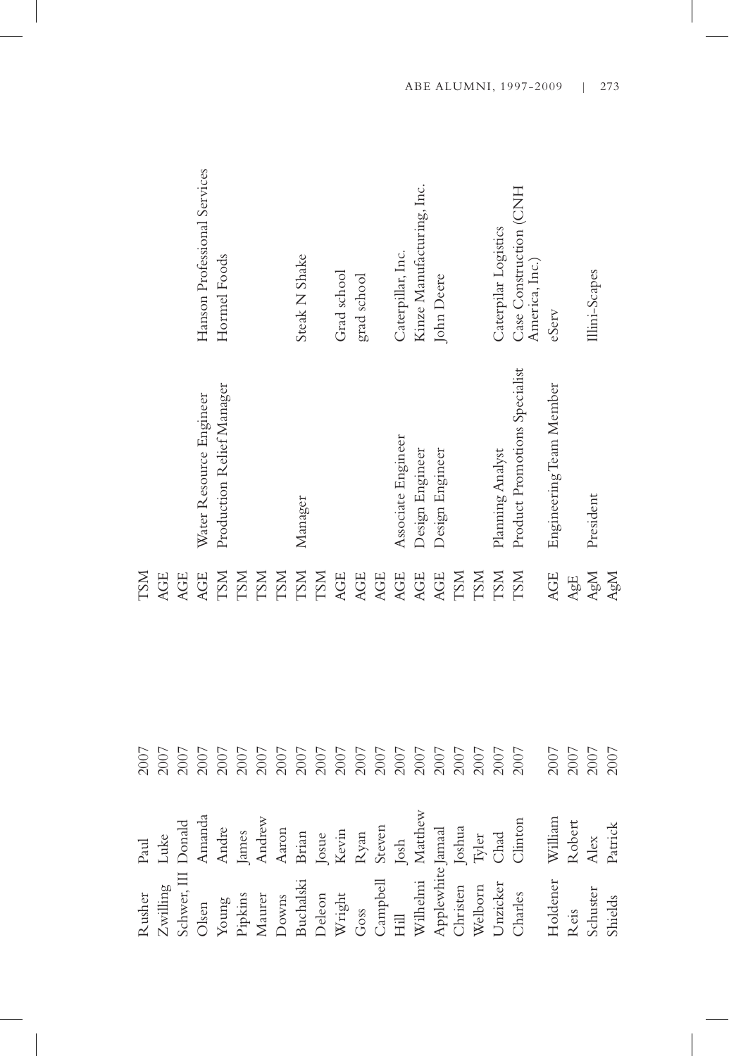| | | | | | |
|---|---|---|---|---|---|
| Rusher | Paul | 2007 | TSM | | |
| Zwilling | Luke | 2007 | AGE | | |
| Schwer, III | Donald | 2007 | AGE | | |
| Olsen | Amanda | 2007 | AGE | Water Resource Engineer | Hanson Professional Services |
| Young | Andre | 2007 | TSM | Production Relief Manager | Hormel Foods |
| Pipkins | James | 2007 | TSM | | |
| Maurer | Andrew | 2007 | TSM | | |
| Downs | Aaron | 2007 | TSM | | |
| Buchalski | Brian | 2007 | TSM | Manager | Steak N Shake |
| Deleon | Josue | 2007 | TSM | | |
| Wright | Kevin | 2007 | AGE | | Grad school |
| Goss | Ryan | 2007 | AGE | | grad school |
| Campbell | Steven | 2007 | AGE | | |
| Hill | Josh | 2007 | AGE | Associate Engineer | Caterpillar, Inc. |
| Wilhelmi | Matthew | 2007 | AGE | Design Engineer | Kinze Manufacturing, Inc. |
| Applewhite | Jamaal | 2007 | AGE | Design Engineer | John Deere |
| Christen | Joshua | 2007 | TSM | | |
| Welborn | Tyler | 2007 | TSM | | |
| Unzicker | Chad | 2007 | TSM | Planning Analyst | Caterpillar Logistics |
| Charles | Clinton | 2007 | TSM | Product Promotions Specialist | Case Construction (CNH America, Inc.) |
| Holdener | William | 2007 | AGE | Engineering Team Member | eServ |
| Reis | Robert | 2007 | AgE | | |
| Schuster | Alex | 2007 | AgM | President | Illini-Scapes |
| Shields | Patrick | 2007 | AgM | | |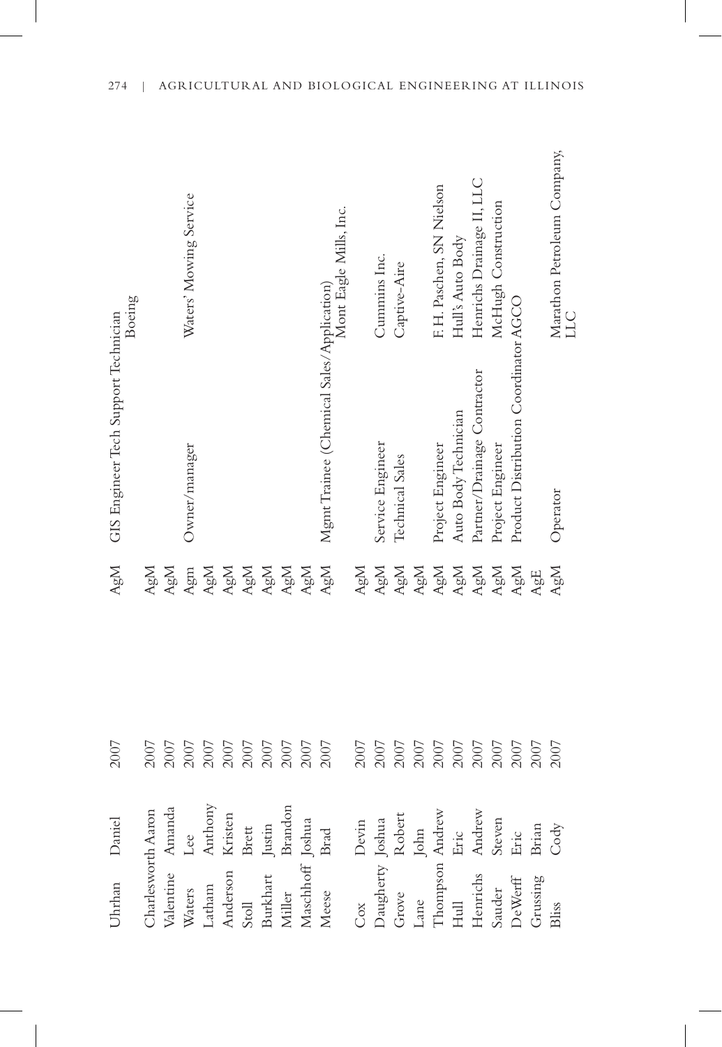| | | | | | |
|---|---|---|---|---|---|
| Uhrhan | Daniel | 2007 | AgM | GIS Engineer Tech Support Technician | Boeing |
| Charlesworth | Aaron | 2007 | AgM | | |
| Valentine | Amanda | 2007 | AgM | | |
| Waters | Lee | 2007 | Agm | Owner/manager | Waters' Mowing Service |
| Latham | Anthony | 2007 | AgM | | |
| Anderson | Kristen | 2007 | AgM | | |
| Stoll | Brett | 2007 | AgM | | |
| Burkhart | Justin | 2007 | AgM | | |
| Miller | Brandon | 2007 | AgM | | |
| Maschhoff | Joshua | 2007 | AgM | | |
| Meese | Brad | 2007 | AgM | Mgmt Trainee (Chemical Sales/Application) | Mont Eagle Mills, Inc. |
| Cox | Devin | 2007 | AgM | | |
| Daugherty | Joshua | 2007 | AgM | Service Engineer | Cummins Inc. |
| Grove | Robert | 2007 | AgM | Technical Sales | Captive-Aire |
| Lane | John | 2007 | AgM | | |
| Thompson | Andrew | 2007 | AgM | Project Engineer | F.H. Paschen, SN Nielson |
| Hull | Eric | 2007 | AgM | Auto Body Technician | Hull's Auto Body |
| Henrichs | Andrew | 2007 | AgM | Partner/Drainage Contractor | Henrichs Drainage II, LLC |
| Sauder | Steven | 2007 | AgM | Project Engineer | McHugh Construction |
| DeWerff | Eric | 2007 | AgM | Product Distribution Coordinator | AGCO |
| Grussing | Brian | 2007 | AgE | | |
| Bliss | Cody | 2007 | AgM | Operator | Marathon Petroleum Company, LLC |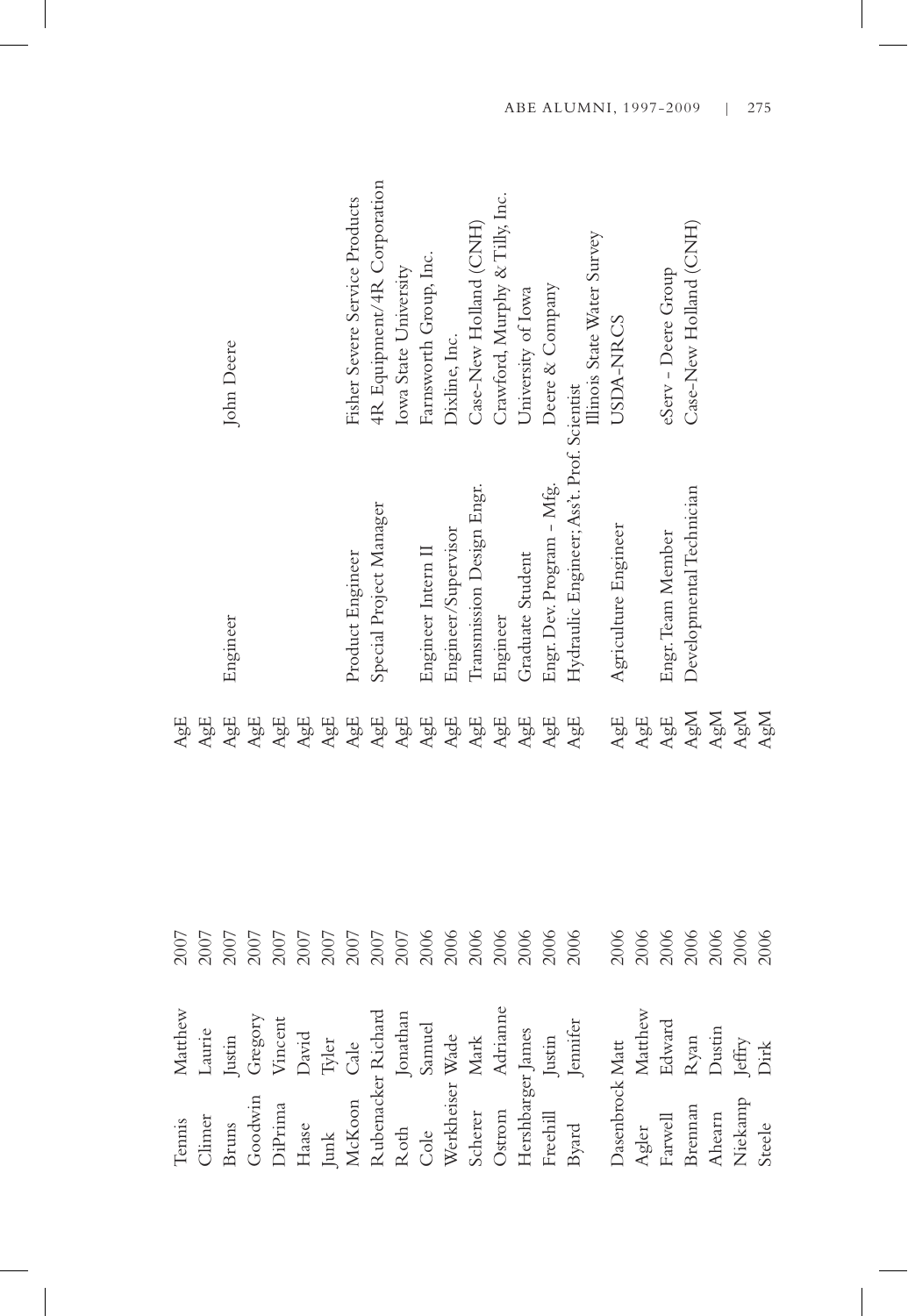| | | | | | |
|---|---|---|---|---|---|
| Tennis | Matthew | 2007 | AgE | | |
| Climer | Laurie | 2007 | AgE | | |
| Bruns | Justin | 2007 | AgE | Engineer | John Deere |
| Goodwin | Gregory | 2007 | AgE | | |
| DiPrima | Vincent | 2007 | AgE | | |
| Haase | David | 2007 | AgE | | |
| Junk | Tyler | 2007 | AgE | | |
| McKoon | Cale | 2007 | AgE | Product Engineer | Fisher Severe Service Products |
| Rubenacker | Richard | 2007 | AgE | Special Project Manager | 4R Equipment/4R Corporation |
| Roth | Jonathan | 2007 | AgE | | Iowa State University |
| Cole | Samuel | 2006 | AgE | Engineer Intern II | Farnsworth Group, Inc. |
| Werkheiser | Wade | 2006 | AgE | Engineer/Supervisor | Dixline, Inc. |
| Scherer | Mark | 2006 | AgE | Transmission Design Engr. | Case-New Holland (CNH) |
| Ostrom | Adrianne | 2006 | AgE | Engineer | Crawford, Murphy & Tilly, Inc. |
| Hershbarger | James | 2006 | AgE | Graduate Student | University of Iowa |
| Freehill | Justin | 2006 | AgE | Engr. Dev. Program - Mfg. | Deere & Company |
| Byard | Jennifer | 2006 | AgE | Hydraulic Engineer; Ass't. Prof. Scientist | Illinois State Water Survey |
| Dasenbrock | Matt | 2006 | AgE | Agriculture Engineer | USDA-NRCS |
| Agler | Matthew | 2006 | AgE | | |
| Farwell | Edward | 2006 | AgE | Engr. Team Member | eServ - Deere Group |
| Brennan | Ryan | 2006 | AgM | Developmental Technician | Case-New Holland (CNH) |
| Ahearn | Dustin | 2006 | AgM | | |
| Niekamp | Jeffry | 2006 | AgM | | |
| Steele | Dirk | 2006 | AgM | | |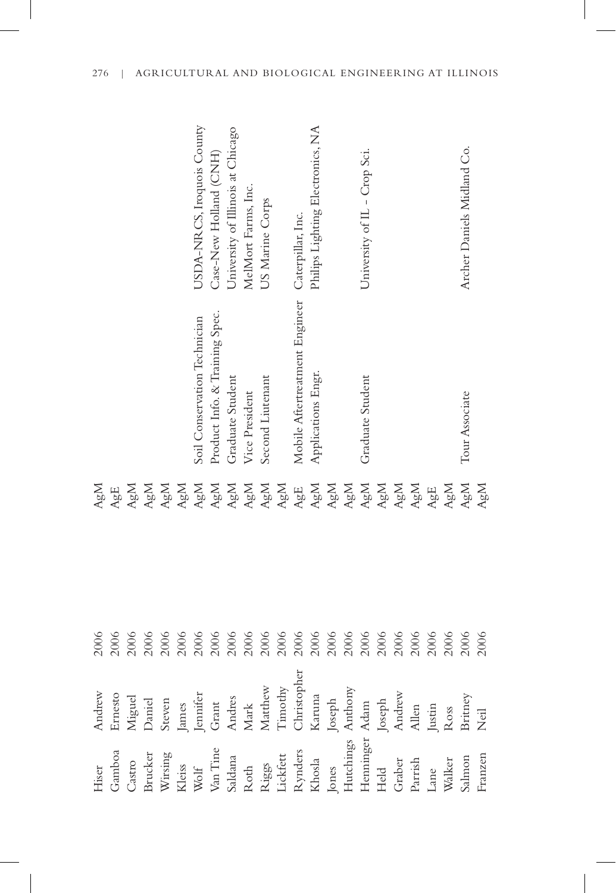| | | | | | |
|---|---|---|---|---|---|
| Hiser | Andrew | 2006 | AgM | | |
| Gamboa | Ernesto | 2006 | AgE | | |
| Castro | Miguel | 2006 | AgM | | |
| Brucker | Daniel | 2006 | AgM | | |
| Wirsing | Steven | 2006 | AgM | | |
| Kleiss | James | 2006 | AgM | | |
| Wolf | Jennifer | 2006 | AgM | Soil Conservation Technician | USDA-NRCS, Iroquois County |
| Van Tine | Grant | 2006 | AgM | Product Info. & Training Spec. | Case-New Holland (CNH) |
| Saldana | Andres | 2006 | AgM | Graduate Student | University of Illinois at Chicago |
| Roth | Mark | 2006 | AgM | Vice President | MelMort Farms, Inc. |
| Riggs | Matthew | 2006 | AgM | Second Lieutenant | US Marine Corps |
| Lickfett | Timothy | 2006 | AgM | | |
| Rynders | Christopher | 2006 | AgE | Mobile Aftertreatment Engineer | Caterpillar, Inc. |
| Khosla | Karuna | 2006 | AgM | Applications Engr. | Philips Lighting Electronics, NA |
| Jones | Joseph | 2006 | AgM | | |
| Hutchings | Anthony | 2006 | AgM | | |
| Henninger | Adam | 2006 | AgM | Graduate Student | University of IL - Crop Sci. |
| Held | Joseph | 2006 | AgM | | |
| Graber | Andrew | 2006 | AgM | | |
| Parrish | Allen | 2006 | AgM | | |
| Lane | Justin | 2006 | AgE | | |
| Walker | Ross | 2006 | AgM | | |
| Salmon | Britney | 2006 | AgM | Tour Associate | Archer Daniels Midland Co. |
| Franzen | Neil | 2006 | AgM | | |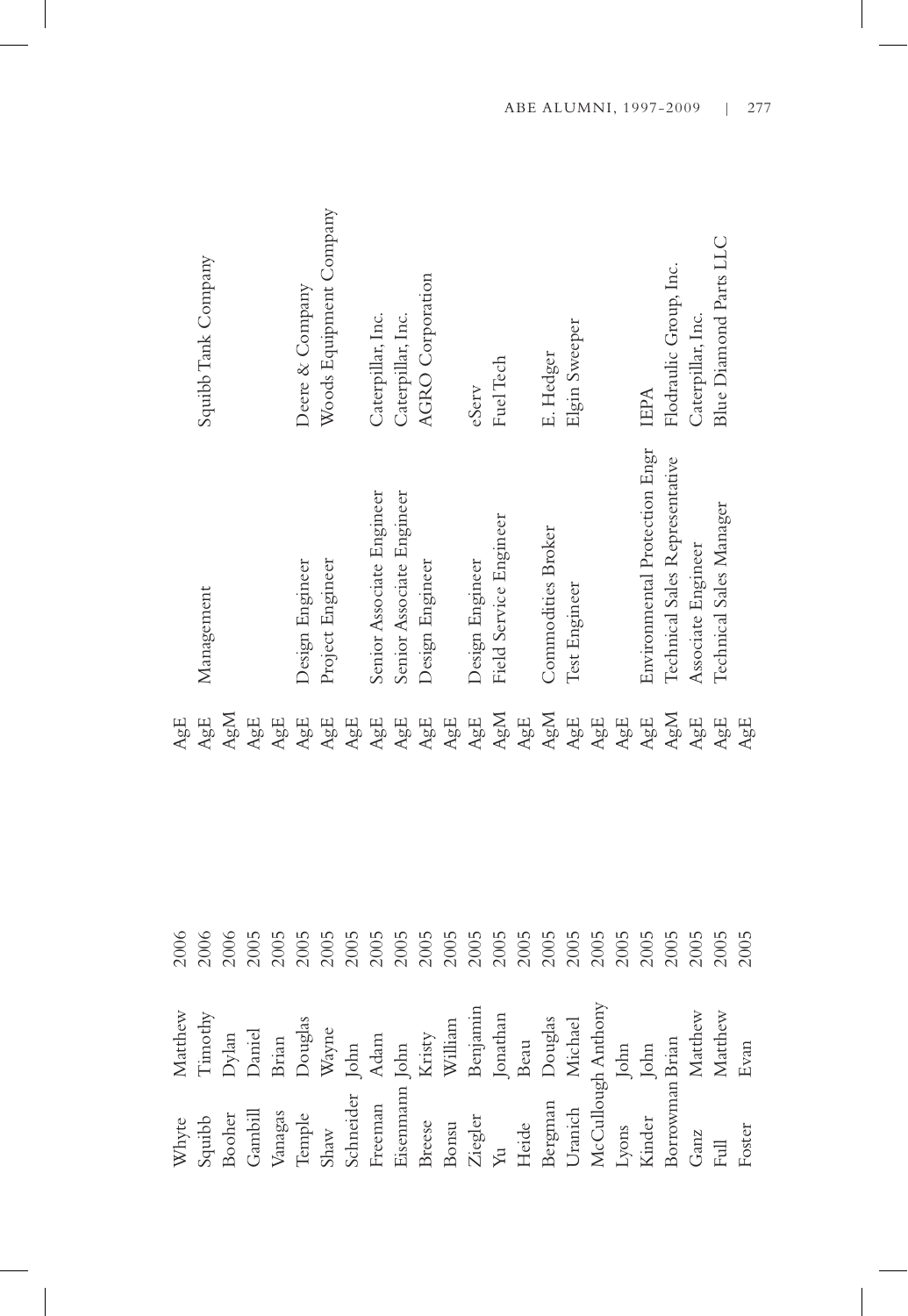| | | | | | |
|---|---|---|---|---|---|
| Whyte | Matthew | 2006 | AgE | | |
| Squibb | Timothy | 2006 | AgE | Management | Squibb Tank Company |
| Booher | Dylan | 2006 | AgM | | |
| Gambill | Daniel | 2005 | AgE | | |
| Vanagas | Brian | 2005 | AgE | | |
| Temple | Douglas | 2005 | AgE | Design Engineer | Deere & Company |
| Shaw | Wayne | 2005 | AgE | Project Engineer | Woods Equipment Company |
| Schneider | John | 2005 | AgE | | |
| Freeman | Adam | 2005 | AgE | Senior Associate Engineer | Caterpillar, Inc. |
| Eisenmann | John | 2005 | AgE | Senior Associate Engineer | Caterpillar, Inc. |
| Breese | Kristy | 2005 | AgE | Design Engineer | AGRO Corporation |
| Bonsu | William | 2005 | AgE | | |
| Ziegler | Benjamin | 2005 | AgE | Design Engineer | eServ |
| Yu | Jonathan | 2005 | AgM | Field Service Engineer | Fuel Tech |
| Heide | Beau | 2005 | AgE | | |
| Bergman | Douglas | 2005 | AgM | Commodities Broker | E. Hedger |
| Uranich | Michael | 2005 | AgE | Test Engineer | Elgin Sweeper |
| McCullough | Anthony | 2005 | AgE | | |
| Lyons | John | 2005 | AgE | | |
| Kinder | John | 2005 | AgE | Environmental Protection Engr | IEPA |
| Borrowman | Brian | 2005 | AgM | Technical Sales Representative | Flodraulic Group, Inc. |
| Ganz | Matthew | 2005 | AgE | Associate Engineer | Caterpillar, Inc. |
| Full | Matthew | 2005 | AgE | Technical Sales Manager | Blue Diamond Parts LLC |
| Foster | Evan | 2005 | AgE | | |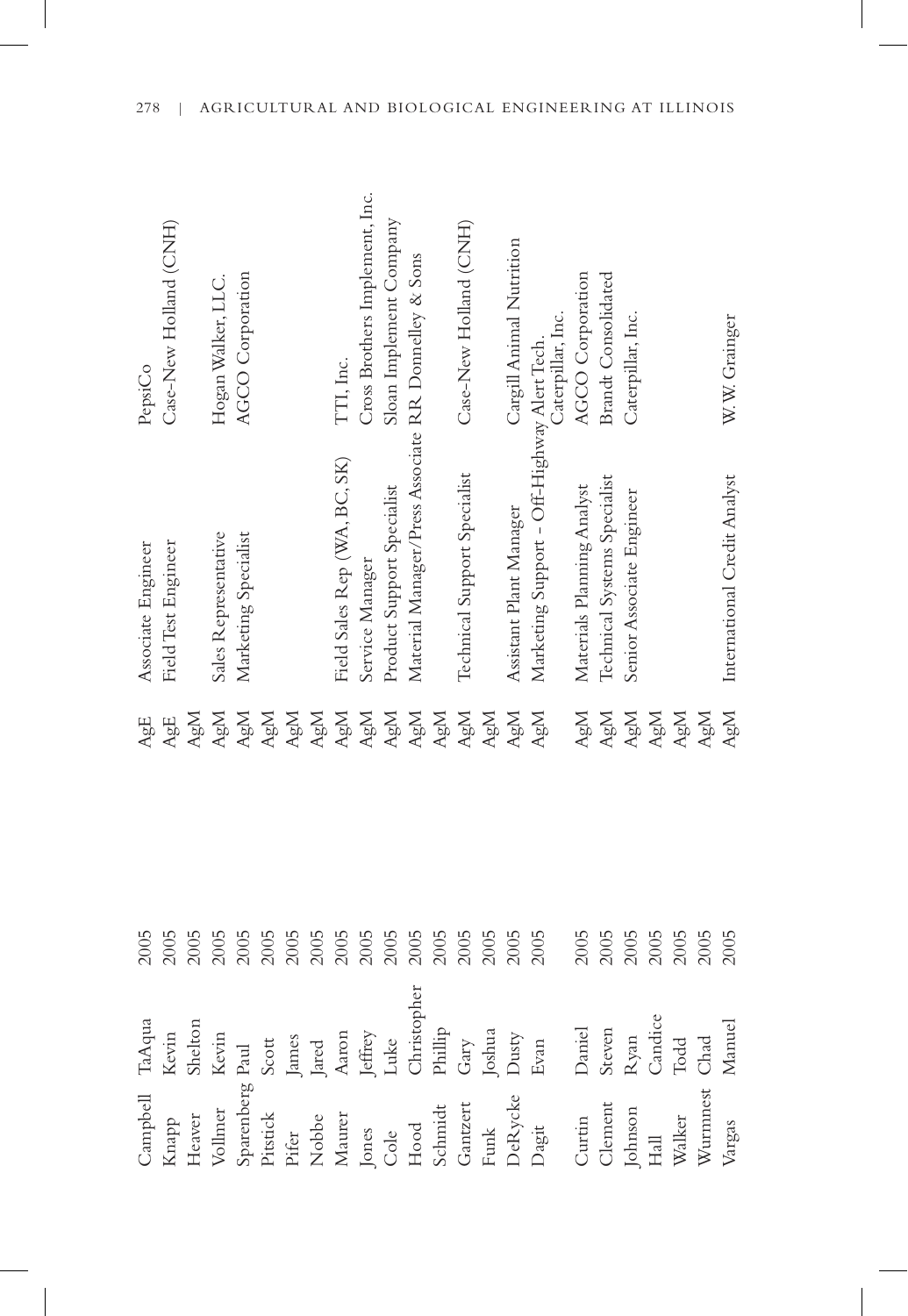| | | | | | |
|---|---|---|---|---|---|
| Campbell | TaAqua | 2005 | AgE | Associate Engineer | PepsiCo |
| Knapp | Kevin | 2005 | AgE | Field Test Engineer | Case-New Holland (CNH) |
| Heaver | Shelton | 2005 | AgM | | |
| Vollmer | Kevin | 2005 | AgM | Sales Representative | Hogan Walker, LLC. |
| Sparenberg | Paul | 2005 | AgM | Marketing Specialist | AGCO Corporation |
| Pitstick | Scott | 2005 | AgM | | |
| Pifer | James | 2005 | AgM | | |
| Nobbe | Jared | 2005 | AgM | | |
| Maurer | Aaron | 2005 | AgM | Field Sales Rep (WA, BC, SK) | TTI, Inc. |
| Jones | Jeffrey | 2005 | AgM | Service Manager | Cross Brothers Implement, Inc. |
| Cole | Luke | 2005 | AgM | Product Support Specialist | Sloan Implement Company |
| Hood | Christopher | 2005 | AgM | Material Manager/Press Associate | RR Donnelley & Sons |
| Schmidt | Phillip | 2005 | AgM | | |
| Gantzert | Gary | 2005 | AgM | Technical Support Specialist | Case-New Holland (CNH) |
| Funk | Joshua | 2005 | AgM | | |
| DeRycke | Dusty | 2005 | AgM | Assistant Plant Manager | Cargill Animal Nutrition |
| Dagit | Evan | 2005 | AgM | Marketing Support - Off-Highway Alert Tech. | Caterpillar, Inc. |
| Curtin | Daniel | 2005 | AgM | Materials Planning Analyst | AGCO Corporation |
| Clement | Steven | 2005 | AgM | Technical Systems Specialist | Brandt Consolidated |
| Johnson | Ryan | 2005 | AgM | Senior Associate Engineer | Caterpillar, Inc. |
| Hall | Candice | 2005 | AgM | | |
| Walker | Todd | 2005 | AgM | | |
| Wurmnest | Chad | 2005 | AgM | | |
| Vargas | Manuel | 2005 | AgM | International Credit Analyst | W. W. Grainger |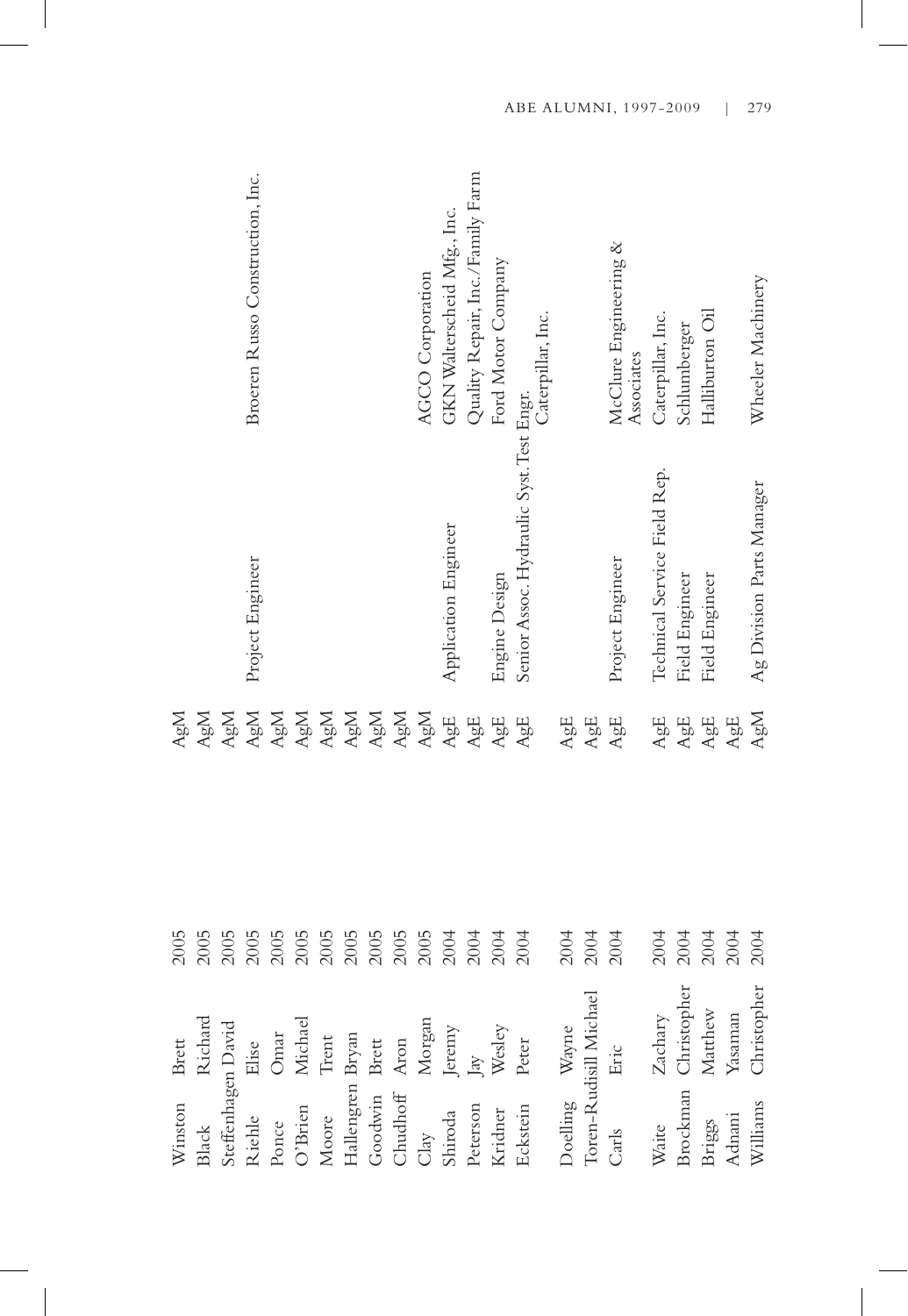| | | | | | |
|---|---|---|---|---|---|
| Winston | Brett | 2005 | AgM | | |
| Black | Richard | 2005 | AgM | | |
| Steffenhagen | David | 2005 | AgM | | |
| Riehle | Elise | 2005 | AgM | Project Engineer | Broeren Russo Construction, Inc. |
| Ponce | Omar | 2005 | AgM | | |
| O'Brien | Michael | 2005 | AgM | | |
| Moore | Trent | 2005 | AgM | | |
| Hallengren | Bryan | 2005 | AgM | | |
| Goodwin | Brett | 2005 | AgM | | |
| Chudhoff | Aron | 2005 | AgM | | |
| Clay | Morgan | 2005 | AgM | | AGCO Corporation |
| Shiroda | Jeremy | 2004 | AgE | Application Engineer | GKN Walterscheid Mfg., Inc. |
| Peterson | Jay | 2004 | AgE | | Quality Repair, Inc./Family Farm |
| Kridner | Wesley | 2004 | AgE | Engine Design | Ford Motor Company |
| Eckstein | Peter | 2004 | AgE | Senior Assoc. Hydraulic Syst. Test Engr. | Caterpillar, Inc. |
| Doelling | Wayne | 2004 | AgE | | |
| Toren-Rudisill | Michael | 2004 | AgE | | |
| Carls | Eric | 2004 | AgE | Project Engineer | McClure Engineering & Associates |
| Waite | Zachary | 2004 | AgE | Technical Service Field Rep. | Caterpillar, Inc. |
| Brockman | Christopher | 2004 | AgE | Field Engineer | Schlumberger |
| Briggs | Matthew | 2004 | AgE | Field Engineer | Halliburton Oil |
| Adnani | Yasaman | 2004 | AgE | | |
| Williams | Christopher | 2004 | AgM | Ag Division Parts Manager | Wheeler Machinery |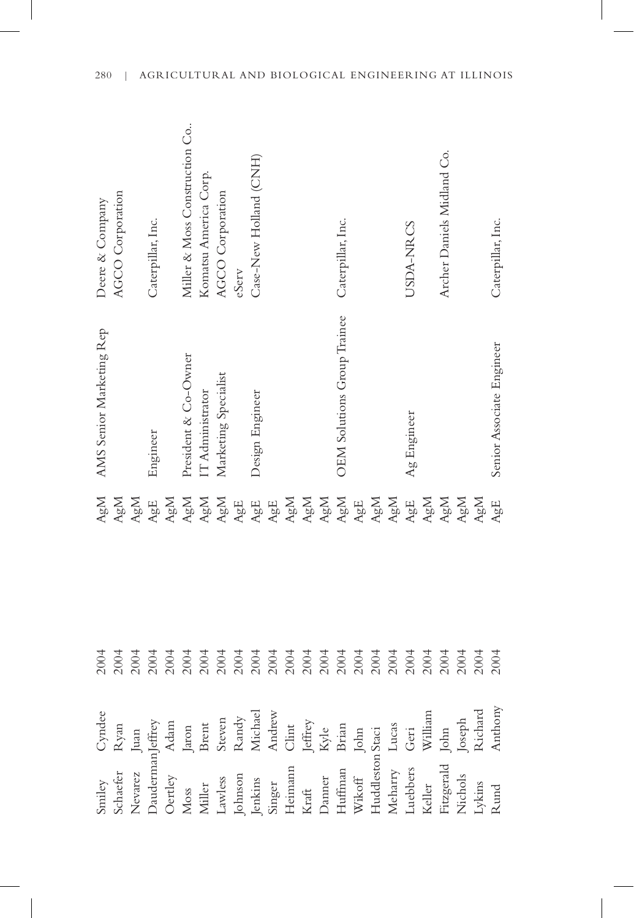| | | | | | |
|---|---|---|---|---|---|
| Smiley | Cyndee | 2004 | AgM | AMS Senior Marketing Rep | Deere & Company |
| Schaefer | Ryan | 2004 | AgM | | AGCO Corporation |
| Nevarez | Juan | 2004 | AgM | | |
| Dauderman | Jeffrey | 2004 | AgE | Engineer | Caterpillar, Inc. |
| Oertley | Adam | 2004 | AgM | | |
| Moss | Jaron | 2004 | AgM | President & Co-Owner | Miller & Moss Construction Co.. |
| Miller | Brent | 2004 | AgM | IT Administrator | Komatsu America Corp. |
| Lawless | Steven | 2004 | AgM | Marketing Specialist | AGCO Corporation |
| Johnson | Randy | 2004 | AgE | | eServ |
| Jenkins | Michael | 2004 | AgE | Design Engineer | Case-New Holland (CNH) |
| Singer | Andrew | 2004 | AgE | | |
| Heimann | Clint | 2004 | AgM | | |
| Kraft | Jeffrey | 2004 | AgM | | |
| Danner | Kyle | 2004 | AgM | | |
| Huffman | Brian | 2004 | AgM | OEM Solutions Group Trainee | Caterpillar, Inc. |
| Wikoff | John | 2004 | AgE | | |
| Huddleston | Staci | 2004 | AgM | | |
| Meharry | Lucas | 2004 | AgM | | |
| Luebbers | Geri | 2004 | AgE | Ag Engineer | USDA-NRCS |
| Keller | William | 2004 | AgM | | |
| Fitzgerald | John | 2004 | AgM | | Archer Daniels Midland Co. |
| Nichols | Joseph | 2004 | AgM | | |
| Lykins | Richard | 2004 | AgM | | |
| Rund | Anthony | 2004 | AgE | Senior Associate Engineer | Caterpillar, Inc. |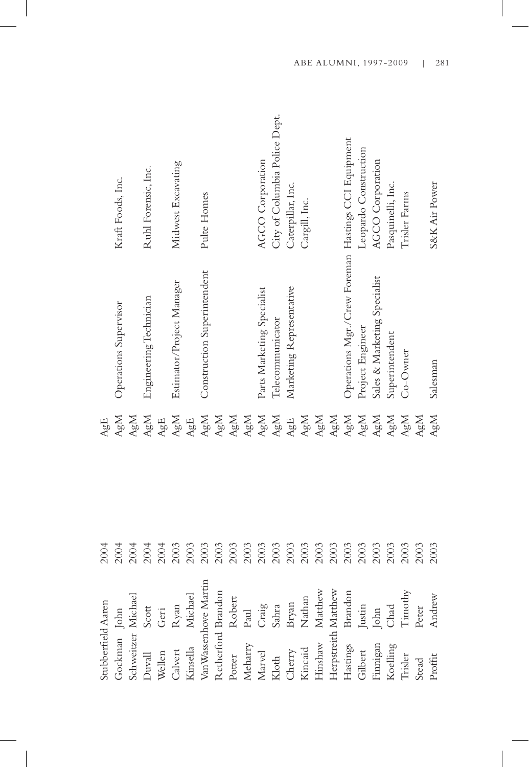| Last Name | First Name | Year | Degree | Position | Employer |
|---|---|---|---|---|---|
| Stubberfield | Aaren | 2004 | AgE | | |
| Gockman | John | 2004 | AgM | Operations Supervisor | Kraft Foods, Inc. |
| Schweitzer | Michael | 2004 | AgM | | |
| Duvall | Scott | 2004 | AgM | Engineering Technician | Ruhl Forensic, Inc. |
| Wellen | Geri | 2004 | AgE | | |
| Calvert | Ryan | 2003 | AgM | Estimator/Project Manager | Midwest Excavating |
| Kinsella | Michael | 2003 | AgE | | |
| VanWassenhove | Martin | 2003 | AgM | Construction Superintendent | Pulte Homes |
| Retherford | Brandon | 2003 | AgM | | |
| Potter | Robert | 2003 | AgM | | |
| Meharry | Paul | 2003 | AgM | | |
| Marvel | Craig | 2003 | AgM | Parts Marketing Specialist | AGCO Corporation |
| Kloth | Sahra | 2003 | AgM | Telecommunicator | City of Columbia Police Dept. |
| Cherry | Bryan | 2003 | AgE | Marketing Representative | Caterpillar, Inc. |
| Kincaid | Nathan | 2003 | AgM | | Cargill, Inc. |
| Hinshaw | Matthew | 2003 | AgM | | |
| Herpstreith | Matthew | 2003 | AgM | | |
| Hastings | Brandon | 2003 | AgM | Operations Mgr./Crew Foreman | Hastings CCI Equipment |
| Gilbert | Justin | 2003 | AgM | Project Engineer | Leopardo Construction |
| Finnigan | John | 2003 | AgM | Sales & Marketing Specialist | AGCO Corporation |
| Koelling | Chad | 2003 | AgM | Superintendent | Pasquinelli, Inc. |
| Trisler | Timothy | 2003 | AgM | Co-Owner | Trisler Farms |
| Stead | Peter | 2003 | AgM | | |
| Proffit | Andrew | 2003 | AgM | Salesman | S&K Air Power |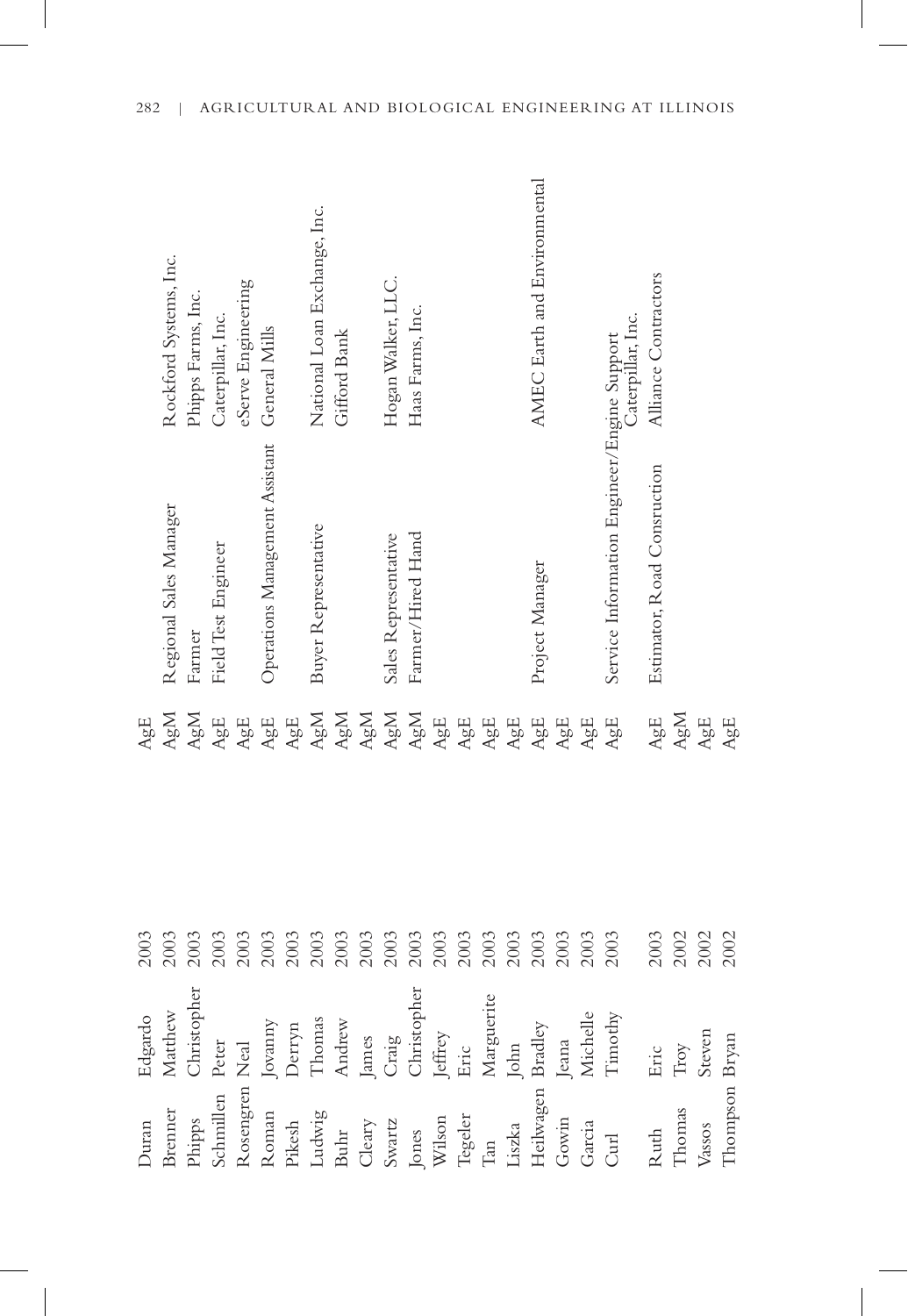| | | | | | |
|---|---|---|---|---|---|
| Duran | Edgardo | 2003 | AgE | | |
| Brenner | Matthew | 2003 | AgM | Regional Sales Manager | Rockford Systems, Inc. |
| Phipps | Christopher | 2003 | AgM | Farmer | Phipps Farms, Inc. |
| Schmillen | Peter | 2003 | AgE | Field Test Engineer | Caterpillar, Inc. |
| Rosengren | Neal | 2003 | AgE | | eServe Engineering |
| Roman | Jovanny | 2003 | AgE | Operations Management Assistant | General Mills |
| Pikesh | Derryn | 2003 | AgE | | |
| Ludwig | Thomas | 2003 | AgM | Buyer Representative | National Loan Exchange, Inc. |
| Buhr | Andrew | 2003 | AgM | | Gifford Bank |
| Cleary | James | 2003 | AgM | | |
| Swartz | Craig | 2003 | AgM | Sales Representative | Hogan Walker, LLC. |
| Jones | Christopher | 2003 | AgM | Farmer/Hired Hand | Haas Farms, Inc. |
| Wilson | Jeffrey | 2003 | AgE | | |
| Tegeler | Eric | 2003 | AgE | | |
| Tan | Marguerite | 2003 | AgE | | |
| Liszka | John | 2003 | AgE | | |
| Heilwagen | Bradley | 2003 | AgE | Project Manager | AMEC Earth and Environmental |
| Gowin | Jeana | 2003 | AgE | | |
| Garcia | Michelle | 2003 | AgE | | |
| Curl | Timothy | 2003 | AgE | Service Information Engineer/Engine Support | Caterpillar, Inc. |
| Ruth | Eric | 2003 | AgE | Estimator, Road Consruction | Alliance Contractors |
| Thomas | Troy | 2002 | AgM | | |
| Vassos | Steven | 2002 | AgE | | |
| Thompson | Bryan | 2002 | AgE | | |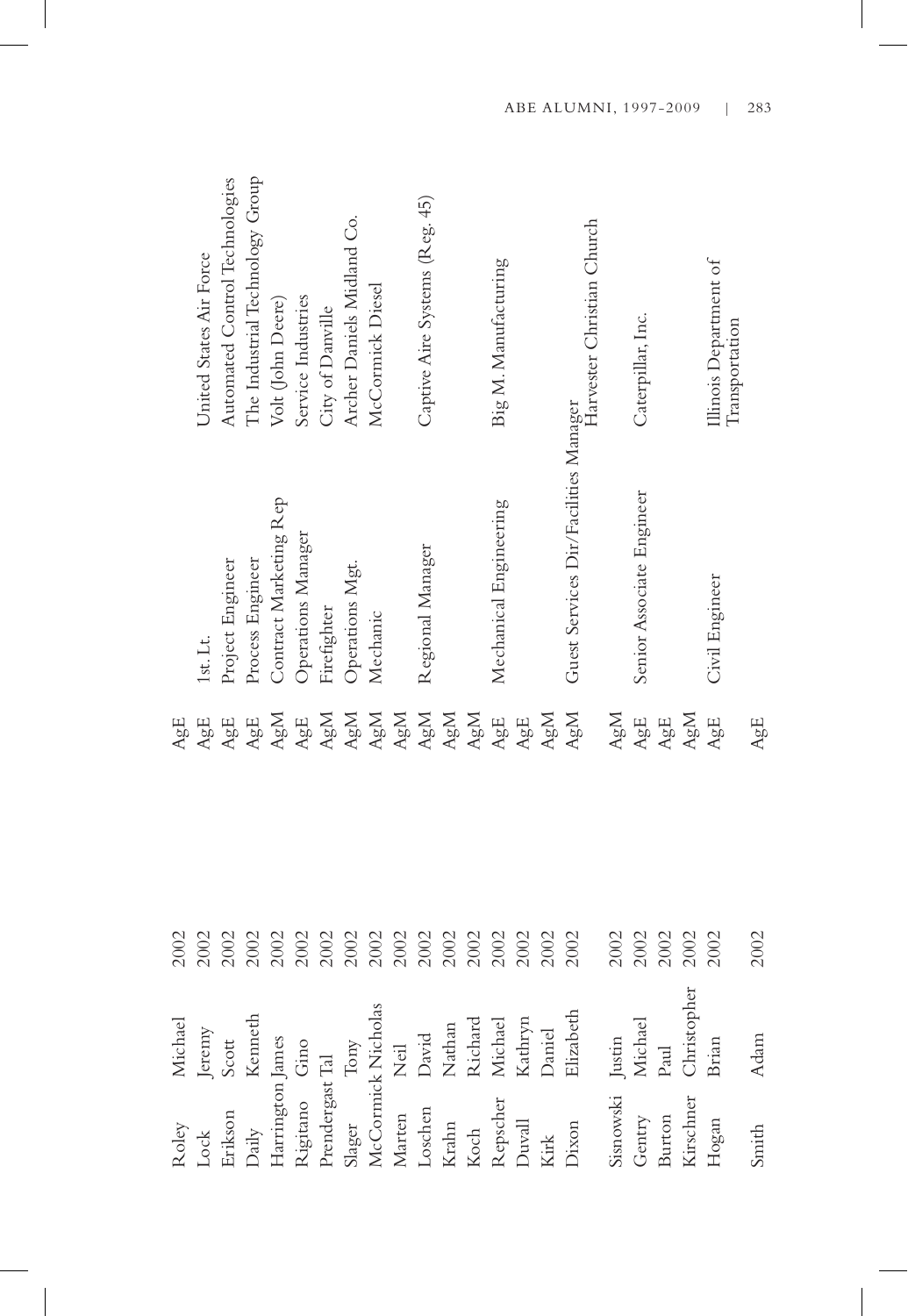| | | | | | |
|---|---|---|---|---|---|
| Roley | Michael | 2002 | AgE | | United States Air Force |
| Lock | Jeremy | 2002 | AgE | 1st. Lt. | Automated Control Technologies |
| Erikson | Scott | 2002 | AgE | Project Engineer | The Industrial Technology Group |
| Daily | Kenneth | 2002 | AgE | Process Engineer | Volt (John Deere) |
| Harrington | James | 2002 | AgM | Contract Marketing Rep | Service Industries |
| Rigitano | Gino | 2002 | AgE | Operations Manager | City of Danville |
| Prendergast | Tal | 2002 | AgM | Firefighter | Archer Daniels Midland Co. |
| Slager | Tony | 2002 | AgM | Operations Mgt. | McCormick Diesel |
| McCormick | Nicholas | 2002 | AgM | Mechanic | |
| Marten | Neil | 2002 | AgM | | |
| Loschen | David | 2002 | AgM | Regional Manager | Captive Aire Systems (Reg. 45) |
| Krahn | Nathan | 2002 | AgM | | |
| Koch | Richard | 2002 | AgM | | |
| Repscher | Michael | 2002 | AgE | Mechanical Engineering | Big M. Manufacturing |
| Duvall | Kathryn | 2002 | AgE | | |
| Kirk | Daniel | 2002 | AgM | | |
| Dixon | Elizabeth | 2002 | AgM | Guest Services Dir/Facilities Manager | Harvester Christian Church |
| Sisnowski | Justin | 2002 | AgM | | |
| Gentry | Michael | 2002 | AgE | Senior Associate Engineer | Caterpillar, Inc. |
| Burton | Paul | 2002 | AgE | | |
| Kirschner | Christopher | 2002 | AgM | | |
| Hogan | Brian | 2002 | AgE | Civil Engineer | Illinois Department of Transportation |
| Smith | Adam | 2002 | AgE | | |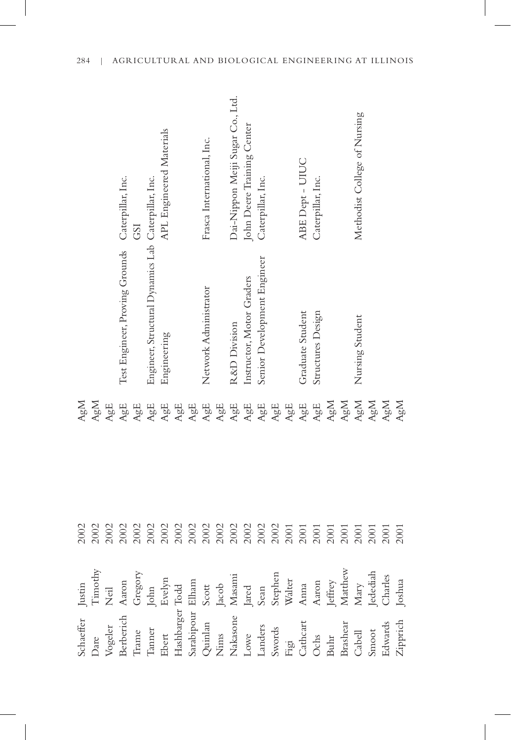| | | | | | |
|---|---|---|---|---|---|
| Schaeffer | Justin | 2002 | AgM | | |
| Dare | Timothy | 2002 | AgM | | |
| Vogeler | Neil | 2002 | AgE | | |
| Berberich | Aaron | 2002 | AgE | Test Engineer, Proving Grounds | Caterpillar, Inc. |
| Trame | Gregory | 2002 | AgE | | GSI |
| Tanner | John | 2002 | AgE | Engineer, Structural Dynamics Lab | Caterpillar, Inc. |
| Ebert | Evelyn | 2002 | AgE | Engineering | APL Engineered Materials |
| Hashbarger | Todd | 2002 | AgE | | |
| Sarabipour | Elham | 2002 | AgE | | |
| Quinlan | Scott | 2002 | AgE | Network Administrator | Frasca International, Inc. |
| Nims | Jacob | 2002 | AgE | | |
| Nakasone | Masami | 2002 | AgE | R&D Division | Dai-Nippon Meiji Sugar Co., Ltd. |
| Lowe | Jared | 2002 | AgE | Instructor, Motor Graders | John Deere Training Center |
| Landers | Sean | 2002 | AgE | Senior Development Engineer | Caterpillar, Inc. |
| Swords | Stephen | 2002 | AgE | | |
| Figi | Walter | 2001 | AgE | | |
| Cathcart | Anna | 2001 | AgE | Graduate Student | ABE Dept - UIUC |
| Ochs | Aaron | 2001 | AgE | Structures Design | Caterpillar, Inc. |
| Buhr | Jeffrey | 2001 | AgM | | |
| Brashear | Matthew | 2001 | AgM | | |
| Cabell | Mary | 2001 | AgM | Nursing Student | Methodist College of Nursing |
| Smoot | Jedediah | 2001 | AgM | | |
| Edwards | Charles | 2001 | AgM | | |
| Zipprich | Joshua | 2001 | AgM | | |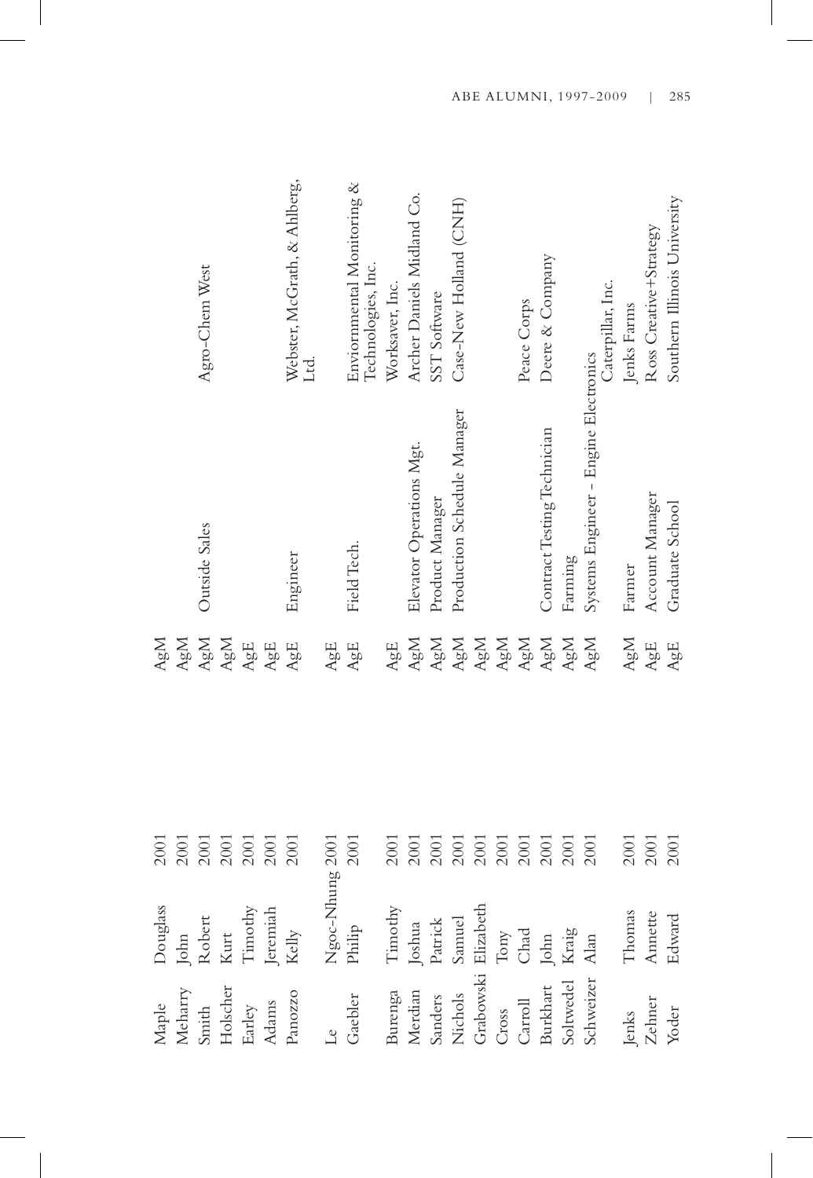| Last Name | First Name | Year | Degree | Position | Employer |
|---|---|---|---|---|---|
| Maple | Douglass | 2001 | AgM | | |
| Meharry | John | 2001 | AgM | | |
| Smith | Robert | 2001 | AgM | Outside Sales | Agro-Chem West |
| Holscher | Kurt | 2001 | AgM | | |
| Earley | Timothy | 2001 | AgE | | |
| Adams | Jeremiah | 2001 | AgE | | |
| Panozzo | Kelly | 2001 | AgE | Engineer | Webster, McGrath, & Ahlberg, Ltd. |
| Le | Ngoc-Nhung | 2001 | AgE | | |
| Gaebler | Philip | 2001 | AgE | Field Tech. | Enviornmental Monitoring & Technologies, Inc. |
| Burenga | Timothy | 2001 | AgE | | Worksaver, Inc. |
| Merdian | Joshua | 2001 | AgM | Elevator Operations Mgt. | Archer Daniels Midland Co. |
| Sanders | Patrick | 2001 | AgM | Product Manager | SST Software |
| Nichols | Samuel | 2001 | AgM | Production Schedule Manager | Case-New Holland (CNH) |
| Grabowski | Elizabeth | 2001 | AgM | | |
| Cross | Tony | 2001 | AgM | | |
| Carroll | Chad | 2001 | AgM | | Peace Corps |
| Burkhart | John | 2001 | AgM | Contract Testing Technician | Deere & Company |
| Soltwedel | Kraig | 2001 | AgM | Farming | |
| Schweizer | Alan | 2001 | AgM | Systems Engineer - Engine Electronics | Caterpillar, Inc. |
| Jenks | Thomas | 2001 | AgM | Farmer | Jenks Farms |
| Zehner | Annette | 2001 | AgE | Account Manager | Ross Creative+Strategy |
| Yoder | Edward | 2001 | AgE | Graduate School | Southern Illinois University |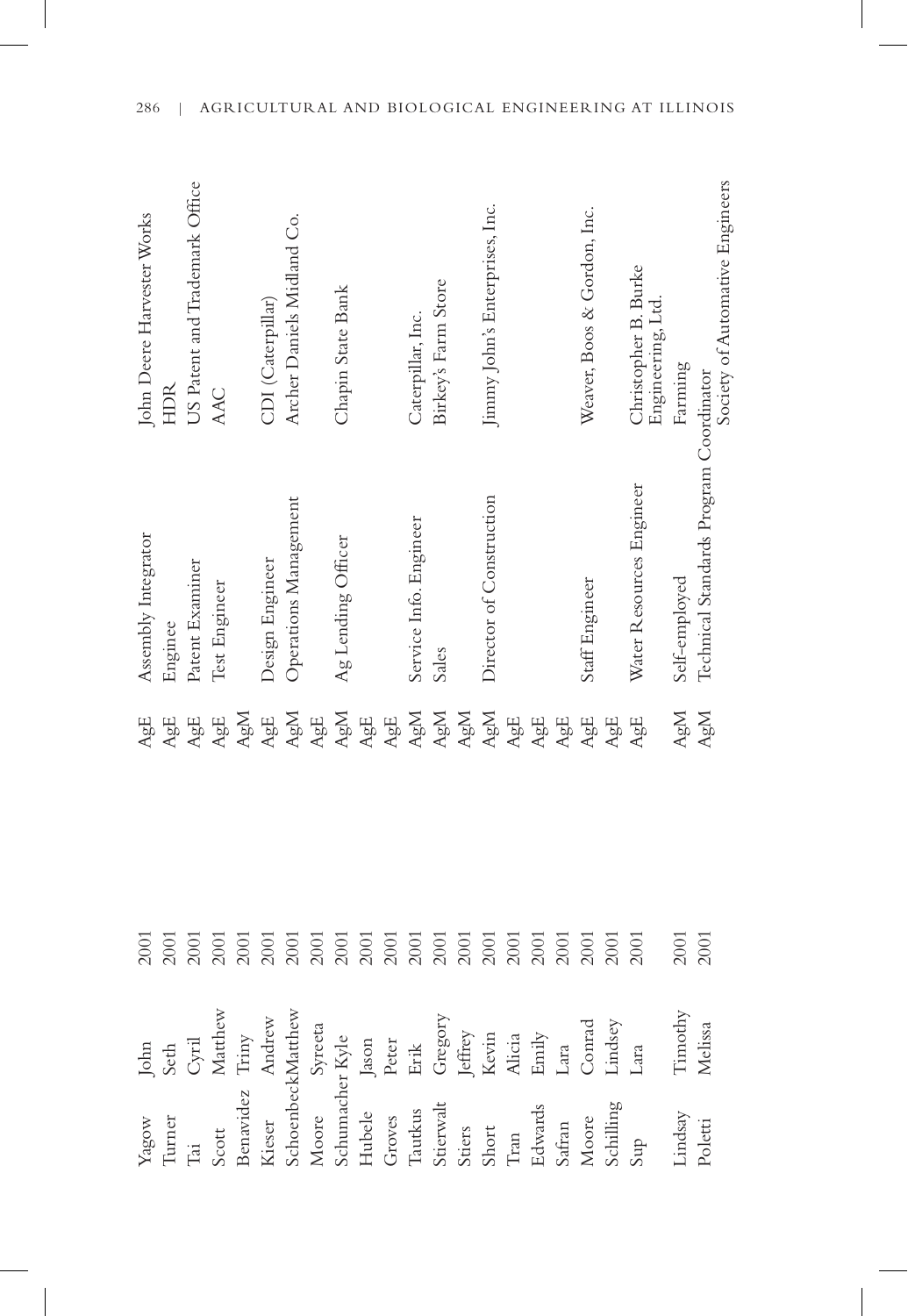| | | | | | |
|---|---|---|---|---|---|
| Yagow | John | 2001 | AgE | Assembly Integrator | John Deere Harvester Works |
| Turner | Seth | 2001 | AgE | Enginee | HDR |
| Tai | Cyril | 2001 | AgE | Patent Examiner | US Patent and Trademark Office |
| Scott | Matthew | 2001 | AgE | Test Engineer | AAC |
| Benavidez | Triny | 2001 | AgM | | |
| Kieser | Andrew | 2001 | AgE | Design Engineer | CDI (Caterpillar) |
| Schoenbeck | Matthew | 2001 | AgM | Operations Management | Archer Daniels Midland Co. |
| Moore | Syreeta | 2001 | AgE | | |
| Schumacher | Kyle | 2001 | AgM | Ag Lending Officer | Chapin State Bank |
| Hubele | Jason | 2001 | AgE | | |
| Groves | Peter | 2001 | AgE | | |
| Tautkus | Erik | 2001 | AgM | Service Info. Engineer | Caterpillar, Inc. |
| Stierwalt | Gregory | 2001 | AgM | Sales | Birkey's Farm Store |
| Stiers | Jeffrey | 2001 | AgM | | |
| Short | Kevin | 2001 | AgM | Director of Construction | Jimmy John's Enterprises, Inc. |
| Tran | Alicia | 2001 | AgE | | |
| Edwards | Emily | 2001 | AgE | | |
| Safran | Lara | 2001 | AgE | | |
| Moore | Conrad | 2001 | AgE | Staff Engineer | Weaver, Boos & Gordon, Inc. |
| Schilling | Lindsey | 2001 | AgE | | |
| Sup | Lara | 2001 | AgE | Water Resources Engineer | Christopher B. Burke Engineering, Ltd. |
| Lindsay | Timothy | 2001 | AgM | Self-employed | Farming |
| Poletti | Melissa | 2001 | AgM | Technical Standards Program Coordinator | Society of Automative Engineers |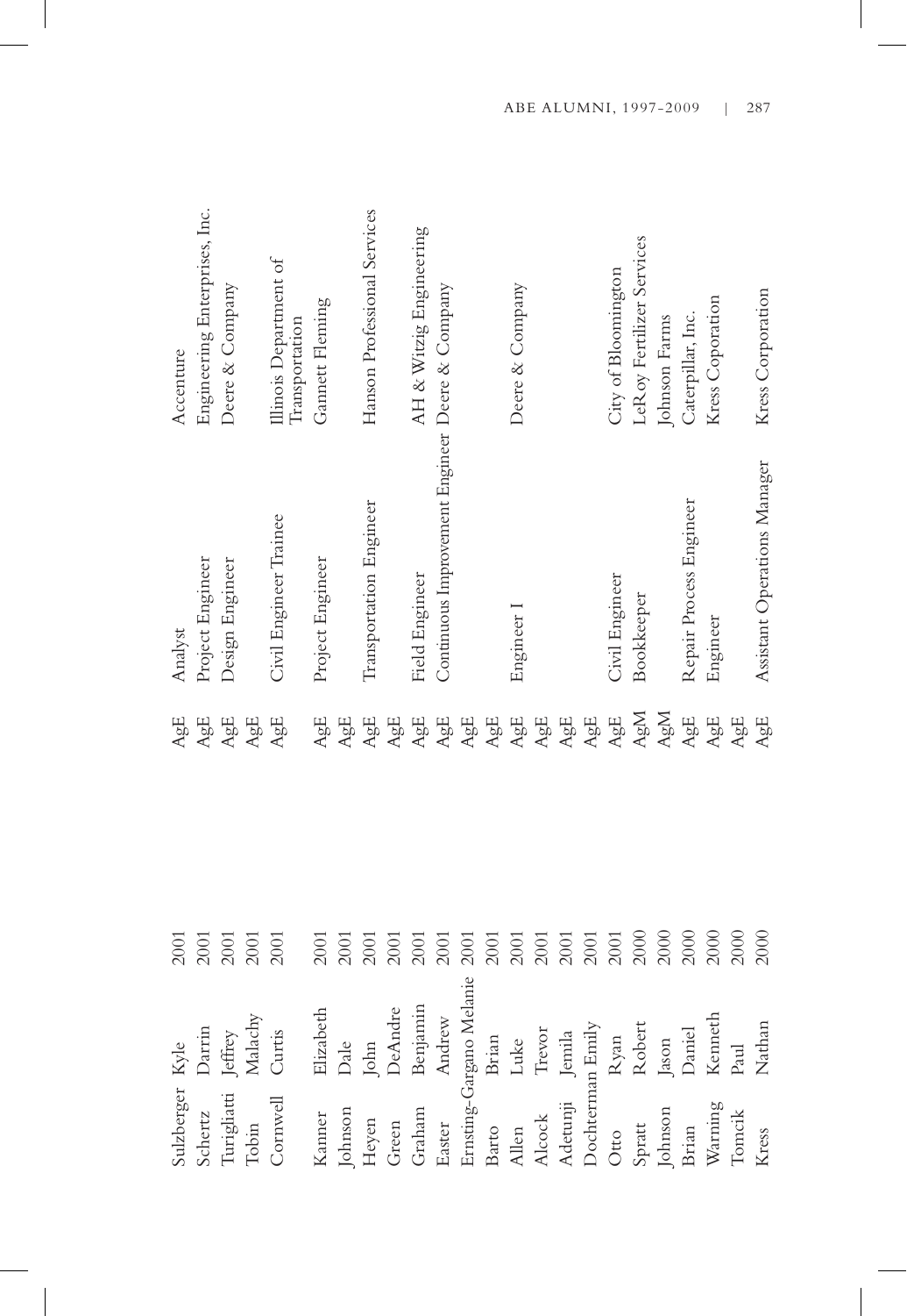| | | | | | |
|---|---|---|---|---|---|
| Sulzberger | Kyle | 2001 | AgE | Analyst | Accenture |
| Schertz | Darrin | 2001 | AgE | Project Engineer | Engineering Enterprises, Inc. |
| Turigliatti | Jeffrey | 2001 | AgE | Design Engineer | Deere & Company |
| Tobin | Malachy | 2001 | AgE | | |
| Cornwell | Curtis | 2001 | AgE | Civil Engineer Trainee | Illinois Department of Transportation |
| Kanner | Elizabeth | 2001 | AgE | Project Engineer | Gannett Fleming |
| Johnson | Dale | 2001 | AgE | | |
| Heyen | John | 2001 | AgE | Transportation Engineer | Hanson Professional Services |
| Green | DeAndre | 2001 | AgE | | |
| Graham | Benjamin | 2001 | AgE | Field Engineer | AH & Witzig Engineering |
| Easter | Andrew | 2001 | AgE | Continuous Improvement Engineer | Deere & Company |
| Ernsting-Gargano | Melanie | 2001 | AgE | | |
| Barto | Brian | 2001 | AgE | | |
| Allen | Luke | 2001 | AgE | Engineer I | Deere & Company |
| Alcock | Trevor | 2001 | AgE | | |
| Adetunji | Jemila | 2001 | AgE | | |
| Dochterman | Emily | 2001 | AgE | | |
| Otto | Ryan | 2001 | AgE | Civil Engineer | City of Bloomington |
| Spratt | Robert | 2000 | AgM | Bookkeeper | LeRoy Fertilizer Services |
| Johnson | Jason | 2000 | AgM | | Johnson Farms |
| Brian | Daniel | 2000 | AgE | Repair Process Engineer | Caterpillar, Inc. |
| Warning | Kenneth | 2000 | AgE | Engineer | Kress Coporation |
| Tomcik | Paul | 2000 | AgE | | |
| Kress | Nathan | 2000 | AgE | Assistant Operations Manager | Kress Corporation |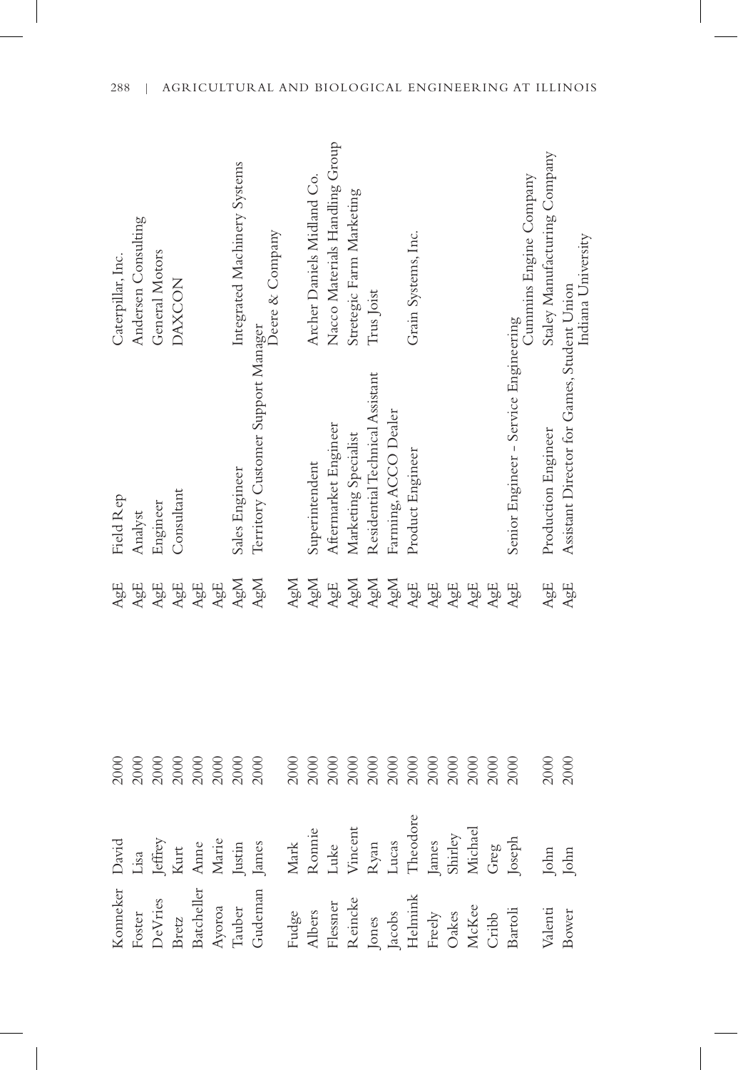| | | | | | |
|---|---|---|---|---|---|
| Konneker | David | 2000 | AgE | Field Rep | Caterpillar, Inc. |
| Foster | Lisa | 2000 | AgE | Analyst | Andersen Consulting |
| DeVries | Jeffrey | 2000 | AgE | Engineer | General Motors |
| Bretz | Kurt | 2000 | AgE | Consultant | DAXCON |
| Batcheller | Anne | 2000 | AgE | | |
| Ayoroa | Marie | 2000 | AgE | | |
| Tauber | Justin | 2000 | AgM | Sales Engineer | Integrated Machinery Systems |
| Gudeman | James | 2000 | AgM | Territory Customer Support Manager | Deere & Company |
| Fudge | Mark | 2000 | AgM | | |
| Albers | Ronnie | 2000 | AgM | Superintendent | Archer Daniels Midland Co. |
| Flessner | Luke | 2000 | AgE | Aftermarket Engineer | Nacco Materials Handling Group |
| Reincke | Vincent | 2000 | AgM | Marketing Specialist | Stretegic Farm Marketing |
| Jones | Ryan | 2000 | AgM | Residential Technical Assistant | Trus Joist |
| Jacobs | Lucas | 2000 | AgM | Farming, ACCO Dealer | |
| Helmink | Theodore | 2000 | AgE | Product Engineer | Grain Systems, Inc. |
| Freely | James | 2000 | AgE | | |
| Oakes | Shirley | 2000 | AgE | | |
| McKee | Michael | 2000 | AgE | | |
| Cribb | Greg | 2000 | AgE | | |
| Bartoli | Joseph | 2000 | AgE | Senior Engineer - Service Engineering | Cummins Engine Company |
| Valenti | John | 2000 | AgE | Production Engineer | Staley Manufacturing Company |
| Bower | John | 2000 | AgE | Assistant Director for Games, Student Union | Indiana University |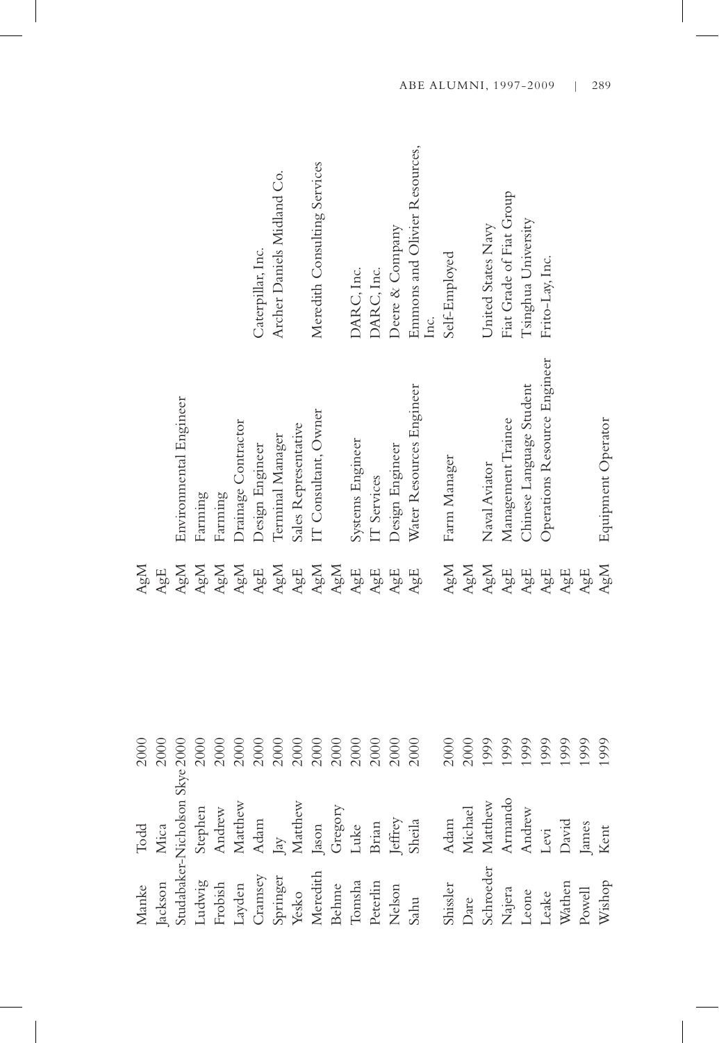| | | | | | |
|---|---|---|---|---|---|
| Manke | Todd | 2000 | AgM | | |
| Jackson | Mica | 2000 | AgE | | |
| Studabaker-Nicholson | Skye | 2000 | AgM | Environmental Engineer | |
| Ludwig | Stephen | 2000 | AgM | Farming | |
| Frobish | Andrew | 2000 | AgM | Farming | |
| Layden | Matthew | 2000 | AgM | Drainage Contractor | |
| Cramsey | Adam | 2000 | AgE | Design Engineer | Caterpillar, Inc. |
| Springer | Jay | 2000 | AgM | Terminal Manager | Archer Daniels Midland Co. |
| Yesko | Matthew | 2000 | AgE | Sales Representative | |
| Meredith | Jason | 2000 | AgM | IT Consultant, Owner | Meredith Consulting Services |
| Behme | Gregory | 2000 | AgM | | |
| Tomsha | Luke | 2000 | AgE | Systems Engineer | DARC, Inc. |
| Peterlin | Brian | 2000 | AgE | IT Services | DARC, Inc. |
| Nelson | Jeffrey | 2000 | AgE | Design Engineer | Deere & Company |
| Sahu | Sheila | 2000 | AgE | Water Resources Engineer | Emmons and Olivier Resources, Inc. |
| Shissler | Adam | 2000 | AgM | Farm Manager | Self-Employed |
| Dare | Michael | 2000 | AgM | | |
| Schroeder | Matthew | 1999 | AgM | Naval Aviator | United States Navy |
| Najera | Armando | 1999 | AgE | Management Trainee | Fiat Grade of Fiat Group |
| Leone | Andrew | 1999 | AgE | Chinese Language Student | Tsinghua University |
| Leake | Levi | 1999 | AgE | Operations Resource Engineer | Frito-Lay, Inc. |
| Wathen | David | 1999 | AgE | | |
| Powell | James | 1999 | AgE | | |
| Wishop | Kent | 1999 | AgM | Equipment Operator | |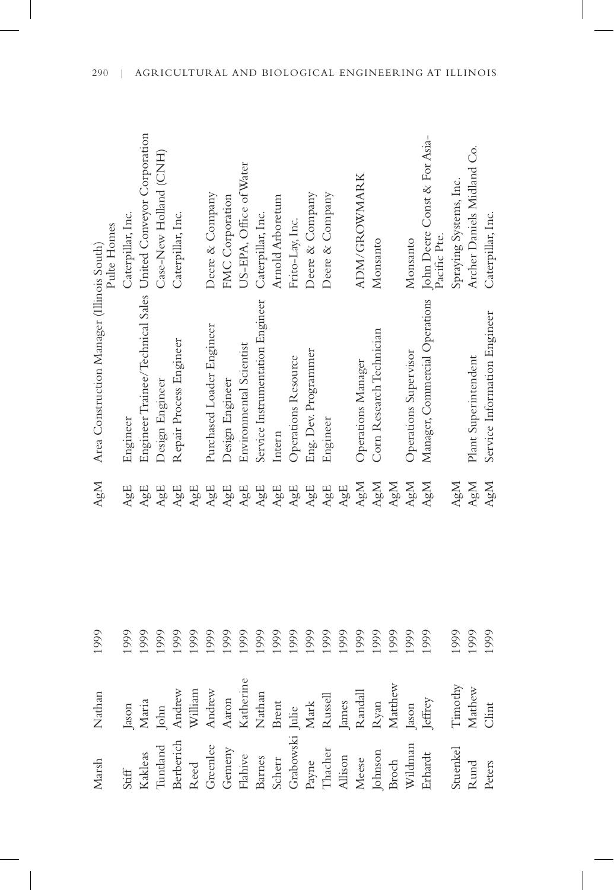| | | | | | |
|---|---|---|---|---|---|
| Marsh | Nathan | 1999 | AgM | Area Construction Manager (Illinois South) | Pulte Homes |
| Stiff | Jason | 1999 | AgE | Engineer | Caterpillar, Inc. |
| Kakleas | Maria | 1999 | AgE | Engineer Trainee/Technical Sales | United Conveyor Corporation |
| Tuntland | John | 1999 | AgE | Design Engineer | Case-New Holland (CNH) |
| Berberich | Andrew | 1999 | AgE | Repair Process Engineer | Caterpillar, Inc. |
| Reed | William | 1999 | AgE | | |
| Greenlee | Andrew | 1999 | AgE | Purchased Loader Engineer | Deere & Company |
| Gemeny | Aaron | 1999 | AgE | Design Engineer | FMC Corporation |
| Flahive | Katherine | 1999 | AgE | Environmental Scientist | US-EPA, Office of Water |
| Barnes | Nathan | 1999 | AgE | Service Instrumentation Engineer | Caterpillar, Inc. |
| Scherr | Brent | 1999 | AgE | Intern | Arnold Arboretum |
| Grabowski | Julie | 1999 | AgE | Operations Resource | Frito-Lay, Inc. |
| Payne | Mark | 1999 | AgE | Eng. Dev. Programmer | Deere & Company |
| Thacher | Russell | 1999 | AgE | Engineer | Deere & Company |
| Allison | James | 1999 | AgE | | |
| Meese | Randall | 1999 | AgM | Operations Manager | ADM/GROWMARK |
| Johnson | Ryan | 1999 | AgM | Corn Research Technician | Monsanto |
| Broch | Matthew | 1999 | AgM | | |
| Wildman | Jason | 1999 | AgM | Operations Supervisor | Monsanto |
| Erhardt | Jeffrey | 1999 | AgM | Manager, Commercial Operations | John Deere Const & For Asia-Pacific Pte. |
| Stuenkel | Timothy | 1999 | AgM | | Spraying Systems, Inc. |
| Rund | Mathew | 1999 | AgM | Plant Superintendent | Archer Daniels Midland Co. |
| Peters | Clint | 1999 | AgM | Service Information Engineer | Caterpillar, Inc. |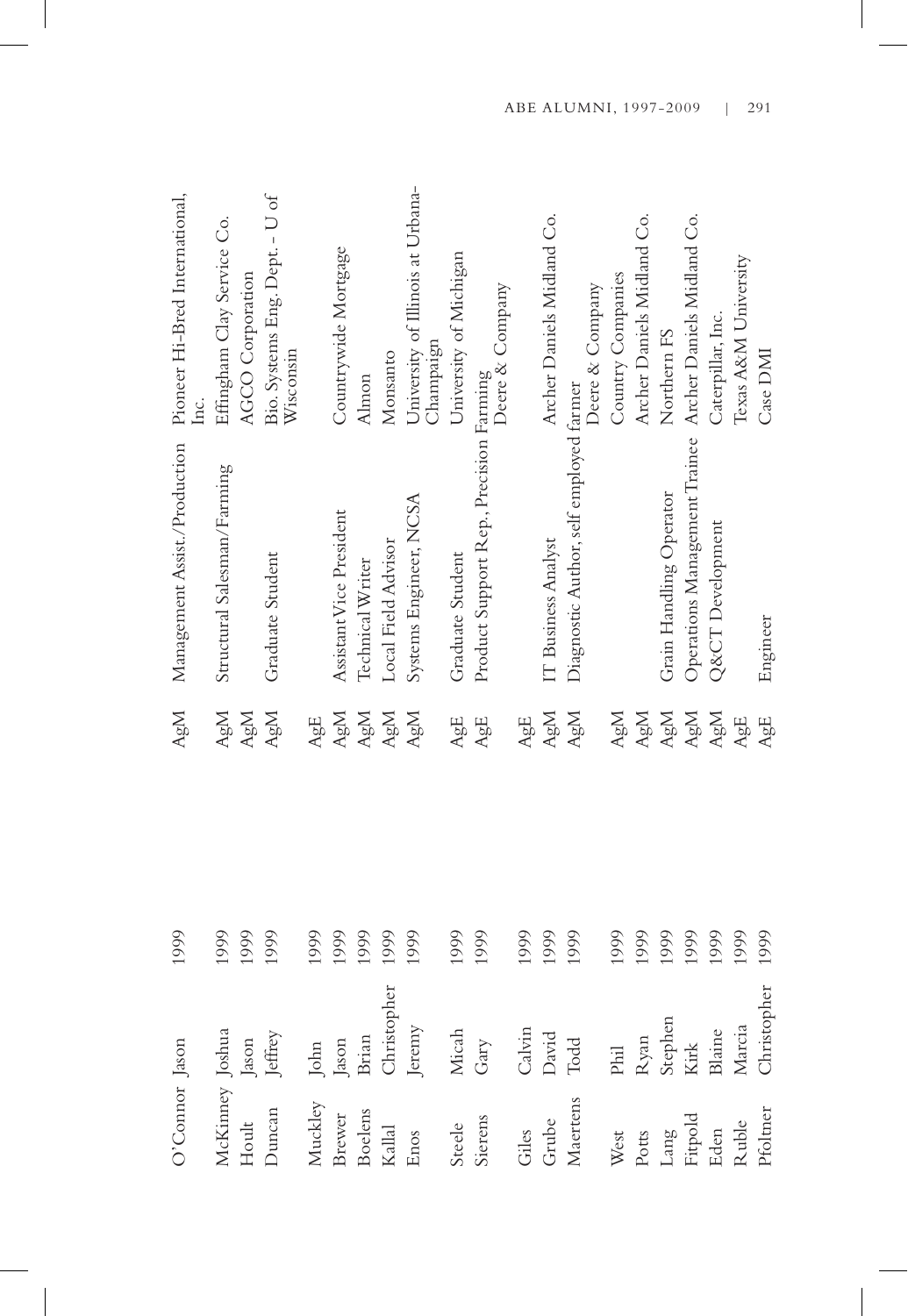| | | | | | |
|---|---|---|---|---|---|
| O'Connor | Jason | 1999 | AgM | Management Assist./Production | Pioneer Hi-Bred International, Inc. |
| McKinney | Joshua | 1999 | AgM | Structural Salesman/Farming | Effingham Clay Service Co. |
| Hoult | Jason | 1999 | AgM | | AGCO Corporation |
| Duncan | Jeffrey | 1999 | AgM | Graduate Student | Bio. Systems Eng. Dept. - U of Wisconsin |
| Muckley | John | 1999 | AgE | | |
| Brewer | Jason | 1999 | AgM | Assistant Vice President | Countrywide Mortgage |
| Boelens | Brian | 1999 | AgM | Technical Writer | Almon |
| Kallal | Christopher | 1999 | AgM | Local Field Advisor | Monsanto |
| Enos | Jeremy | 1999 | AgM | Systems Engineer, NCSA | University of Illinois at Urbana-Champaign |
| Steele | Micah | 1999 | AgE | Graduate Student | University of Michigan |
| Sierens | Gary | 1999 | AgE | Product Support Rep., Precision Farming | Deere & Company |
| Giles | Calvin | 1999 | AgE | | |
| Grube | David | 1999 | AgM | IT Business Analyst | Archer Daniels Midland Co. |
| Maertens | Todd | 1999 | AgM | Diagnostic Author, self employed farmer | Deere & Company |
| West | Phil | 1999 | AgM | | Country Companies |
| Potts | Ryan | 1999 | AgM | | Archer Daniels Midland Co. |
| Lang | Stephen | 1999 | AgM | Grain Handling Operator | Northern FS |
| Fitpold | Kirk | 1999 | AgM | Operations Management Trainee | Archer Daniels Midland Co. |
| Eden | Blaine | 1999 | AgM | Q&CT Development | Caterpillar, Inc. |
| Ruble | Marcia | 1999 | AgE | | Texas A&M University |
| Pfoltner | Christopher | 1999 | AgE | Engineer | Case DMI |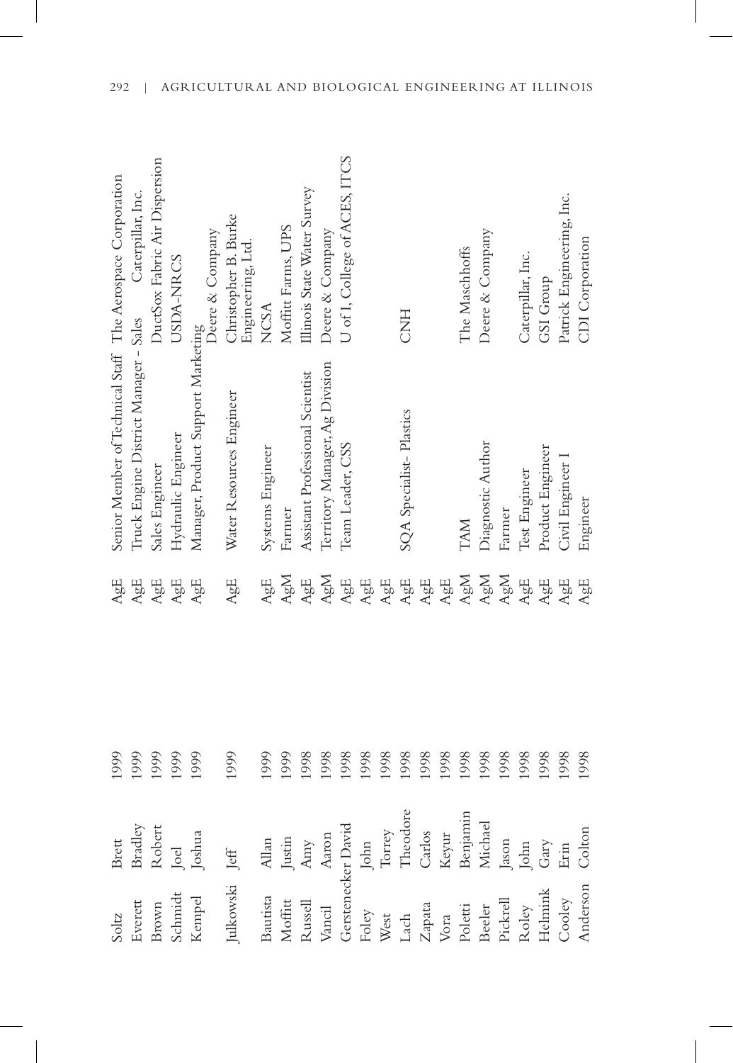| | | | | | |
|---|---|---|---|---|---|
| Soltz | Brett | 1999 | AgE | Senior Member of Technical Staff | The Aerospace Corporation |
| Everett | Bradley | 1999 | AgE | Truck Engine District Manager – Sales | Caterpillar, Inc. |
| Brown | Robert | 1999 | AgE | Sales Engineer | DuctSox Fabric Air Dispersion |
| Schmidt | Joel | 1999 | AgE | Hydraulic Engineer | USDA-NRCS |
| Kempel | Joshua | 1999 | AgE | Manager, Product Support Marketing | Deere & Company |
| Julkowski | Jeff | 1999 | AgE | Water Resources Engineer | Christopher B. Burke Engineering, Ltd. |
| Bautista | Allan | 1999 | AgE | Systems Engineer | NCSA |
| Moffitt | Justin | 1999 | AgM | Farmer | Moffitt Farms, UPS |
| Russell | Amy | 1998 | AgE | Assistant Professional Scientist | Illinois State Water Survey |
| Vancil | Aaron | 1998 | AgM | Territory Manager, Ag Division | Deere & Company |
| Gerstenecker | David | 1998 | AgE | Team Leader, CSS | U of I, College of ACES, ITCS |
| Foley | John | 1998 | AgE | | |
| West | Torrey | 1998 | AgE | | |
| Lach | Theodore | 1998 | AgE | SQA Specialist- Plastics | CNH |
| Zapata | Carlos | 1998 | AgE | | |
| Vora | Keyur | 1998 | AgE | | |
| Poletti | Benjamin | 1998 | AgM | TAM | The Maschhoffs |
| Beeler | Michael | 1998 | AgM | Diagnostic Author | Deere & Company |
| Pickrell | Jason | 1998 | AgM | Farmer | |
| Roley | John | 1998 | AgE | Test Engineer | Caterpillar, Inc. |
| Helmink | Gary | 1998 | AgE | Product Engineer | GSI Group |
| Cooley | Erin | 1998 | AgE | Civil Engineer I | Patrick Engineering, Inc. |
| Anderson | Colton | 1998 | AgE | Engineer | CDI Corporation |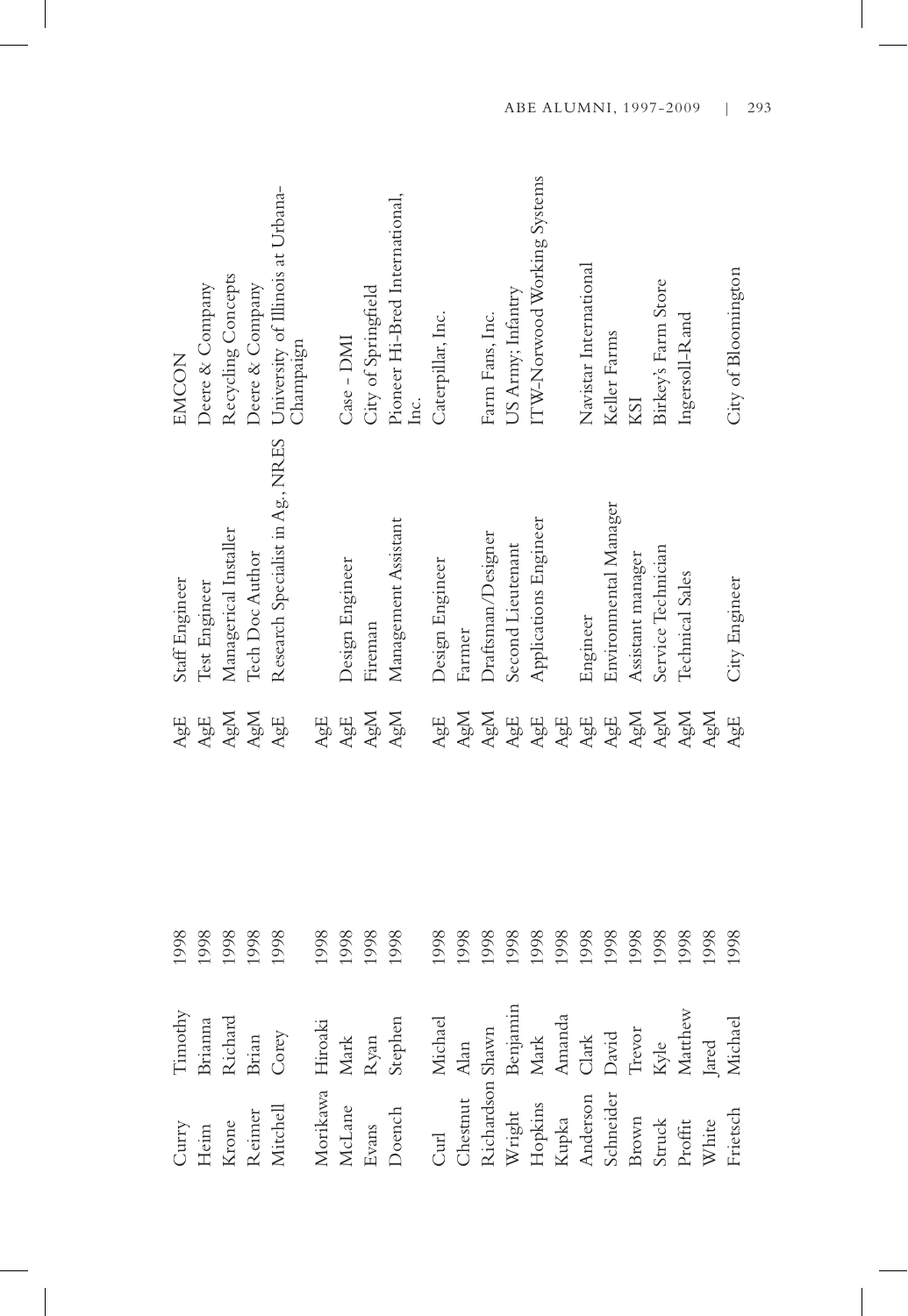| | | | | | |
|---|---|---|---|---|---|
| Curry | Timothy | 1998 | AgE | Staff Engineer | EMCON |
| Heim | Brianna | 1998 | AgE | Test Engineer | Deere & Company |
| Krone | Richard | 1998 | AgM | Managerical Installer | Recycling Concepts |
| Reimer | Brian | 1998 | AgM | Tech Doc Author | Deere & Company |
| Mitchell | Corey | 1998 | AgE | Research Specialist in Ag., NRES | University of Illinois at Urbana-Champaign |
| Morikawa | Hiroaki | 1998 | AgE | | |
| McLane | Mark | 1998 | AgE | Design Engineer | Case - DMI |
| Evans | Ryan | 1998 | AgM | Fireman | City of Springfield |
| Doench | Stephen | 1998 | AgM | Management Assistant | Pioneer Hi-Bred International, Inc. |
| Curl | Michael | 1998 | AgE | Design Engineer | Caterpillar, Inc. |
| Chestnut | Alan | 1998 | AgM | Farmer | |
| Richardson | Shawn | 1998 | AgM | Draftsman/Designer | Farm Fans, Inc. |
| Wright | Benjamin | 1998 | AgE | Second Lieutenant | US Army; Infantry |
| Hopkins | Mark | 1998 | AgE | Applications Engineer | ITW-Norwood Working Systems |
| Kupka | Amanda | 1998 | AgE | | |
| Anderson | Clark | 1998 | AgE | Engineer | Navistar International |
| Schneider | David | 1998 | AgE | Environmental Manager | Keller Farms |
| Brown | Trevor | 1998 | AgM | Assistant manager | KSI |
| Struck | Kyle | 1998 | AgM | Service Technician | Birkey's Farm Store |
| Proffit | Matthew | 1998 | AgM | Technical Sales | Ingersoll-Rand |
| White | Jared | 1998 | AgM | | |
| Frietsch | Michael | 1998 | AgE | City Engineer | City of Bloomington |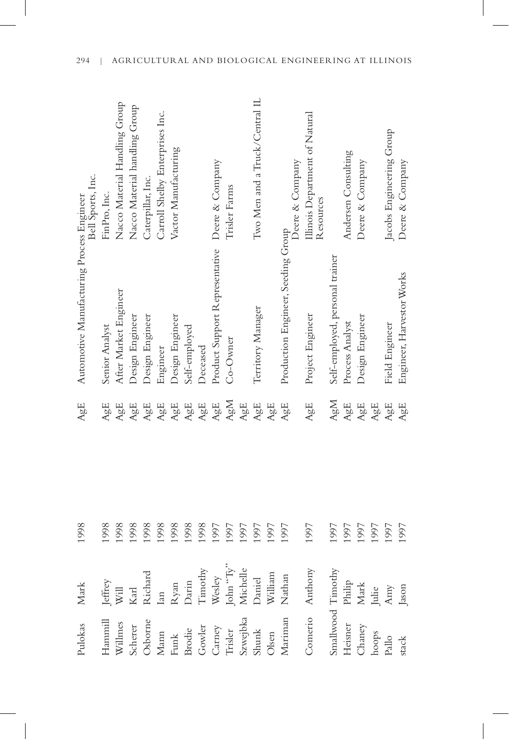| | | | | | |
|---|---|---|---|---|---|
| Pulokas | Mark | 1998 | AgE | Automotive Manufacturing Process Engineer | Bell Sports, Inc. |
| Hammill | Jeffrey | 1998 | AgE | Senior Analyst | FinPro, Inc. |
| Willmes | Will | 1998 | AgE | After Market Engineer | Nacco Material Handling Group |
| Scherer | Karl | 1998 | AgE | Design Engineer | Nacco Material handling Group |
| Osborne | Richard | 1998 | AgE | Design Engineer | Caterpillar, Inc. |
| Mann | Ian | 1998 | AgE | Engineer | Carroll Shelby Enterprises Inc. |
| Funk | Ryan | 1998 | AgE | Design Engineer | Vactor Manufacturing |
| Brodie | Darin | 1998 | AgE | Self-employed | |
| Gowler | Timothy | 1998 | AgE | Deceased | |
| Carney | Wesley | 1997 | AgE | Product Support Representative | Deere & Company |
| Trisler | John "Ty" | 1997 | AgM | Co-Owner | Trisler Farms |
| Szwejbka | Michelle | 1997 | AgE | | |
| Shunk | Daniel | 1997 | AgE | Territory Manager | Two Men and a Truck/Central IL |
| Olsen | William | 1997 | AgE | | |
| Mariman | Nathan | 1997 | AgE | Production Engineer, Seeding Group | Deere & Company |
| Comerio | Anthony | 1997 | AgE | Project Engineer | Illinois Department of Natural Resources |
| Smallwood | Timothy | 1997 | AgM | Self-employed, personal trainer | |
| Heisner | Philip | 1997 | AgE | Process Analyst | Andersen Consulting |
| Chaney | Mark | 1997 | AgE | Design Engineer | Deere & Company |
| hoops | Julie | 1997 | AgE | | |
| Pallo | Amy | 1997 | AgE | Field Engineer | Jacobs Engineering Group |
| stack | Jason | 1997 | AgE | Engineer, Harvestor Works | Deere & Company |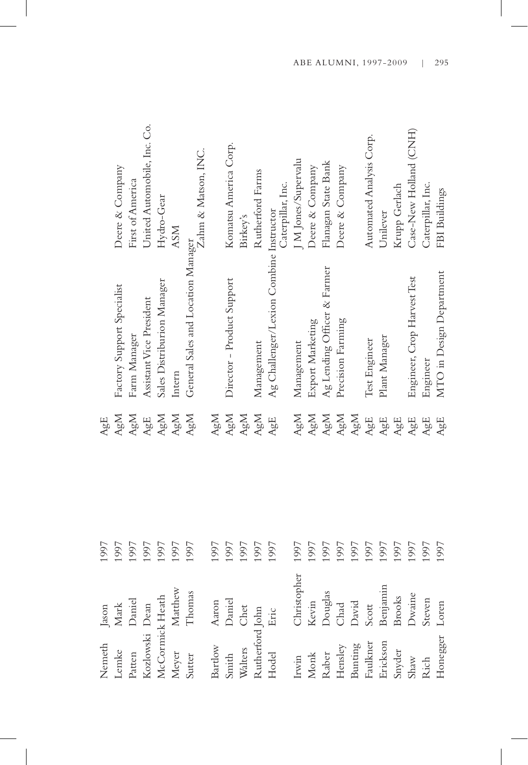| | | | | | |
|---|---|---|---|---|---|
| Nemeth | Jason | 1997 | AgE | Factory Support Specialist | Deere & Company |
| Lemke | Mark | 1997 | AgM | Farm Manager | First of America |
| Patten | Daniel | 1997 | AgM | Assistant Vice President | United Automobile, Inc. Co. |
| Kozlowski | Dean | 1997 | AgE | Sales Distriburion Manager | Hydro-Gear |
| McCormick | Heath | 1997 | AgM | Intern | ASM |
| Meyer | Matthew | 1997 | AgM | General Sales and Location Manager | Zahm & Matson, INC. |
| Sutter | Thomas | 1997 | AgM | | |
| Bartlow | Aaron | 1997 | AgM | | |
| Smith | Daniel | 1997 | AgM | Director - Product Support | Komatsu America Corp. |
| Walters | Chet | 1997 | AgM | | Birkey's |
| Rutherford | John | 1997 | AgM | Management | Rutherford Farms |
| Hodel | Eric | 1997 | AgE | Ag Challenger/Lexion Combine Instructor | Caterpillar, Inc. |
| Irwin | Christopher | 1997 | AgM | Management | J M Jones/Supervalu |
| Monk | Kevin | 1997 | AgM | Export Marketing | Deere & Company |
| Raber | Douglas | 1997 | AgM | Ag Lending Officer & Farmer | Flanagan State Bank |
| Hensley | Chad | 1997 | AgM | Precision Farming | Deere & Company |
| Bunting | David | 1997 | AgM | | |
| Faulkner | Scott | 1997 | AgE | Test Engineer | Automated Analysis Corp. |
| Erickson | Benjamin | 1997 | AgE | Plant Manager | Unilever |
| Snyder | Brooks | 1997 | AgE | | Krupp Gerlach |
| Shaw | Dwaine | 1997 | AgE | Engineer, Crop Harvest Test | Case-New Holland (CNH) |
| Rich | Steven | 1997 | AgE | Engineer | Caterpillar, Inc. |
| Honegger | Loren | 1997 | AgE | MTO in Design Department | FBI Buildings |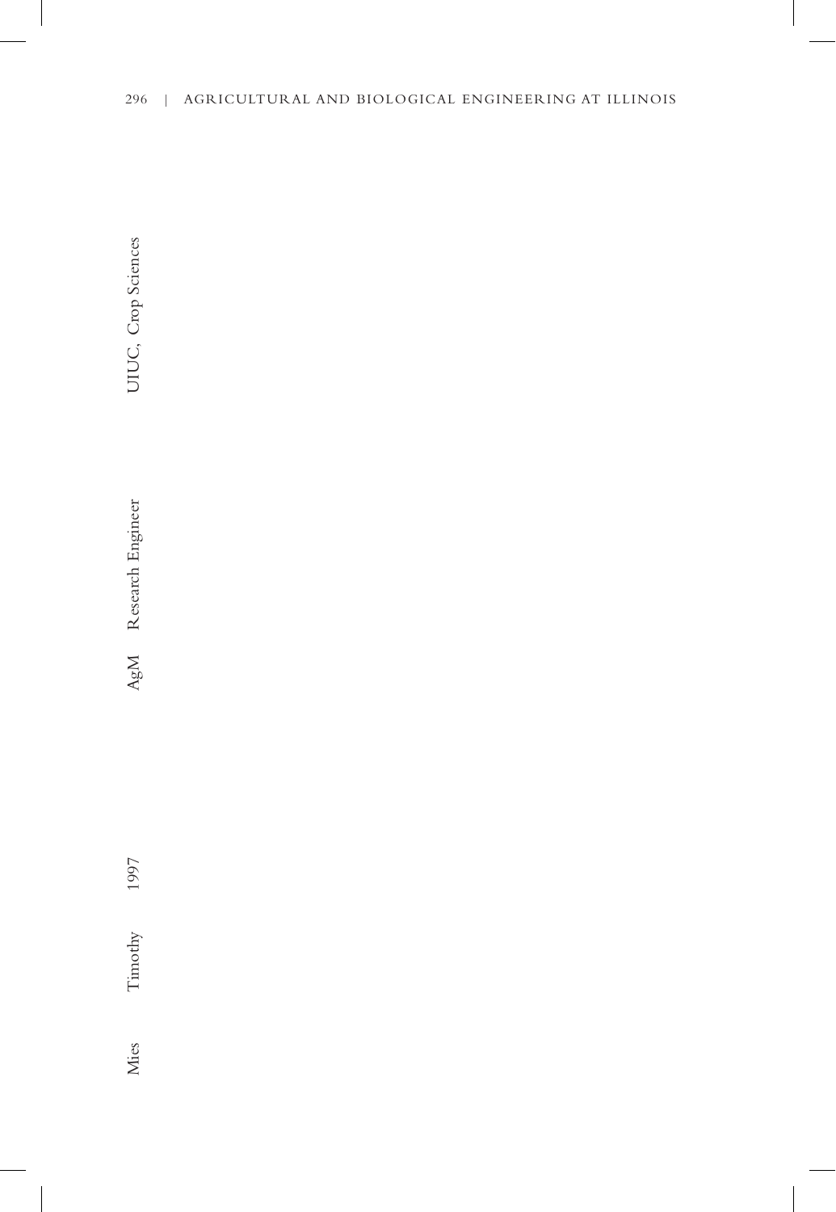| | | | | | |
|---|---|---|---|---|---|
| Mies | Timothy | 1997 | AgM | Research Engineer | UIUC, Crop Sciences |